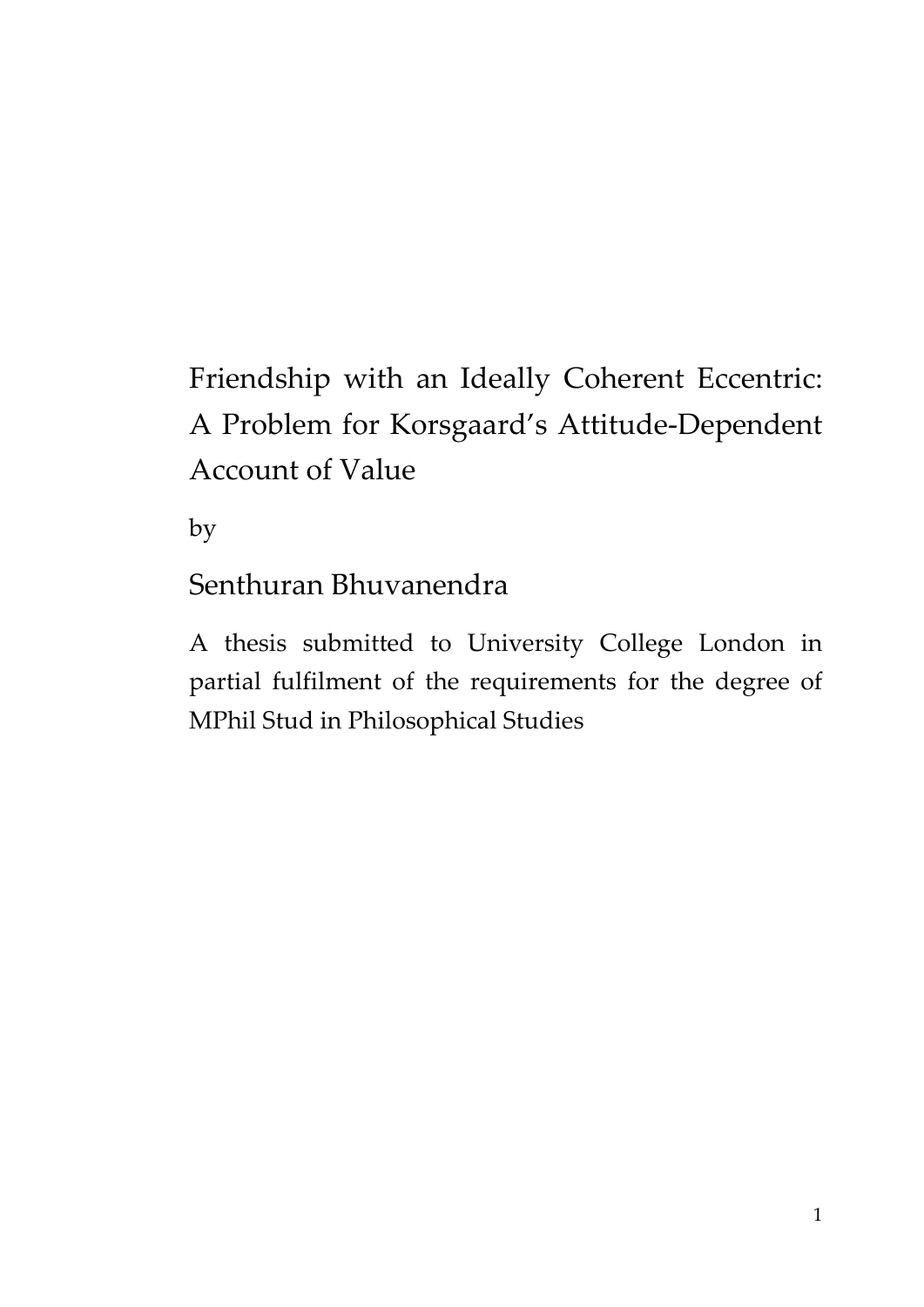# Friendship with an Ideally Coherent Eccentric: A Problem for Korsgaard's Attitude-Dependent Account of Value

by

## Senthuran Bhuvanendra

A thesis submitted to University College London in partial fulfilment of the requirements for the degree of MPhil Stud in Philosophical Studies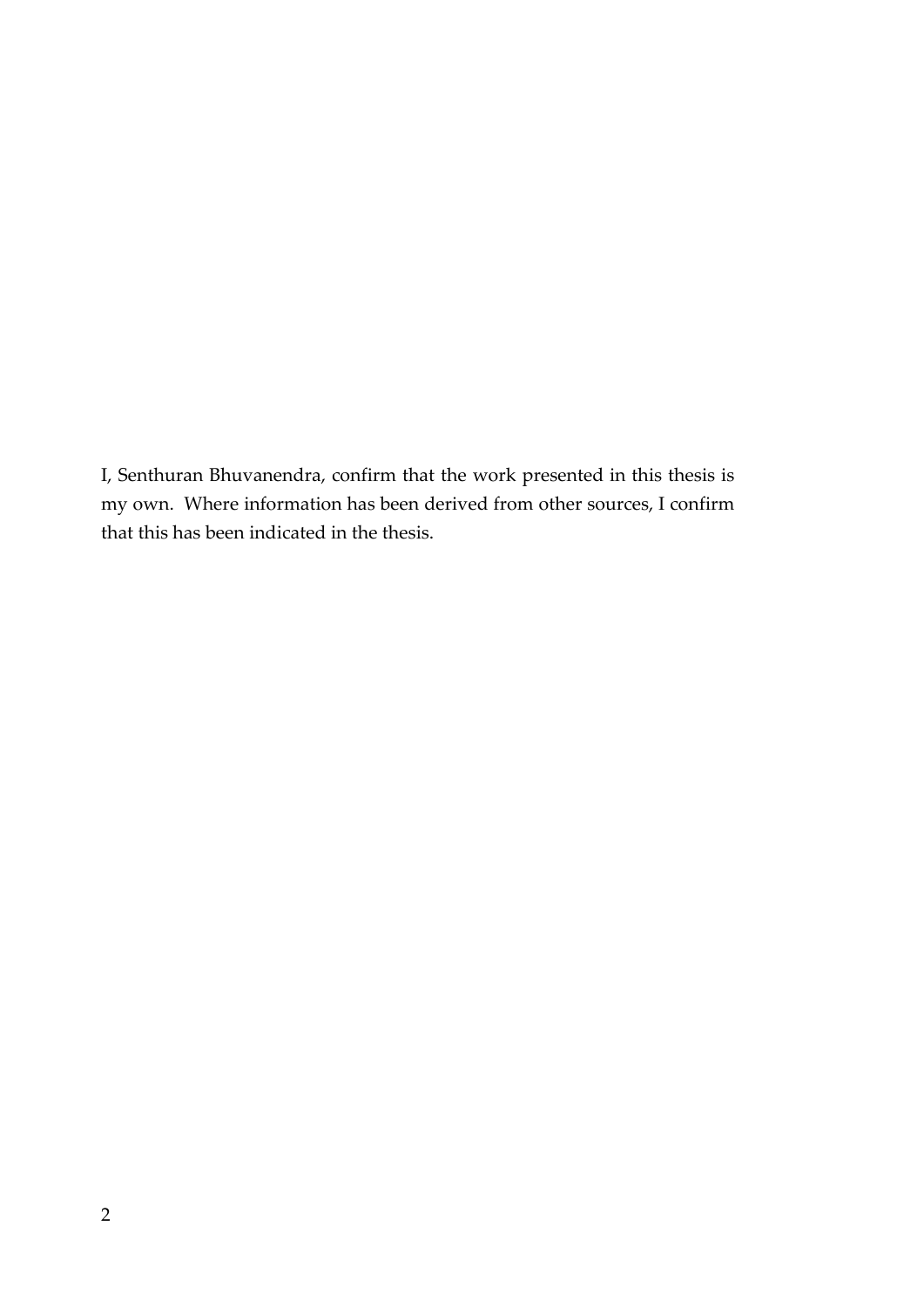I, Senthuran Bhuvanendra, confirm that the work presented in this thesis is my own. Where information has been derived from other sources, I confirm that this has been indicated in the thesis.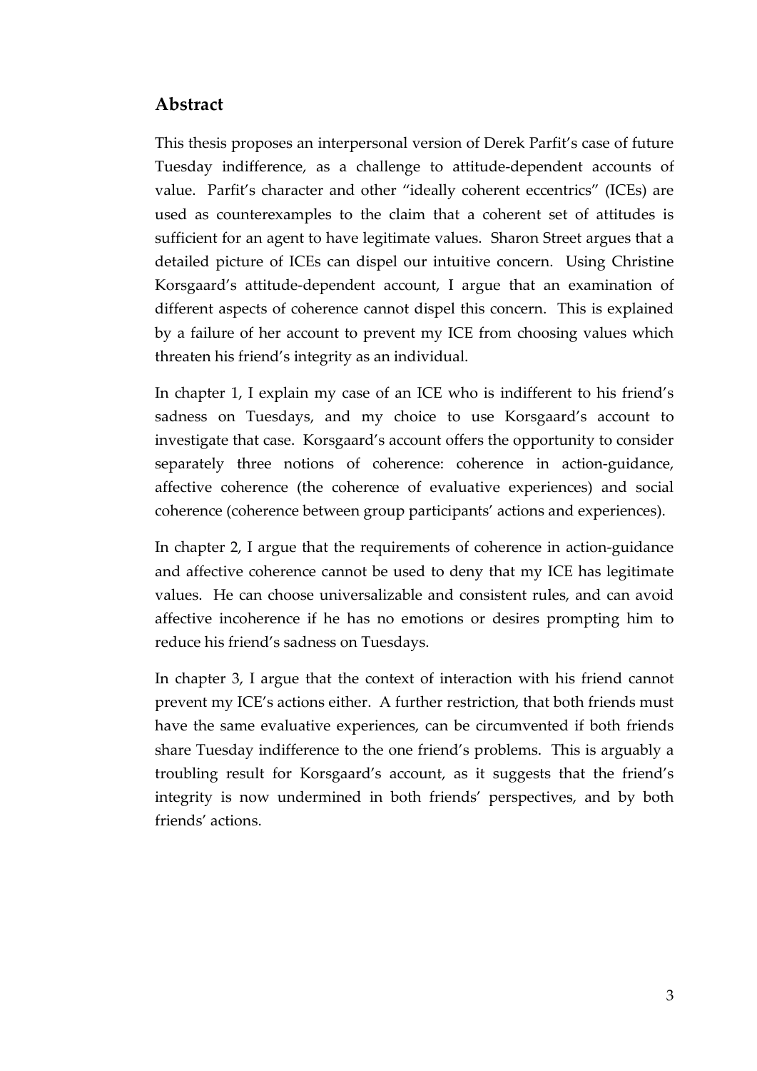## Abstract

This thesis proposes an interpersonal version of Derek Parfit's case of future Tuesday indifference, as a challenge to attitude-dependent accounts of value. Parfit's character and other "ideally coherent eccentrics" (ICEs) are used as counterexamples to the claim that a coherent set of attitudes is sufficient for an agent to have legitimate values. Sharon Street argues that a detailed picture of ICEs can dispel our intuitive concern. Using Christine Korsgaard's attitude-dependent account, I argue that an examination of different aspects of coherence cannot dispel this concern. This is explained by a failure of her account to prevent my ICE from choosing values which threaten his friend's integrity as an individual.

In chapter 1, I explain my case of an ICE who is indifferent to his friend's sadness on Tuesdays, and my choice to use Korsgaard's account to investigate that case. Korsgaard's account offers the opportunity to consider separately three notions of coherence: coherence in action-guidance, affective coherence (the coherence of evaluative experiences) and social coherence (coherence between group participants' actions and experiences).

In chapter 2, I argue that the requirements of coherence in action-guidance and affective coherence cannot be used to deny that my ICE has legitimate values. He can choose universalizable and consistent rules, and can avoid affective incoherence if he has no emotions or desires prompting him to reduce his friend's sadness on Tuesdays.

In chapter 3, I argue that the context of interaction with his friend cannot prevent my ICE's actions either. A further restriction, that both friends must have the same evaluative experiences, can be circumvented if both friends share Tuesday indifference to the one friend's problems. This is arguably a troubling result for Korsgaard's account, as it suggests that the friend's integrity is now undermined in both friends' perspectives, and by both friends' actions.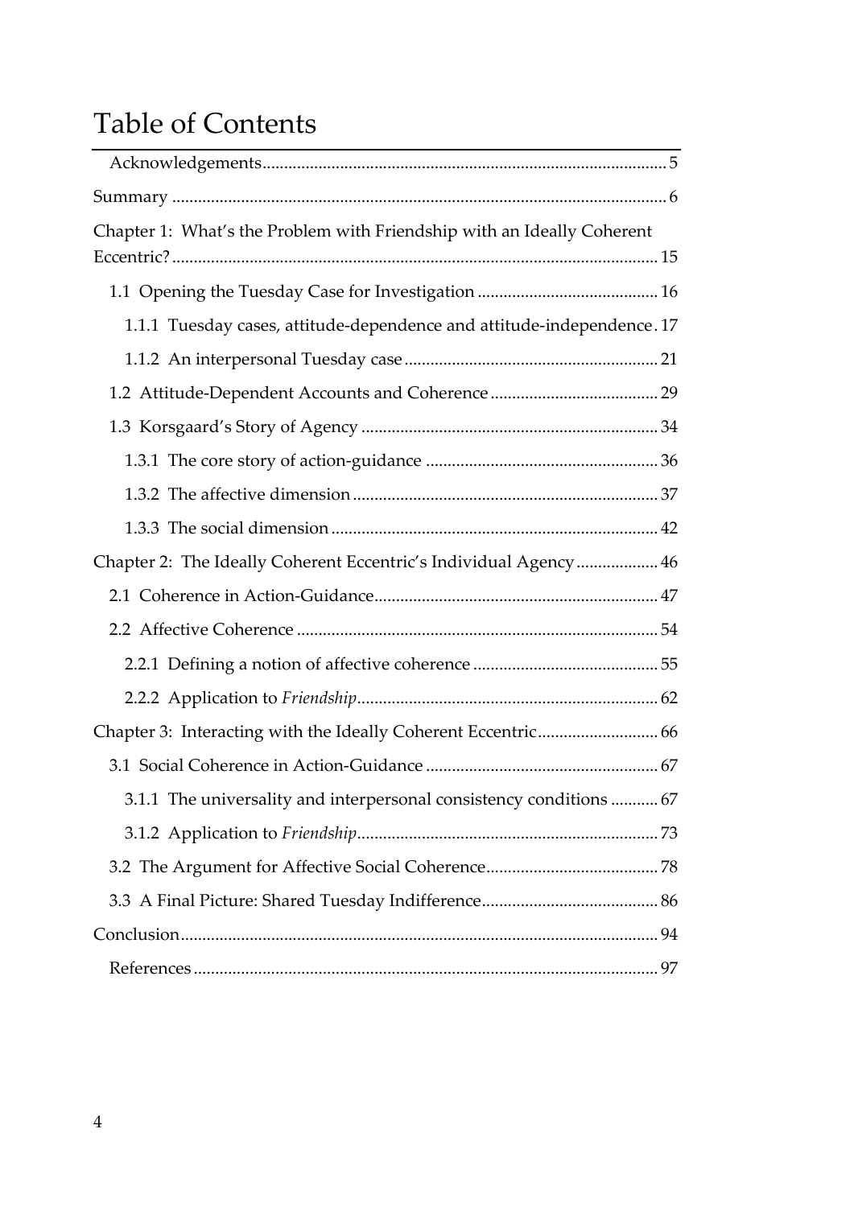# Table of Contents

- Acknowledgements .... 5
- Summary .... 6
- Chapter 1: What's the Problem with Friendship with an Ideally Coherent Eccentric? .... 15
  - 1.1 Opening the Tuesday Case for Investigation .... 16
    - 1.1.1 Tuesday cases, attitude-dependence and attitude-independence .... 17
    - 1.1.2 An interpersonal Tuesday case .... 21
  - 1.2 Attitude-Dependent Accounts and Coherence .... 29
  - 1.3 Korsgaard's Story of Agency .... 34
    - 1.3.1 The core story of action-guidance .... 36
    - 1.3.2 The affective dimension .... 37
    - 1.3.3 The social dimension .... 42
- Chapter 2: The Ideally Coherent Eccentric's Individual Agency .... 46
  - 2.1 Coherence in Action-Guidance .... 47
  - 2.2 Affective Coherence .... 54
    - 2.2.1 Defining a notion of affective coherence .... 55
    - 2.2.2 Application to *Friendship* .... 62
- Chapter 3: Interacting with the Ideally Coherent Eccentric .... 66
  - 3.1 Social Coherence in Action-Guidance .... 67
    - 3.1.1 The universality and interpersonal consistency conditions .... 67
    - 3.1.2 Application to *Friendship* .... 73
  - 3.2 The Argument for Affective Social Coherence .... 78
  - 3.3 A Final Picture: Shared Tuesday Indifference .... 86
- Conclusion .... 94
  - References .... 97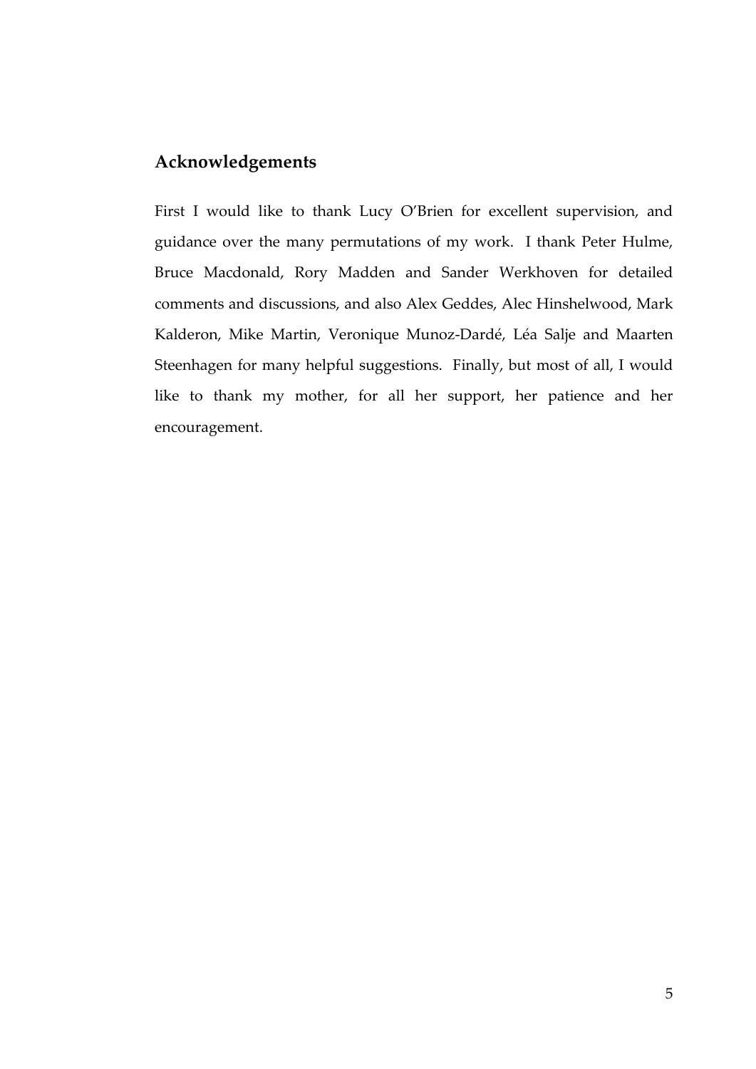## Acknowledgements

First I would like to thank Lucy O'Brien for excellent supervision, and guidance over the many permutations of my work. I thank Peter Hulme, Bruce Macdonald, Rory Madden and Sander Werkhoven for detailed comments and discussions, and also Alex Geddes, Alec Hinshelwood, Mark Kalderon, Mike Martin, Veronique Munoz-Dardé, Léa Salje and Maarten Steenhagen for many helpful suggestions. Finally, but most of all, I would like to thank my mother, for all her support, her patience and her encouragement.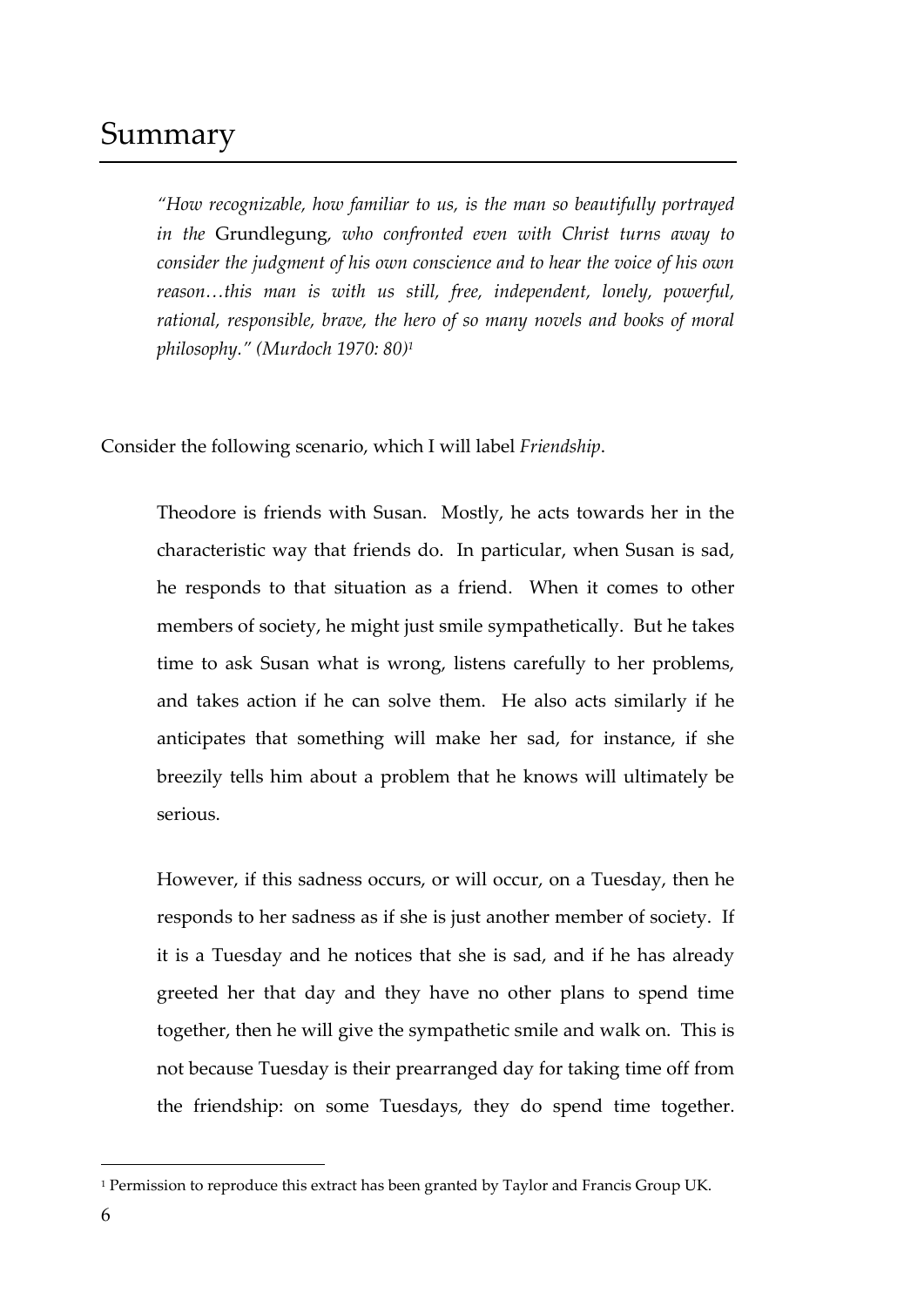# Summary

> *"How recognizable, how familiar to us, is the man so beautifully portrayed in the* Grundlegung*, who confronted even with Christ turns away to consider the judgment of his own conscience and to hear the voice of his own reason…this man is with us still, free, independent, lonely, powerful, rational, responsible, brave, the hero of so many novels and books of moral philosophy." (Murdoch 1970: 80)*[1]

Consider the following scenario, which I will label *Friendship*.

> Theodore is friends with Susan. Mostly, he acts towards her in the characteristic way that friends do. In particular, when Susan is sad, he responds to that situation as a friend. When it comes to other members of society, he might just smile sympathetically. But he takes time to ask Susan what is wrong, listens carefully to her problems, and takes action if he can solve them. He also acts similarly if he anticipates that something will make her sad, for instance, if she breezily tells him about a problem that he knows will ultimately be serious.
>
> However, if this sadness occurs, or will occur, on a Tuesday, then he responds to her sadness as if she is just another member of society. If it is a Tuesday and he notices that she is sad, and if he has already greeted her that day and they have no other plans to spend time together, then he will give the sympathetic smile and walk on. This is not because Tuesday is their prearranged day for taking time off from the friendship: on some Tuesdays, they do spend time together.

[1] Permission to reproduce this extract has been granted by Taylor and Francis Group UK.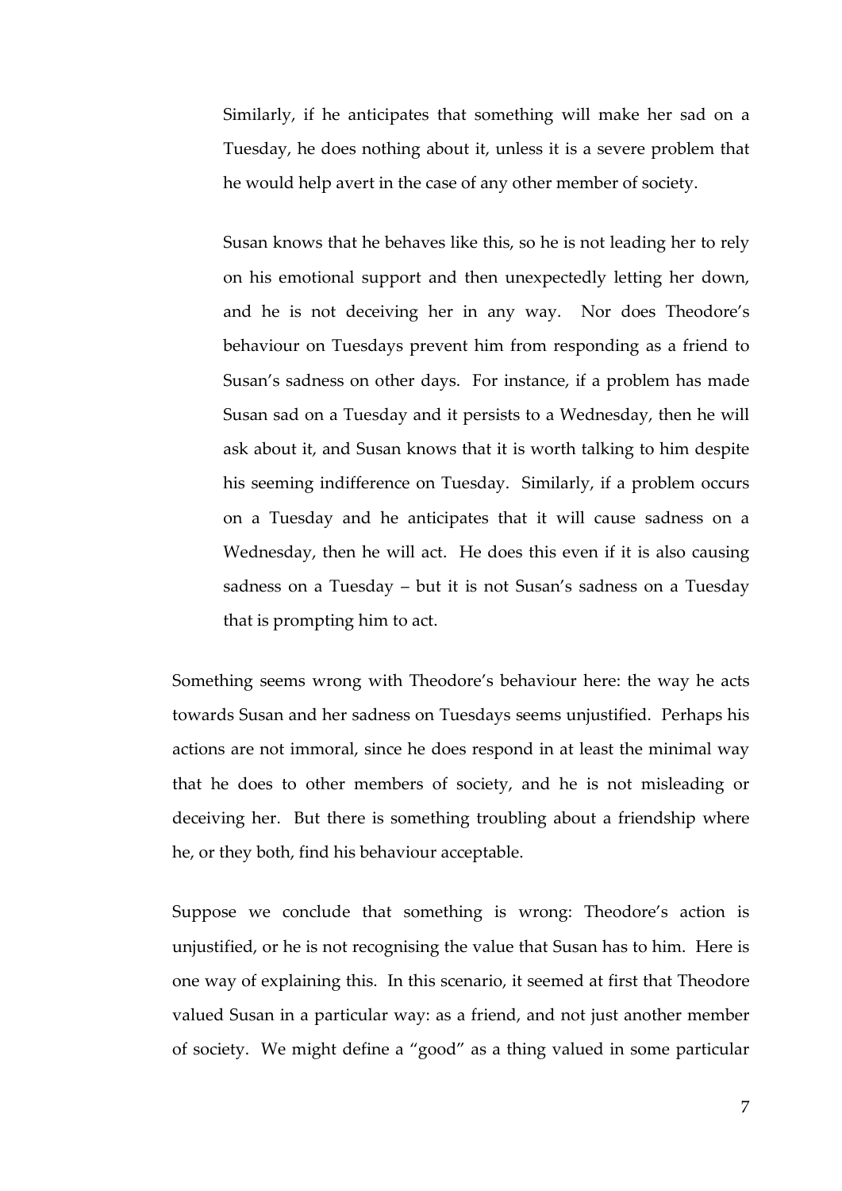> Similarly, if he anticipates that something will make her sad on a Tuesday, he does nothing about it, unless it is a severe problem that he would help avert in the case of any other member of society.
>
> Susan knows that he behaves like this, so he is not leading her to rely on his emotional support and then unexpectedly letting her down, and he is not deceiving her in any way. Nor does Theodore's behaviour on Tuesdays prevent him from responding as a friend to Susan's sadness on other days. For instance, if a problem has made Susan sad on a Tuesday and it persists to a Wednesday, then he will ask about it, and Susan knows that it is worth talking to him despite his seeming indifference on Tuesday. Similarly, if a problem occurs on a Tuesday and he anticipates that it will cause sadness on a Wednesday, then he will act. He does this even if it is also causing sadness on a Tuesday – but it is not Susan's sadness on a Tuesday that is prompting him to act.

Something seems wrong with Theodore's behaviour here: the way he acts towards Susan and her sadness on Tuesdays seems unjustified. Perhaps his actions are not immoral, since he does respond in at least the minimal way that he does to other members of society, and he is not misleading or deceiving her. But there is something troubling about a friendship where he, or they both, find his behaviour acceptable.

Suppose we conclude that something is wrong: Theodore's action is unjustified, or he is not recognising the value that Susan has to him. Here is one way of explaining this. In this scenario, it seemed at first that Theodore valued Susan in a particular way: as a friend, and not just another member of society. We might define a "good" as a thing valued in some particular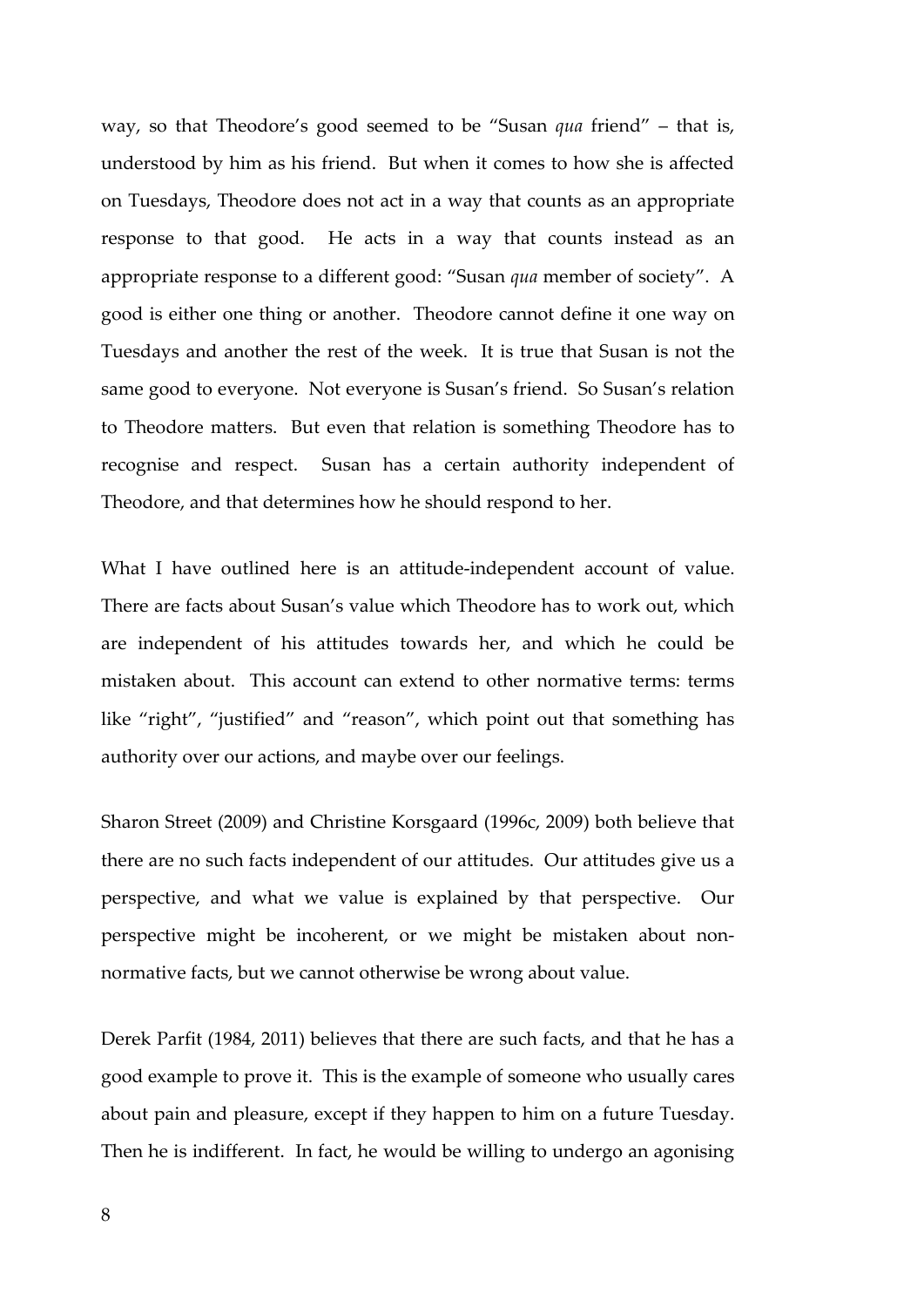way, so that Theodore's good seemed to be "Susan *qua* friend" – that is, understood by him as his friend. But when it comes to how she is affected on Tuesdays, Theodore does not act in a way that counts as an appropriate response to that good. He acts in a way that counts instead as an appropriate response to a different good: "Susan *qua* member of society". A good is either one thing or another. Theodore cannot define it one way on Tuesdays and another the rest of the week. It is true that Susan is not the same good to everyone. Not everyone is Susan's friend. So Susan's relation to Theodore matters. But even that relation is something Theodore has to recognise and respect. Susan has a certain authority independent of Theodore, and that determines how he should respond to her.

What I have outlined here is an attitude-independent account of value. There are facts about Susan's value which Theodore has to work out, which are independent of his attitudes towards her, and which he could be mistaken about. This account can extend to other normative terms: terms like "right", "justified" and "reason", which point out that something has authority over our actions, and maybe over our feelings.

Sharon Street (2009) and Christine Korsgaard (1996c, 2009) both believe that there are no such facts independent of our attitudes. Our attitudes give us a perspective, and what we value is explained by that perspective. Our perspective might be incoherent, or we might be mistaken about non-normative facts, but we cannot otherwise be wrong about value.

Derek Parfit (1984, 2011) believes that there are such facts, and that he has a good example to prove it. This is the example of someone who usually cares about pain and pleasure, except if they happen to him on a future Tuesday. Then he is indifferent. In fact, he would be willing to undergo an agonising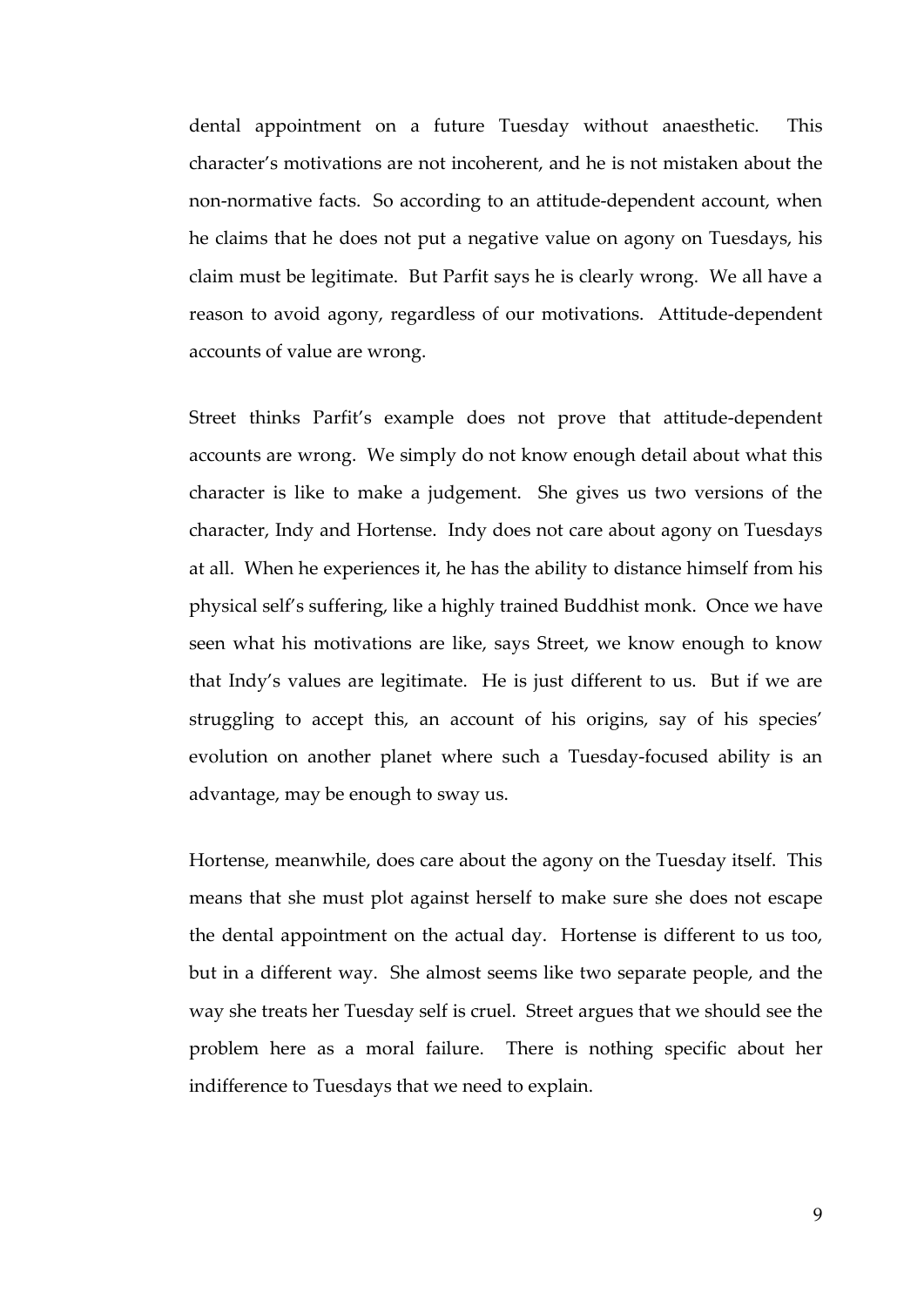dental appointment on a future Tuesday without anaesthetic. This character's motivations are not incoherent, and he is not mistaken about the non-normative facts. So according to an attitude-dependent account, when he claims that he does not put a negative value on agony on Tuesdays, his claim must be legitimate. But Parfit says he is clearly wrong. We all have a reason to avoid agony, regardless of our motivations. Attitude-dependent accounts of value are wrong.

Street thinks Parfit's example does not prove that attitude-dependent accounts are wrong. We simply do not know enough detail about what this character is like to make a judgement. She gives us two versions of the character, Indy and Hortense. Indy does not care about agony on Tuesdays at all. When he experiences it, he has the ability to distance himself from his physical self's suffering, like a highly trained Buddhist monk. Once we have seen what his motivations are like, says Street, we know enough to know that Indy's values are legitimate. He is just different to us. But if we are struggling to accept this, an account of his origins, say of his species' evolution on another planet where such a Tuesday-focused ability is an advantage, may be enough to sway us.

Hortense, meanwhile, does care about the agony on the Tuesday itself. This means that she must plot against herself to make sure she does not escape the dental appointment on the actual day. Hortense is different to us too, but in a different way. She almost seems like two separate people, and the way she treats her Tuesday self is cruel. Street argues that we should see the problem here as a moral failure. There is nothing specific about her indifference to Tuesdays that we need to explain.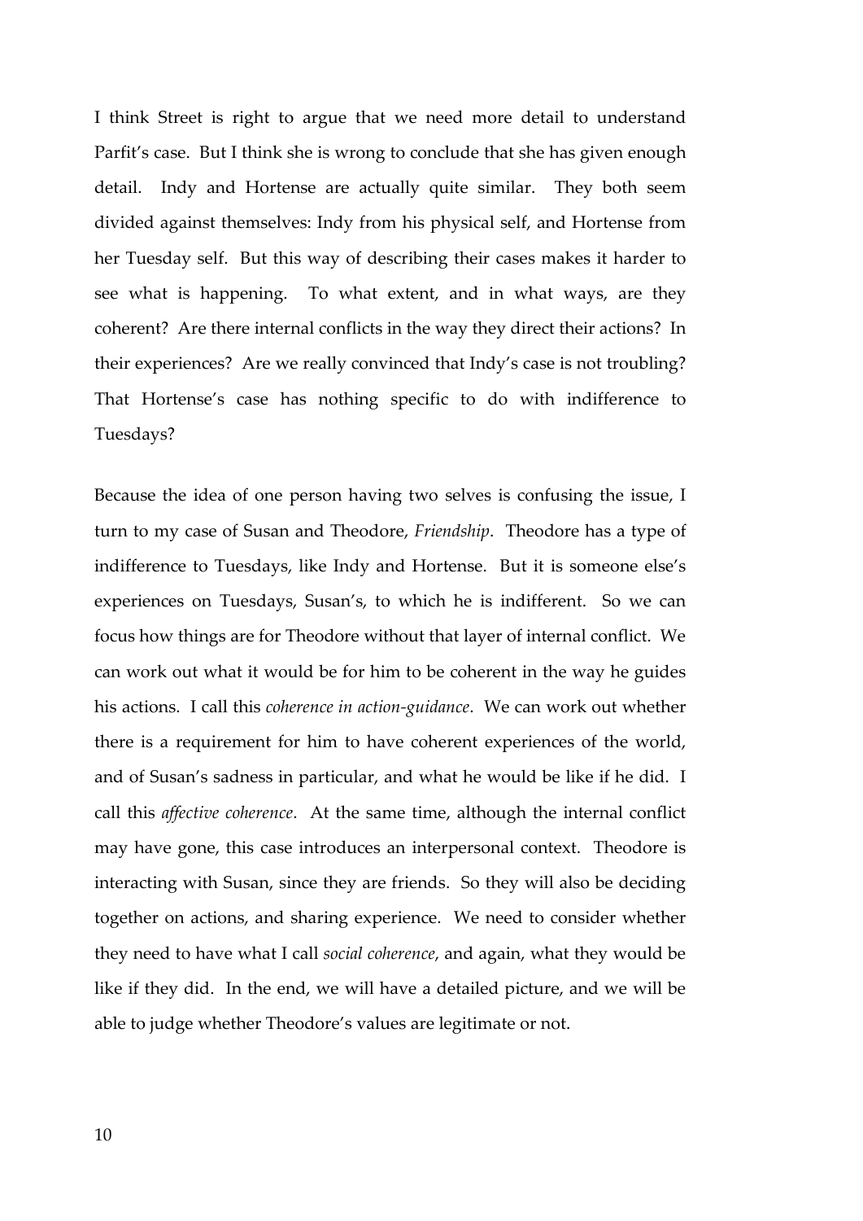I think Street is right to argue that we need more detail to understand Parfit's case. But I think she is wrong to conclude that she has given enough detail. Indy and Hortense are actually quite similar. They both seem divided against themselves: Indy from his physical self, and Hortense from her Tuesday self. But this way of describing their cases makes it harder to see what is happening. To what extent, and in what ways, are they coherent? Are there internal conflicts in the way they direct their actions? In their experiences? Are we really convinced that Indy's case is not troubling? That Hortense's case has nothing specific to do with indifference to Tuesdays?

Because the idea of one person having two selves is confusing the issue, I turn to my case of Susan and Theodore, *Friendship*. Theodore has a type of indifference to Tuesdays, like Indy and Hortense. But it is someone else's experiences on Tuesdays, Susan's, to which he is indifferent. So we can focus how things are for Theodore without that layer of internal conflict. We can work out what it would be for him to be coherent in the way he guides his actions. I call this *coherence in action-guidance*. We can work out whether there is a requirement for him to have coherent experiences of the world, and of Susan's sadness in particular, and what he would be like if he did. I call this *affective coherence*. At the same time, although the internal conflict may have gone, this case introduces an interpersonal context. Theodore is interacting with Susan, since they are friends. So they will also be deciding together on actions, and sharing experience. We need to consider whether they need to have what I call *social coherence*, and again, what they would be like if they did. In the end, we will have a detailed picture, and we will be able to judge whether Theodore's values are legitimate or not.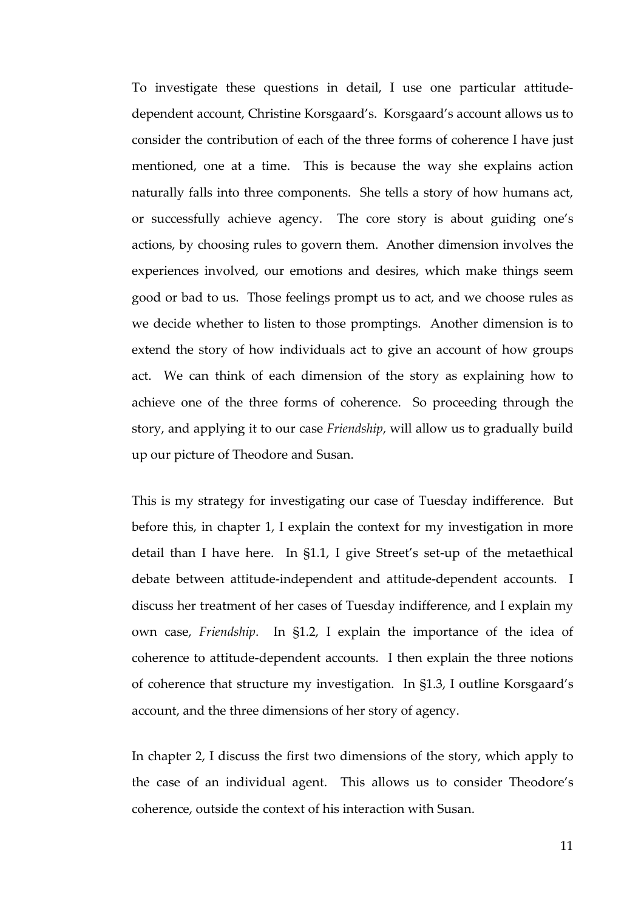To investigate these questions in detail, I use one particular attitude-dependent account, Christine Korsgaard's. Korsgaard's account allows us to consider the contribution of each of the three forms of coherence I have just mentioned, one at a time. This is because the way she explains action naturally falls into three components. She tells a story of how humans act, or successfully achieve agency. The core story is about guiding one's actions, by choosing rules to govern them. Another dimension involves the experiences involved, our emotions and desires, which make things seem good or bad to us. Those feelings prompt us to act, and we choose rules as we decide whether to listen to those promptings. Another dimension is to extend the story of how individuals act to give an account of how groups act. We can think of each dimension of the story as explaining how to achieve one of the three forms of coherence. So proceeding through the story, and applying it to our case *Friendship*, will allow us to gradually build up our picture of Theodore and Susan.

This is my strategy for investigating our case of Tuesday indifference. But before this, in chapter 1, I explain the context for my investigation in more detail than I have here. In §1.1, I give Street's set-up of the metaethical debate between attitude-independent and attitude-dependent accounts. I discuss her treatment of her cases of Tuesday indifference, and I explain my own case, *Friendship*. In §1.2, I explain the importance of the idea of coherence to attitude-dependent accounts. I then explain the three notions of coherence that structure my investigation. In §1.3, I outline Korsgaard's account, and the three dimensions of her story of agency.

In chapter 2, I discuss the first two dimensions of the story, which apply to the case of an individual agent. This allows us to consider Theodore's coherence, outside the context of his interaction with Susan.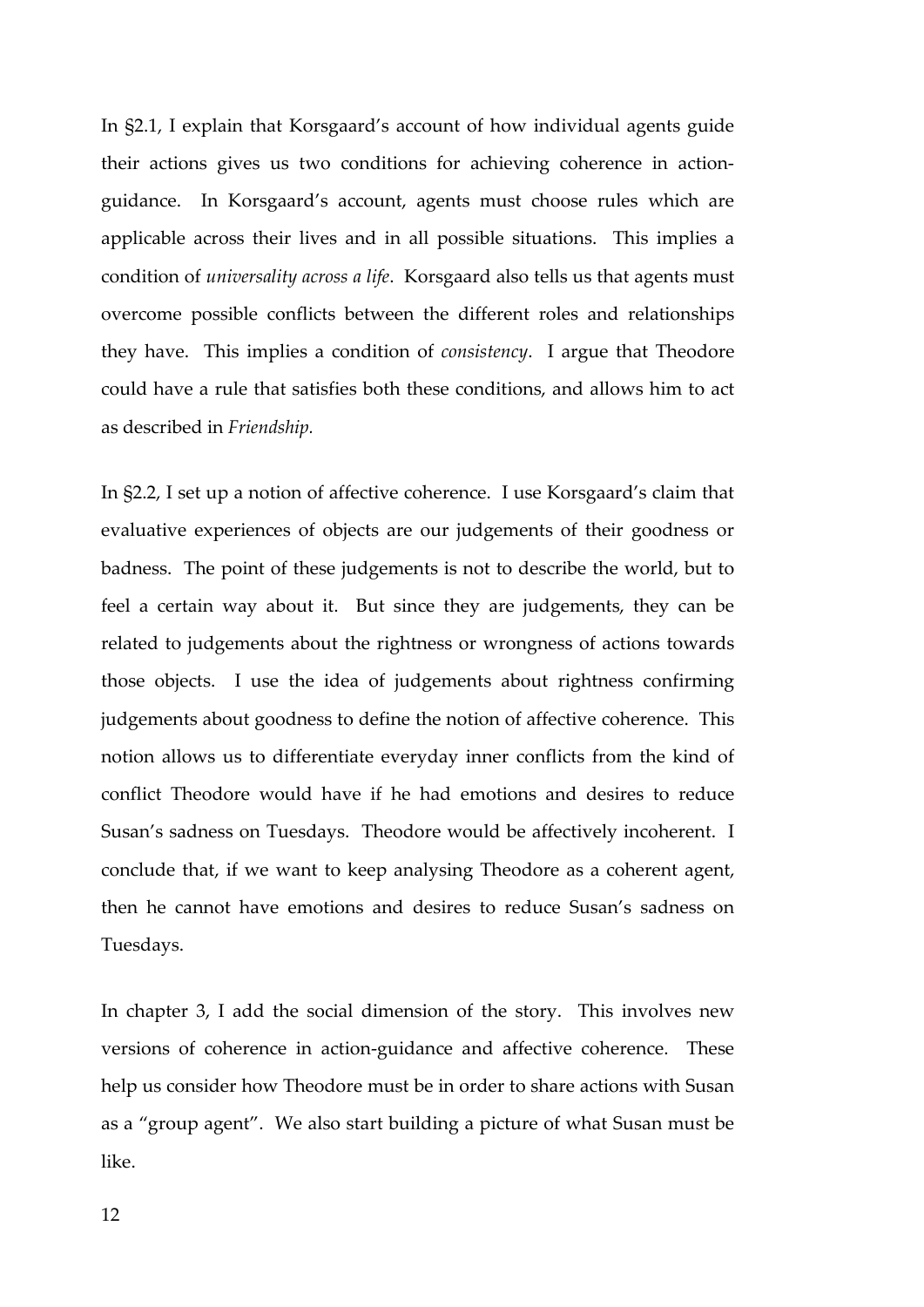In §2.1, I explain that Korsgaard's account of how individual agents guide their actions gives us two conditions for achieving coherence in action-guidance. In Korsgaard's account, agents must choose rules which are applicable across their lives and in all possible situations. This implies a condition of *universality across a life*. Korsgaard also tells us that agents must overcome possible conflicts between the different roles and relationships they have. This implies a condition of *consistency*. I argue that Theodore could have a rule that satisfies both these conditions, and allows him to act as described in *Friendship.*

In §2.2, I set up a notion of affective coherence. I use Korsgaard's claim that evaluative experiences of objects are our judgements of their goodness or badness. The point of these judgements is not to describe the world, but to feel a certain way about it. But since they are judgements, they can be related to judgements about the rightness or wrongness of actions towards those objects. I use the idea of judgements about rightness confirming judgements about goodness to define the notion of affective coherence. This notion allows us to differentiate everyday inner conflicts from the kind of conflict Theodore would have if he had emotions and desires to reduce Susan's sadness on Tuesdays. Theodore would be affectively incoherent. I conclude that, if we want to keep analysing Theodore as a coherent agent, then he cannot have emotions and desires to reduce Susan's sadness on Tuesdays.

In chapter 3, I add the social dimension of the story. This involves new versions of coherence in action-guidance and affective coherence. These help us consider how Theodore must be in order to share actions with Susan as a "group agent". We also start building a picture of what Susan must be like.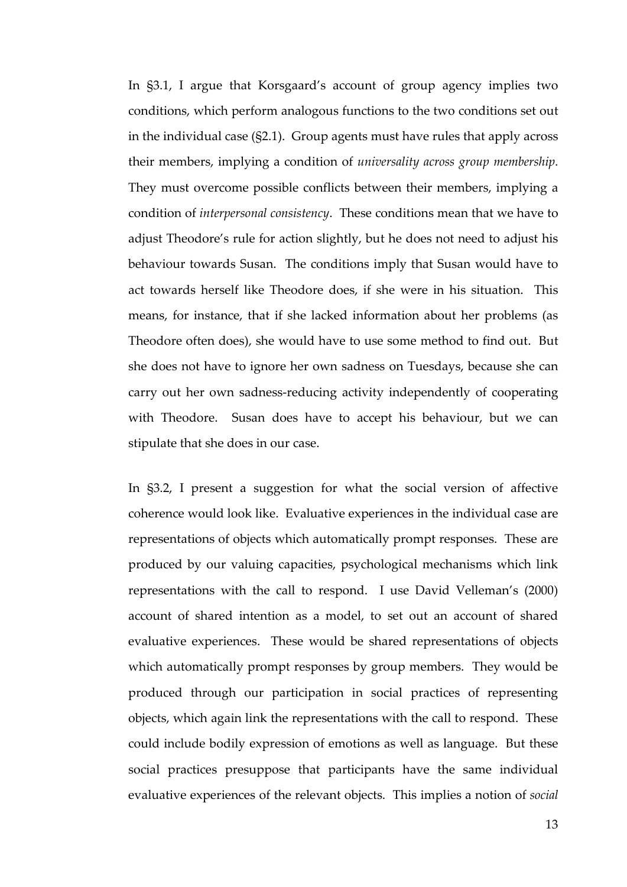In §3.1, I argue that Korsgaard's account of group agency implies two conditions, which perform analogous functions to the two conditions set out in the individual case (§2.1). Group agents must have rules that apply across their members, implying a condition of *universality across group membership*. They must overcome possible conflicts between their members, implying a condition of *interpersonal consistency*. These conditions mean that we have to adjust Theodore's rule for action slightly, but he does not need to adjust his behaviour towards Susan. The conditions imply that Susan would have to act towards herself like Theodore does, if she were in his situation. This means, for instance, that if she lacked information about her problems (as Theodore often does), she would have to use some method to find out. But she does not have to ignore her own sadness on Tuesdays, because she can carry out her own sadness-reducing activity independently of cooperating with Theodore. Susan does have to accept his behaviour, but we can stipulate that she does in our case.

In §3.2, I present a suggestion for what the social version of affective coherence would look like. Evaluative experiences in the individual case are representations of objects which automatically prompt responses. These are produced by our valuing capacities, psychological mechanisms which link representations with the call to respond. I use David Velleman's (2000) account of shared intention as a model, to set out an account of shared evaluative experiences. These would be shared representations of objects which automatically prompt responses by group members. They would be produced through our participation in social practices of representing objects, which again link the representations with the call to respond. These could include bodily expression of emotions as well as language. But these social practices presuppose that participants have the same individual evaluative experiences of the relevant objects. This implies a notion of *social*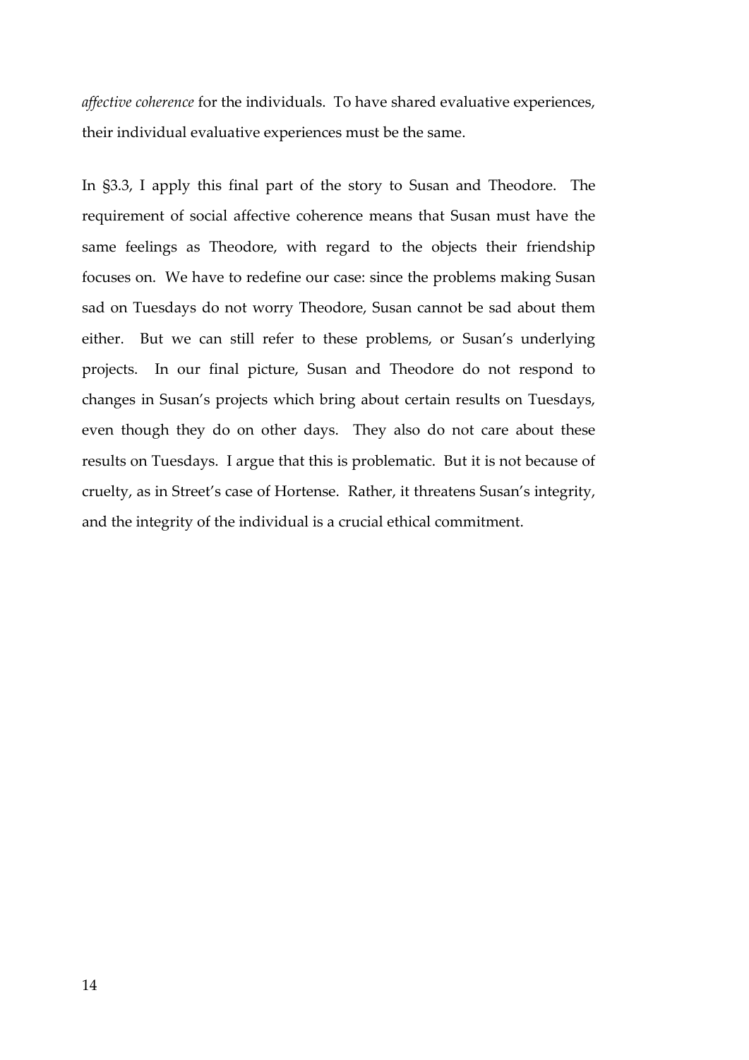*affective coherence* for the individuals. To have shared evaluative experiences, their individual evaluative experiences must be the same.

In §3.3, I apply this final part of the story to Susan and Theodore. The requirement of social affective coherence means that Susan must have the same feelings as Theodore, with regard to the objects their friendship focuses on. We have to redefine our case: since the problems making Susan sad on Tuesdays do not worry Theodore, Susan cannot be sad about them either. But we can still refer to these problems, or Susan's underlying projects. In our final picture, Susan and Theodore do not respond to changes in Susan's projects which bring about certain results on Tuesdays, even though they do on other days. They also do not care about these results on Tuesdays. I argue that this is problematic. But it is not because of cruelty, as in Street's case of Hortense. Rather, it threatens Susan's integrity, and the integrity of the individual is a crucial ethical commitment.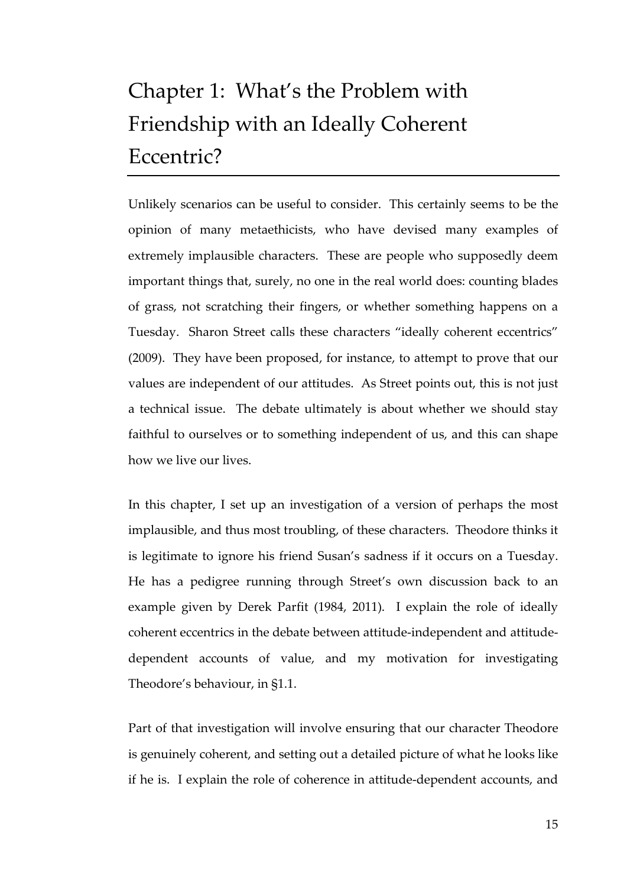# Chapter 1: What's the Problem with Friendship with an Ideally Coherent Eccentric?

Unlikely scenarios can be useful to consider. This certainly seems to be the opinion of many metaethicists, who have devised many examples of extremely implausible characters. These are people who supposedly deem important things that, surely, no one in the real world does: counting blades of grass, not scratching their fingers, or whether something happens on a Tuesday. Sharon Street calls these characters "ideally coherent eccentrics" (2009). They have been proposed, for instance, to attempt to prove that our values are independent of our attitudes. As Street points out, this is not just a technical issue. The debate ultimately is about whether we should stay faithful to ourselves or to something independent of us, and this can shape how we live our lives.

In this chapter, I set up an investigation of a version of perhaps the most implausible, and thus most troubling, of these characters. Theodore thinks it is legitimate to ignore his friend Susan's sadness if it occurs on a Tuesday. He has a pedigree running through Street's own discussion back to an example given by Derek Parfit (1984, 2011). I explain the role of ideally coherent eccentrics in the debate between attitude-independent and attitude-dependent accounts of value, and my motivation for investigating Theodore's behaviour, in §1.1.

Part of that investigation will involve ensuring that our character Theodore is genuinely coherent, and setting out a detailed picture of what he looks like if he is. I explain the role of coherence in attitude-dependent accounts, and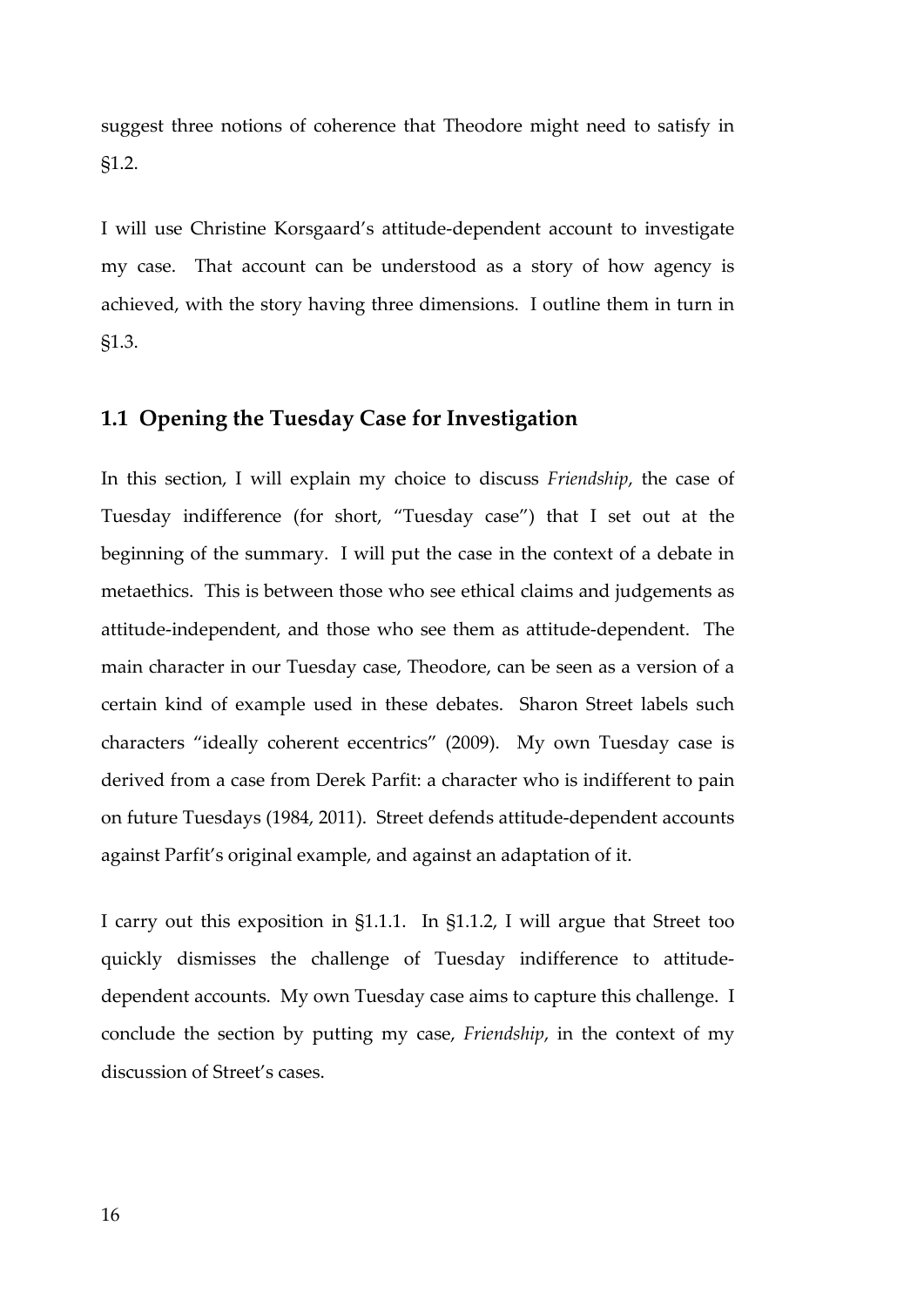suggest three notions of coherence that Theodore might need to satisfy in §1.2.

I will use Christine Korsgaard's attitude-dependent account to investigate my case. That account can be understood as a story of how agency is achieved, with the story having three dimensions. I outline them in turn in §1.3.

## 1.1 Opening the Tuesday Case for Investigation

In this section, I will explain my choice to discuss *Friendship*, the case of Tuesday indifference (for short, "Tuesday case") that I set out at the beginning of the summary. I will put the case in the context of a debate in metaethics. This is between those who see ethical claims and judgements as attitude-independent, and those who see them as attitude-dependent. The main character in our Tuesday case, Theodore, can be seen as a version of a certain kind of example used in these debates. Sharon Street labels such characters "ideally coherent eccentrics" (2009). My own Tuesday case is derived from a case from Derek Parfit: a character who is indifferent to pain on future Tuesdays (1984, 2011). Street defends attitude-dependent accounts against Parfit's original example, and against an adaptation of it.

I carry out this exposition in §1.1.1. In §1.1.2, I will argue that Street too quickly dismisses the challenge of Tuesday indifference to attitude-dependent accounts. My own Tuesday case aims to capture this challenge. I conclude the section by putting my case, *Friendship*, in the context of my discussion of Street's cases.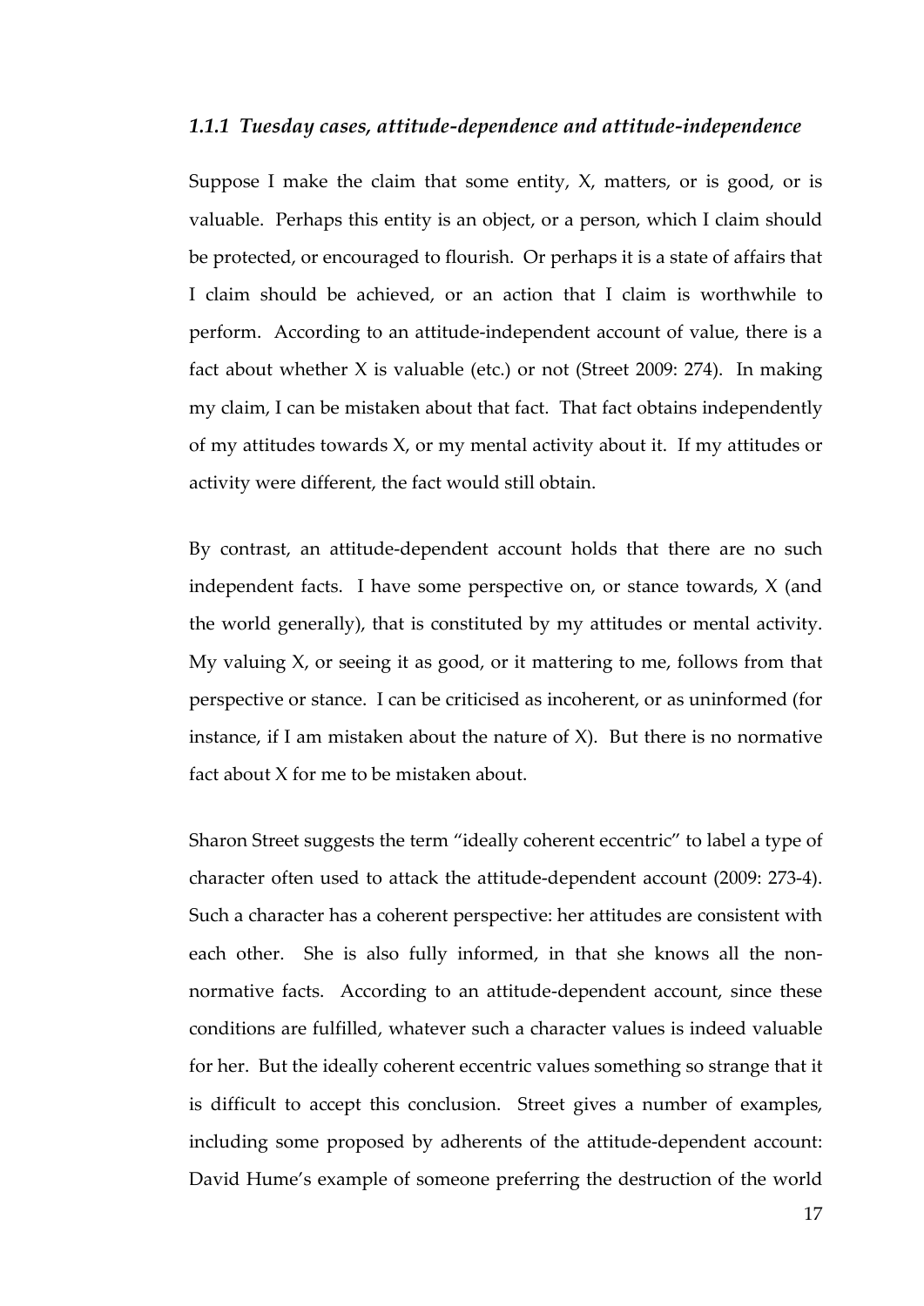### *1.1.1 Tuesday cases, attitude-dependence and attitude-independence*

Suppose I make the claim that some entity, X, matters, or is good, or is valuable. Perhaps this entity is an object, or a person, which I claim should be protected, or encouraged to flourish. Or perhaps it is a state of affairs that I claim should be achieved, or an action that I claim is worthwhile to perform. According to an attitude-independent account of value, there is a fact about whether X is valuable (etc.) or not (Street 2009: 274). In making my claim, I can be mistaken about that fact. That fact obtains independently of my attitudes towards X, or my mental activity about it. If my attitudes or activity were different, the fact would still obtain.

By contrast, an attitude-dependent account holds that there are no such independent facts. I have some perspective on, or stance towards, X (and the world generally), that is constituted by my attitudes or mental activity. My valuing X, or seeing it as good, or it mattering to me, follows from that perspective or stance. I can be criticised as incoherent, or as uninformed (for instance, if I am mistaken about the nature of X). But there is no normative fact about X for me to be mistaken about.

Sharon Street suggests the term "ideally coherent eccentric" to label a type of character often used to attack the attitude-dependent account (2009: 273-4). Such a character has a coherent perspective: her attitudes are consistent with each other. She is also fully informed, in that she knows all the non-normative facts. According to an attitude-dependent account, since these conditions are fulfilled, whatever such a character values is indeed valuable for her. But the ideally coherent eccentric values something so strange that it is difficult to accept this conclusion. Street gives a number of examples, including some proposed by adherents of the attitude-dependent account: David Hume's example of someone preferring the destruction of the world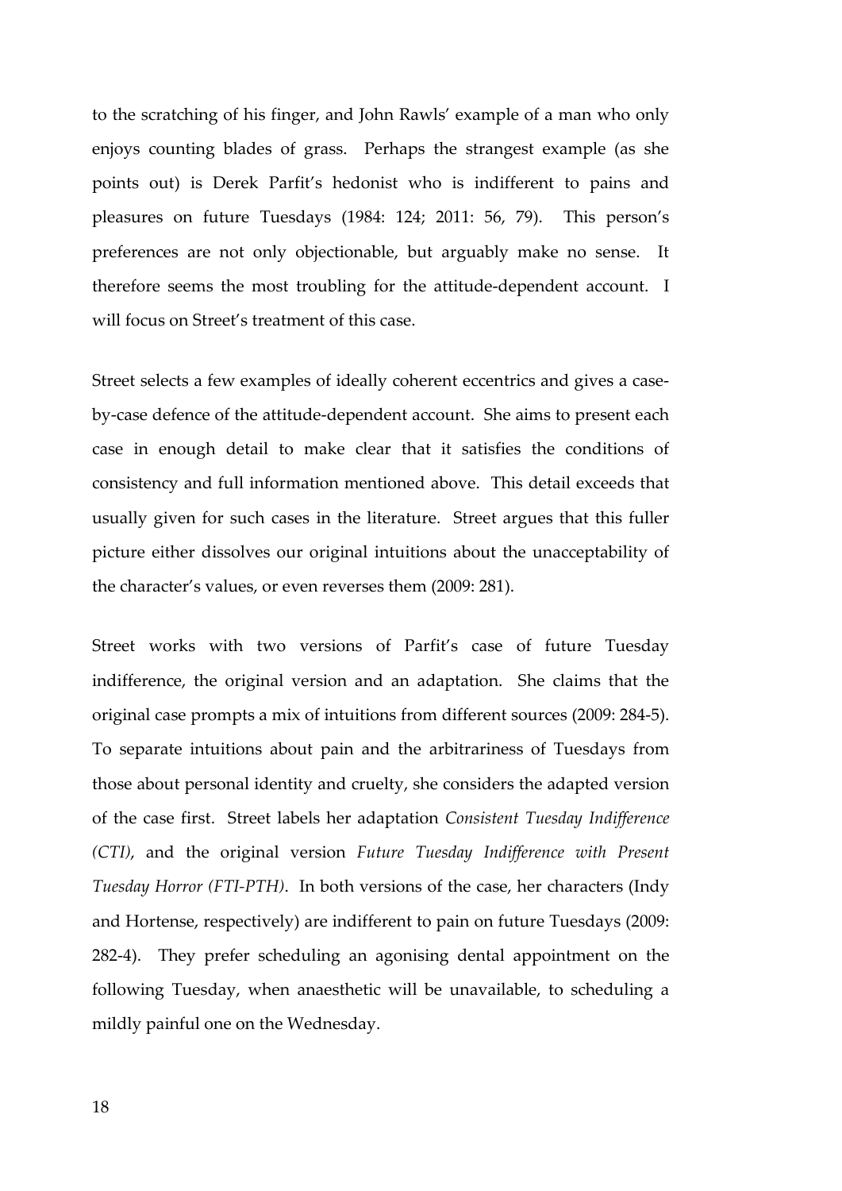to the scratching of his finger, and John Rawls' example of a man who only enjoys counting blades of grass. Perhaps the strangest example (as she points out) is Derek Parfit's hedonist who is indifferent to pains and pleasures on future Tuesdays (1984: 124; 2011: 56, 79). This person's preferences are not only objectionable, but arguably make no sense. It therefore seems the most troubling for the attitude-dependent account. I will focus on Street's treatment of this case.

Street selects a few examples of ideally coherent eccentrics and gives a case-by-case defence of the attitude-dependent account. She aims to present each case in enough detail to make clear that it satisfies the conditions of consistency and full information mentioned above. This detail exceeds that usually given for such cases in the literature. Street argues that this fuller picture either dissolves our original intuitions about the unacceptability of the character's values, or even reverses them (2009: 281).

Street works with two versions of Parfit's case of future Tuesday indifference, the original version and an adaptation. She claims that the original case prompts a mix of intuitions from different sources (2009: 284-5). To separate intuitions about pain and the arbitrariness of Tuesdays from those about personal identity and cruelty, she considers the adapted version of the case first. Street labels her adaptation *Consistent Tuesday Indifference (CTI)*, and the original version *Future Tuesday Indifference with Present Tuesday Horror (FTI-PTH)*. In both versions of the case, her characters (Indy and Hortense, respectively) are indifferent to pain on future Tuesdays (2009: 282-4). They prefer scheduling an agonising dental appointment on the following Tuesday, when anaesthetic will be unavailable, to scheduling a mildly painful one on the Wednesday.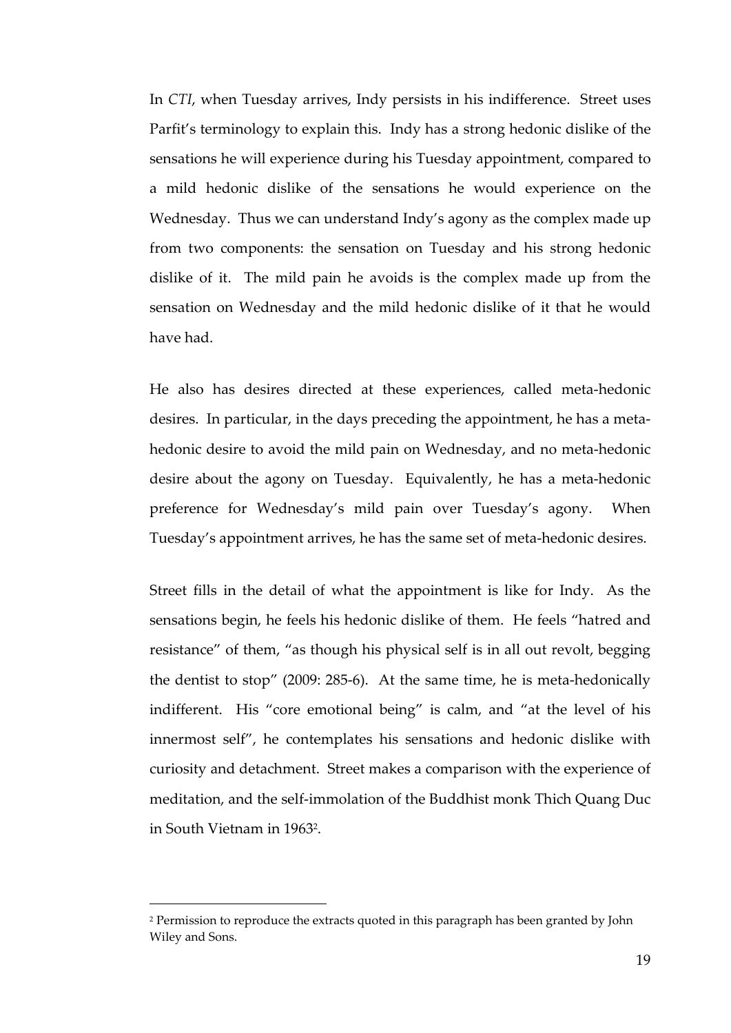In *CTI*, when Tuesday arrives, Indy persists in his indifference. Street uses Parfit's terminology to explain this. Indy has a strong hedonic dislike of the sensations he will experience during his Tuesday appointment, compared to a mild hedonic dislike of the sensations he would experience on the Wednesday. Thus we can understand Indy's agony as the complex made up from two components: the sensation on Tuesday and his strong hedonic dislike of it. The mild pain he avoids is the complex made up from the sensation on Wednesday and the mild hedonic dislike of it that he would have had.

He also has desires directed at these experiences, called meta-hedonic desires. In particular, in the days preceding the appointment, he has a meta-hedonic desire to avoid the mild pain on Wednesday, and no meta-hedonic desire about the agony on Tuesday. Equivalently, he has a meta-hedonic preference for Wednesday's mild pain over Tuesday's agony. When Tuesday's appointment arrives, he has the same set of meta-hedonic desires.

Street fills in the detail of what the appointment is like for Indy. As the sensations begin, he feels his hedonic dislike of them. He feels "hatred and resistance" of them, "as though his physical self is in all out revolt, begging the dentist to stop" (2009: 285-6). At the same time, he is meta-hedonically indifferent. His "core emotional being" is calm, and "at the level of his innermost self", he contemplates his sensations and hedonic dislike with curiosity and detachment. Street makes a comparison with the experience of meditation, and the self-immolation of the Buddhist monk Thich Quang Duc in South Vietnam in 1963[2].

---

[2] Permission to reproduce the extracts quoted in this paragraph has been granted by John Wiley and Sons.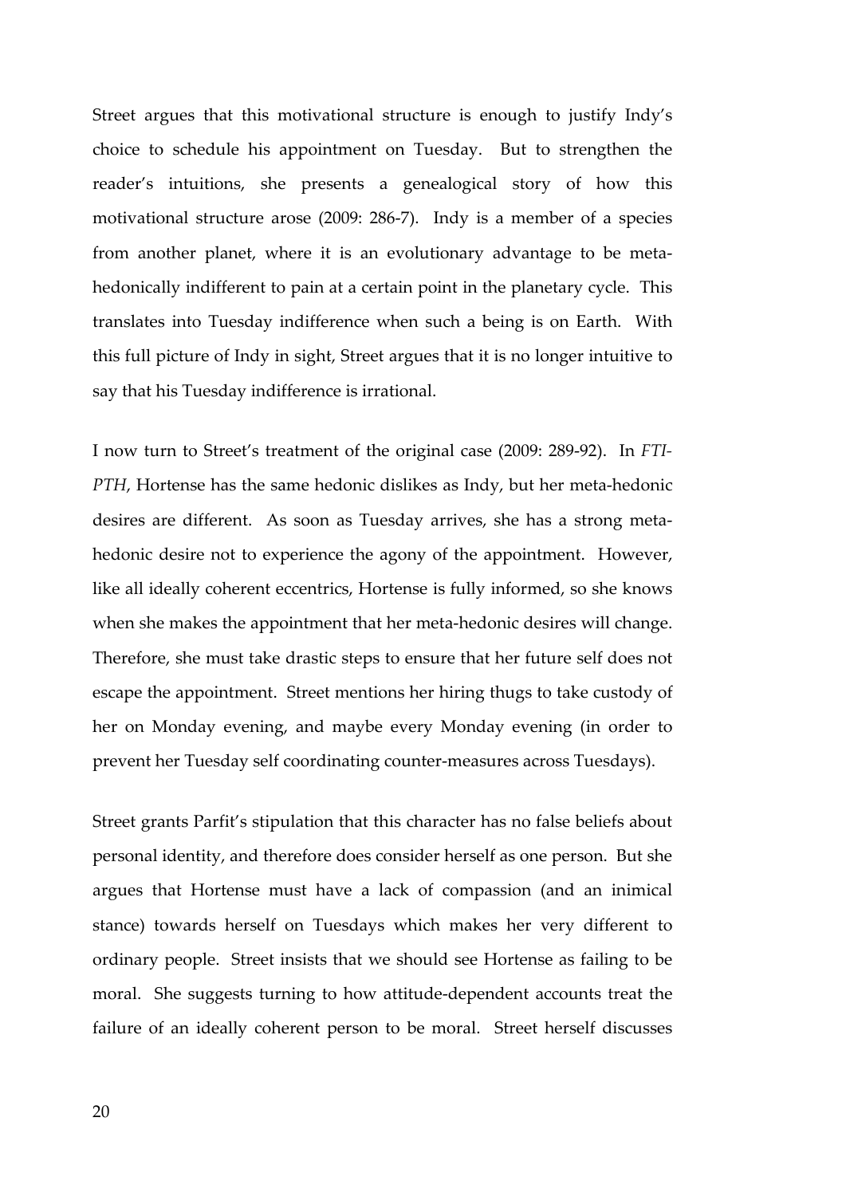Street argues that this motivational structure is enough to justify Indy's choice to schedule his appointment on Tuesday. But to strengthen the reader's intuitions, she presents a genealogical story of how this motivational structure arose (2009: 286-7). Indy is a member of a species from another planet, where it is an evolutionary advantage to be meta-hedonically indifferent to pain at a certain point in the planetary cycle. This translates into Tuesday indifference when such a being is on Earth. With this full picture of Indy in sight, Street argues that it is no longer intuitive to say that his Tuesday indifference is irrational.

I now turn to Street's treatment of the original case (2009: 289-92). In *FTI-PTH*, Hortense has the same hedonic dislikes as Indy, but her meta-hedonic desires are different. As soon as Tuesday arrives, she has a strong meta-hedonic desire not to experience the agony of the appointment. However, like all ideally coherent eccentrics, Hortense is fully informed, so she knows when she makes the appointment that her meta-hedonic desires will change. Therefore, she must take drastic steps to ensure that her future self does not escape the appointment. Street mentions her hiring thugs to take custody of her on Monday evening, and maybe every Monday evening (in order to prevent her Tuesday self coordinating counter-measures across Tuesdays).

Street grants Parfit's stipulation that this character has no false beliefs about personal identity, and therefore does consider herself as one person. But she argues that Hortense must have a lack of compassion (and an inimical stance) towards herself on Tuesdays which makes her very different to ordinary people. Street insists that we should see Hortense as failing to be moral. She suggests turning to how attitude-dependent accounts treat the failure of an ideally coherent person to be moral. Street herself discusses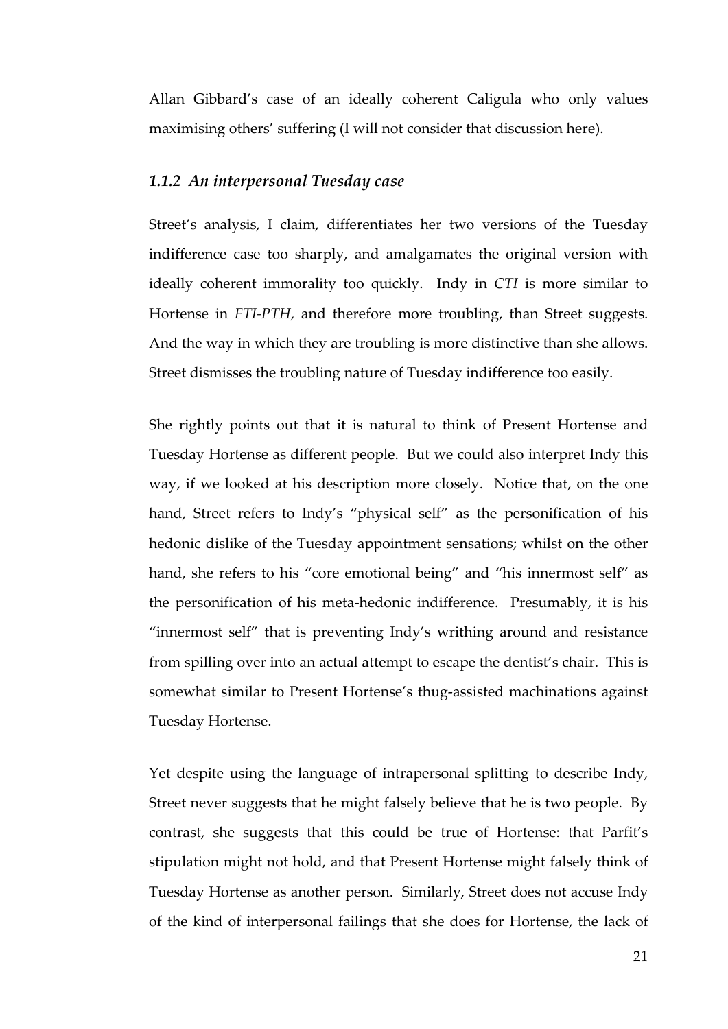Allan Gibbard's case of an ideally coherent Caligula who only values maximising others' suffering (I will not consider that discussion here).

### *1.1.2 An interpersonal Tuesday case*

Street's analysis, I claim, differentiates her two versions of the Tuesday indifference case too sharply, and amalgamates the original version with ideally coherent immorality too quickly. Indy in *CTI* is more similar to Hortense in *FTI-PTH*, and therefore more troubling, than Street suggests. And the way in which they are troubling is more distinctive than she allows. Street dismisses the troubling nature of Tuesday indifference too easily.

She rightly points out that it is natural to think of Present Hortense and Tuesday Hortense as different people. But we could also interpret Indy this way, if we looked at his description more closely. Notice that, on the one hand, Street refers to Indy's "physical self" as the personification of his hedonic dislike of the Tuesday appointment sensations; whilst on the other hand, she refers to his "core emotional being" and "his innermost self" as the personification of his meta-hedonic indifference. Presumably, it is his "innermost self" that is preventing Indy's writhing around and resistance from spilling over into an actual attempt to escape the dentist's chair. This is somewhat similar to Present Hortense's thug-assisted machinations against Tuesday Hortense.

Yet despite using the language of intrapersonal splitting to describe Indy, Street never suggests that he might falsely believe that he is two people. By contrast, she suggests that this could be true of Hortense: that Parfit's stipulation might not hold, and that Present Hortense might falsely think of Tuesday Hortense as another person. Similarly, Street does not accuse Indy of the kind of interpersonal failings that she does for Hortense, the lack of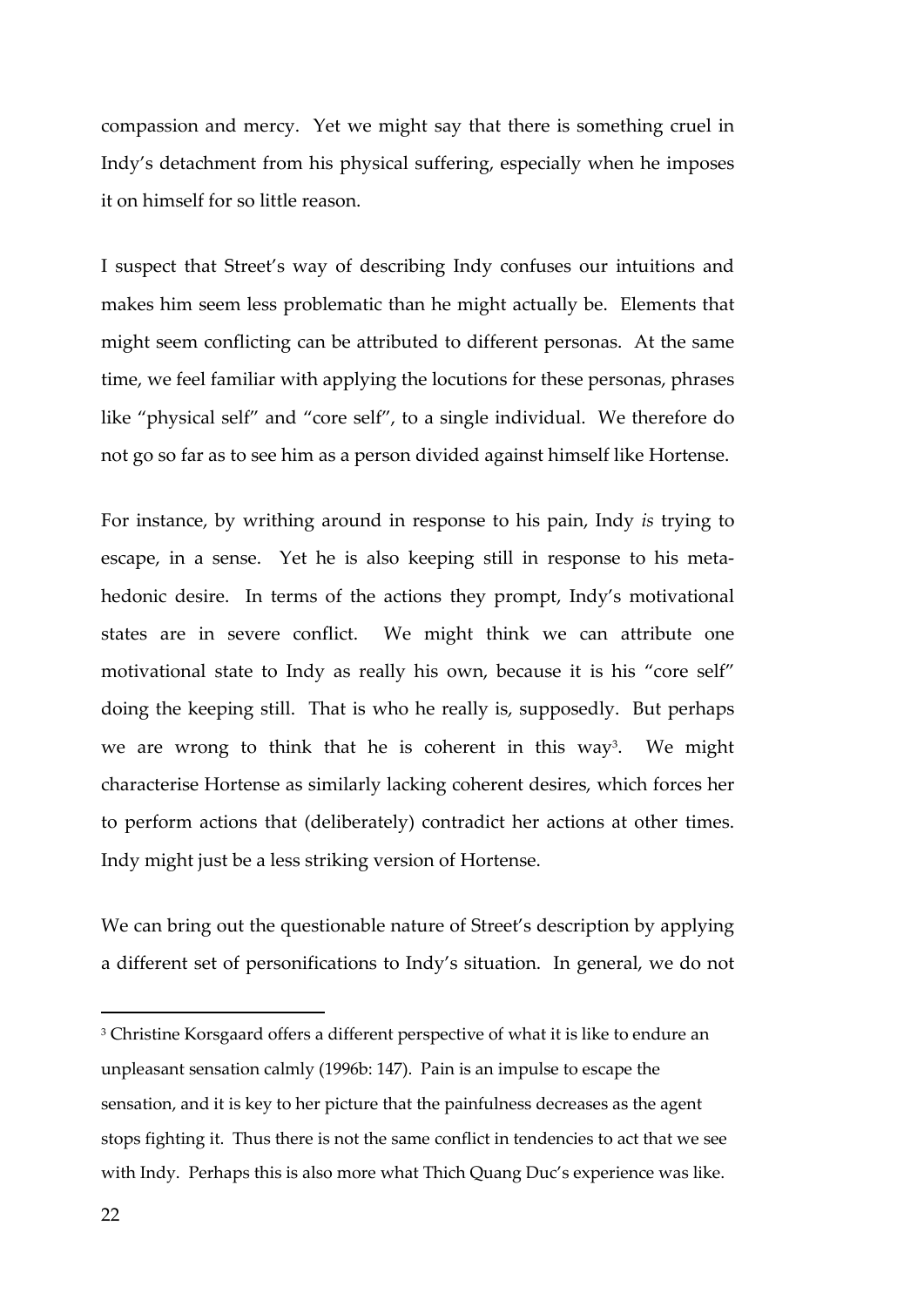compassion and mercy. Yet we might say that there is something cruel in Indy's detachment from his physical suffering, especially when he imposes it on himself for so little reason.

I suspect that Street's way of describing Indy confuses our intuitions and makes him seem less problematic than he might actually be. Elements that might seem conflicting can be attributed to different personas. At the same time, we feel familiar with applying the locutions for these personas, phrases like "physical self" and "core self", to a single individual. We therefore do not go so far as to see him as a person divided against himself like Hortense.

For instance, by writhing around in response to his pain, Indy *is* trying to escape, in a sense. Yet he is also keeping still in response to his meta-hedonic desire. In terms of the actions they prompt, Indy's motivational states are in severe conflict. We might think we can attribute one motivational state to Indy as really his own, because it is his "core self" doing the keeping still. That is who he really is, supposedly. But perhaps we are wrong to think that he is coherent in this way[3]. We might characterise Hortense as similarly lacking coherent desires, which forces her to perform actions that (deliberately) contradict her actions at other times. Indy might just be a less striking version of Hortense.

We can bring out the questionable nature of Street's description by applying a different set of personifications to Indy's situation. In general, we do not

[3] Christine Korsgaard offers a different perspective of what it is like to endure an unpleasant sensation calmly (1996b: 147). Pain is an impulse to escape the sensation, and it is key to her picture that the painfulness decreases as the agent stops fighting it. Thus there is not the same conflict in tendencies to act that we see with Indy. Perhaps this is also more what Thich Quang Duc's experience was like.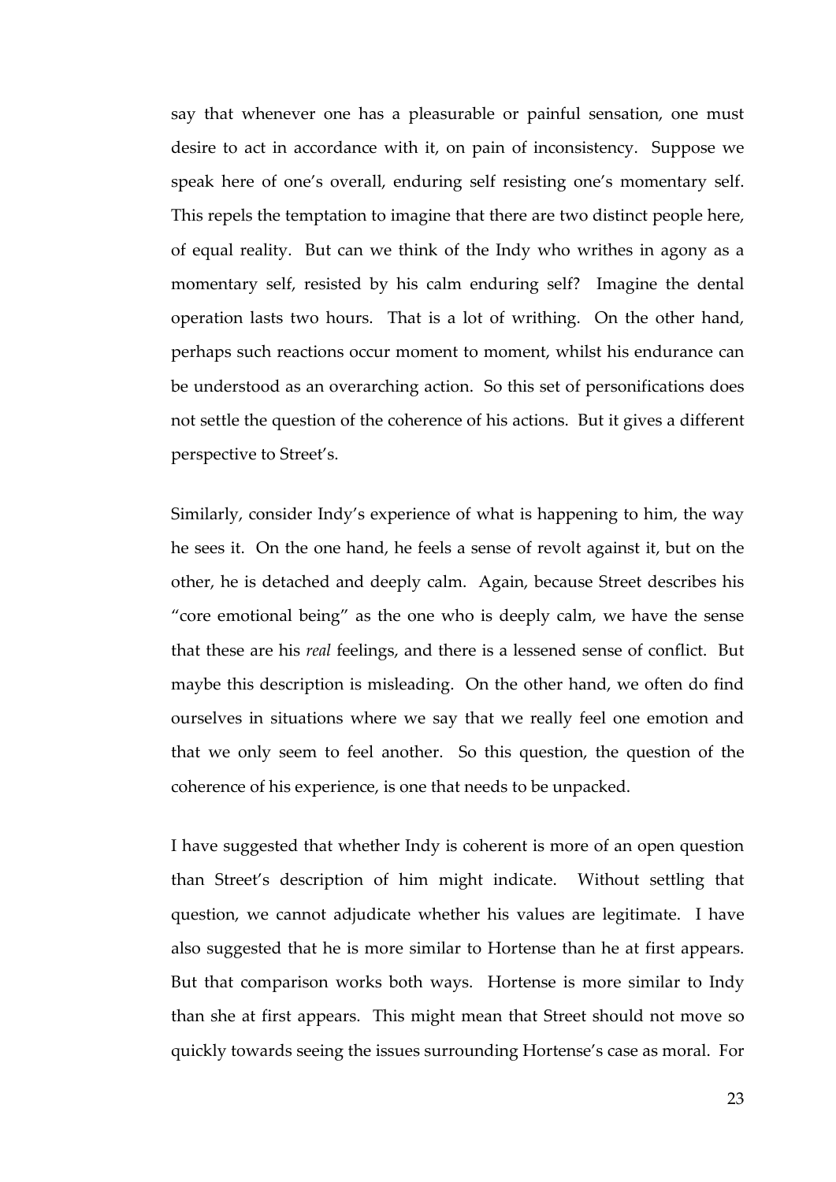say that whenever one has a pleasurable or painful sensation, one must desire to act in accordance with it, on pain of inconsistency. Suppose we speak here of one's overall, enduring self resisting one's momentary self. This repels the temptation to imagine that there are two distinct people here, of equal reality. But can we think of the Indy who writhes in agony as a momentary self, resisted by his calm enduring self? Imagine the dental operation lasts two hours. That is a lot of writhing. On the other hand, perhaps such reactions occur moment to moment, whilst his endurance can be understood as an overarching action. So this set of personifications does not settle the question of the coherence of his actions. But it gives a different perspective to Street's.

Similarly, consider Indy's experience of what is happening to him, the way he sees it. On the one hand, he feels a sense of revolt against it, but on the other, he is detached and deeply calm. Again, because Street describes his "core emotional being" as the one who is deeply calm, we have the sense that these are his *real* feelings, and there is a lessened sense of conflict. But maybe this description is misleading. On the other hand, we often do find ourselves in situations where we say that we really feel one emotion and that we only seem to feel another. So this question, the question of the coherence of his experience, is one that needs to be unpacked.

I have suggested that whether Indy is coherent is more of an open question than Street's description of him might indicate. Without settling that question, we cannot adjudicate whether his values are legitimate. I have also suggested that he is more similar to Hortense than he at first appears. But that comparison works both ways. Hortense is more similar to Indy than she at first appears. This might mean that Street should not move so quickly towards seeing the issues surrounding Hortense's case as moral. For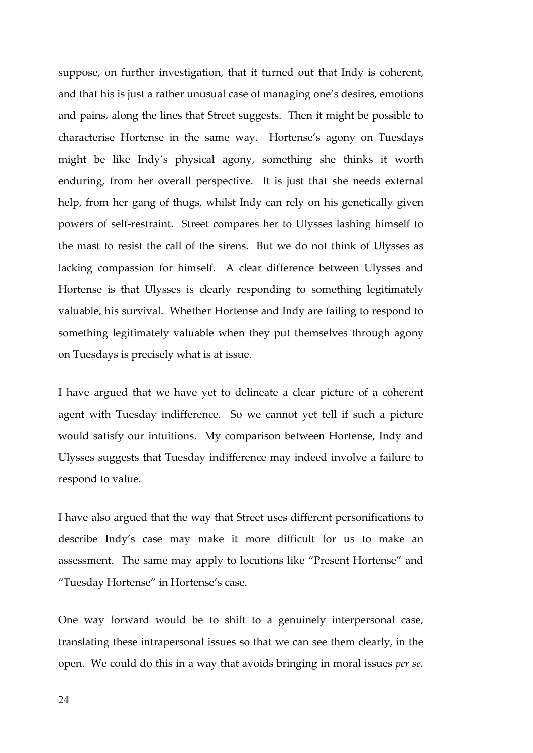suppose, on further investigation, that it turned out that Indy is coherent, and that his is just a rather unusual case of managing one's desires, emotions and pains, along the lines that Street suggests. Then it might be possible to characterise Hortense in the same way. Hortense's agony on Tuesdays might be like Indy's physical agony, something she thinks it worth enduring, from her overall perspective. It is just that she needs external help, from her gang of thugs, whilst Indy can rely on his genetically given powers of self-restraint. Street compares her to Ulysses lashing himself to the mast to resist the call of the sirens. But we do not think of Ulysses as lacking compassion for himself. A clear difference between Ulysses and Hortense is that Ulysses is clearly responding to something legitimately valuable, his survival. Whether Hortense and Indy are failing to respond to something legitimately valuable when they put themselves through agony on Tuesdays is precisely what is at issue.

I have argued that we have yet to delineate a clear picture of a coherent agent with Tuesday indifference. So we cannot yet tell if such a picture would satisfy our intuitions. My comparison between Hortense, Indy and Ulysses suggests that Tuesday indifference may indeed involve a failure to respond to value.

I have also argued that the way that Street uses different personifications to describe Indy's case may make it more difficult for us to make an assessment. The same may apply to locutions like "Present Hortense" and "Tuesday Hortense" in Hortense's case.

One way forward would be to shift to a genuinely interpersonal case, translating these intrapersonal issues so that we can see them clearly, in the open. We could do this in a way that avoids bringing in moral issues *per se.*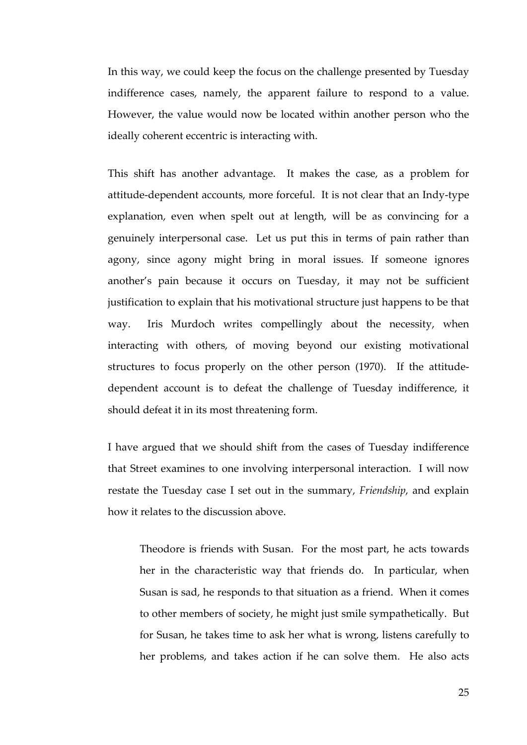In this way, we could keep the focus on the challenge presented by Tuesday indifference cases, namely, the apparent failure to respond to a value. However, the value would now be located within another person who the ideally coherent eccentric is interacting with.

This shift has another advantage. It makes the case, as a problem for attitude-dependent accounts, more forceful. It is not clear that an Indy-type explanation, even when spelt out at length, will be as convincing for a genuinely interpersonal case. Let us put this in terms of pain rather than agony, since agony might bring in moral issues. If someone ignores another's pain because it occurs on Tuesday, it may not be sufficient justification to explain that his motivational structure just happens to be that way. Iris Murdoch writes compellingly about the necessity, when interacting with others, of moving beyond our existing motivational structures to focus properly on the other person (1970). If the attitude-dependent account is to defeat the challenge of Tuesday indifference, it should defeat it in its most threatening form.

I have argued that we should shift from the cases of Tuesday indifference that Street examines to one involving interpersonal interaction. I will now restate the Tuesday case I set out in the summary, *Friendship*, and explain how it relates to the discussion above.

> Theodore is friends with Susan. For the most part, he acts towards her in the characteristic way that friends do. In particular, when Susan is sad, he responds to that situation as a friend. When it comes to other members of society, he might just smile sympathetically. But for Susan, he takes time to ask her what is wrong, listens carefully to her problems, and takes action if he can solve them. He also acts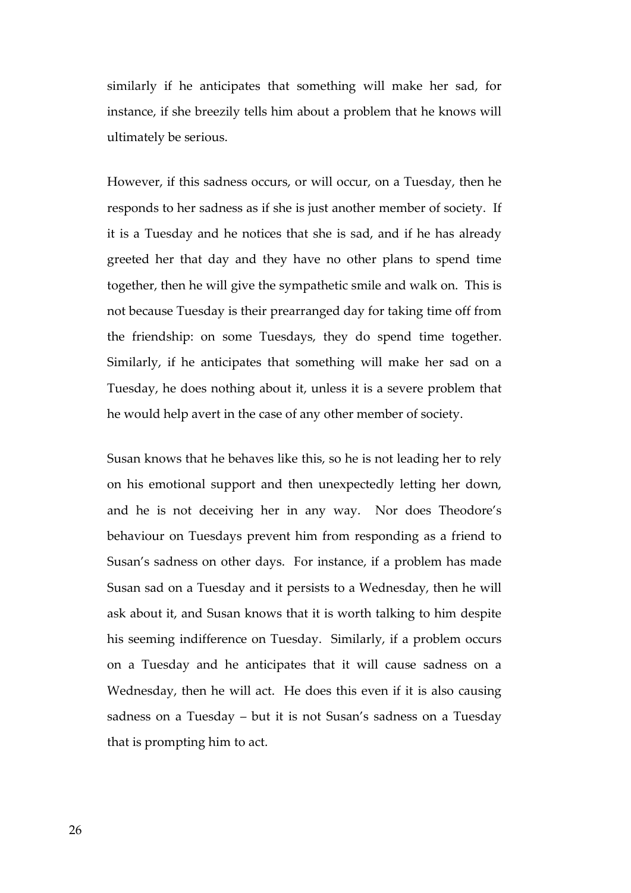similarly if he anticipates that something will make her sad, for instance, if she breezily tells him about a problem that he knows will ultimately be serious.

However, if this sadness occurs, or will occur, on a Tuesday, then he responds to her sadness as if she is just another member of society. If it is a Tuesday and he notices that she is sad, and if he has already greeted her that day and they have no other plans to spend time together, then he will give the sympathetic smile and walk on. This is not because Tuesday is their prearranged day for taking time off from the friendship: on some Tuesdays, they do spend time together. Similarly, if he anticipates that something will make her sad on a Tuesday, he does nothing about it, unless it is a severe problem that he would help avert in the case of any other member of society.

Susan knows that he behaves like this, so he is not leading her to rely on his emotional support and then unexpectedly letting her down, and he is not deceiving her in any way. Nor does Theodore's behaviour on Tuesdays prevent him from responding as a friend to Susan's sadness on other days. For instance, if a problem has made Susan sad on a Tuesday and it persists to a Wednesday, then he will ask about it, and Susan knows that it is worth talking to him despite his seeming indifference on Tuesday. Similarly, if a problem occurs on a Tuesday and he anticipates that it will cause sadness on a Wednesday, then he will act. He does this even if it is also causing sadness on a Tuesday – but it is not Susan's sadness on a Tuesday that is prompting him to act.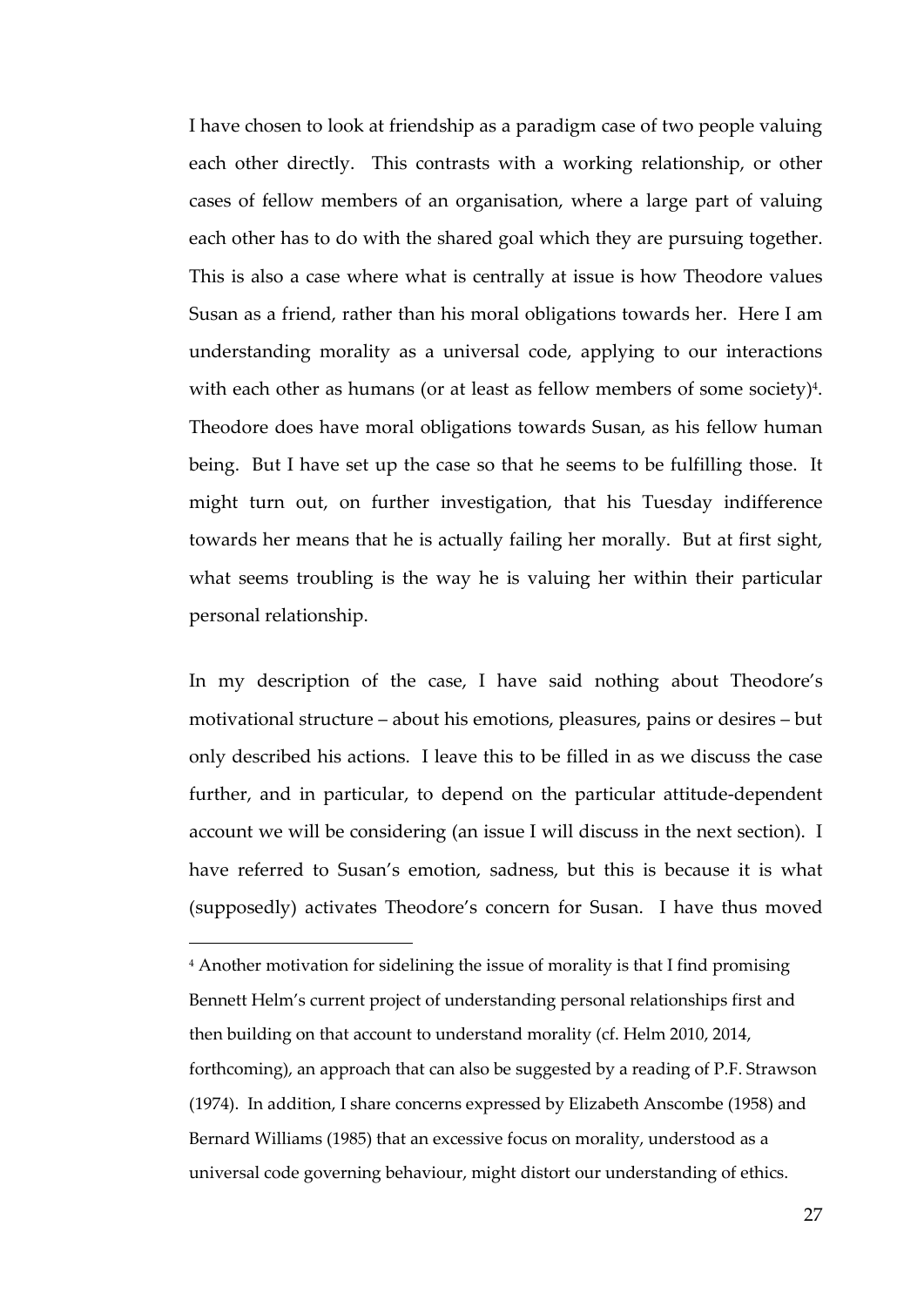I have chosen to look at friendship as a paradigm case of two people valuing each other directly. This contrasts with a working relationship, or other cases of fellow members of an organisation, where a large part of valuing each other has to do with the shared goal which they are pursuing together. This is also a case where what is centrally at issue is how Theodore values Susan as a friend, rather than his moral obligations towards her. Here I am understanding morality as a universal code, applying to our interactions with each other as humans (or at least as fellow members of some society)[4]. Theodore does have moral obligations towards Susan, as his fellow human being. But I have set up the case so that he seems to be fulfilling those. It might turn out, on further investigation, that his Tuesday indifference towards her means that he is actually failing her morally. But at first sight, what seems troubling is the way he is valuing her within their particular personal relationship.

In my description of the case, I have said nothing about Theodore's motivational structure – about his emotions, pleasures, pains or desires – but only described his actions. I leave this to be filled in as we discuss the case further, and in particular, to depend on the particular attitude-dependent account we will be considering (an issue I will discuss in the next section). I have referred to Susan's emotion, sadness, but this is because it is what (supposedly) activates Theodore's concern for Susan. I have thus moved

[4] Another motivation for sidelining the issue of morality is that I find promising Bennett Helm's current project of understanding personal relationships first and then building on that account to understand morality (cf. Helm 2010, 2014, forthcoming), an approach that can also be suggested by a reading of P.F. Strawson (1974). In addition, I share concerns expressed by Elizabeth Anscombe (1958) and Bernard Williams (1985) that an excessive focus on morality, understood as a universal code governing behaviour, might distort our understanding of ethics.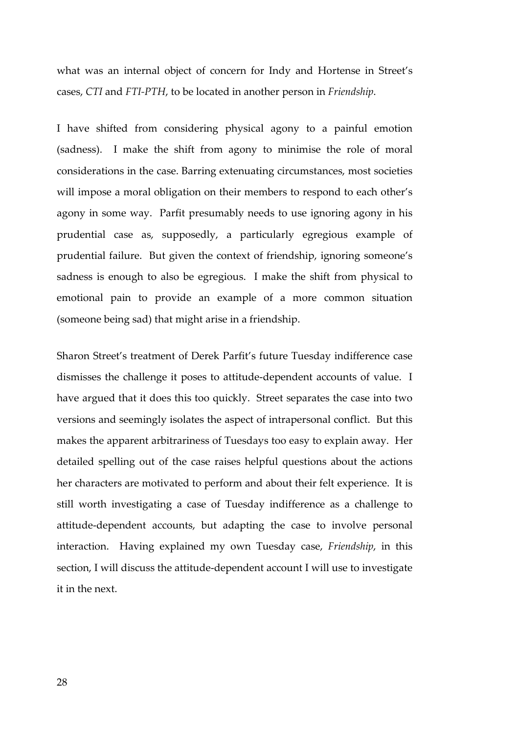what was an internal object of concern for Indy and Hortense in Street's cases, *CTI* and *FTI-PTH*, to be located in another person in *Friendship*.

I have shifted from considering physical agony to a painful emotion (sadness). I make the shift from agony to minimise the role of moral considerations in the case. Barring extenuating circumstances, most societies will impose a moral obligation on their members to respond to each other's agony in some way. Parfit presumably needs to use ignoring agony in his prudential case as, supposedly, a particularly egregious example of prudential failure. But given the context of friendship, ignoring someone's sadness is enough to also be egregious. I make the shift from physical to emotional pain to provide an example of a more common situation (someone being sad) that might arise in a friendship.

Sharon Street's treatment of Derek Parfit's future Tuesday indifference case dismisses the challenge it poses to attitude-dependent accounts of value. I have argued that it does this too quickly. Street separates the case into two versions and seemingly isolates the aspect of intrapersonal conflict. But this makes the apparent arbitrariness of Tuesdays too easy to explain away. Her detailed spelling out of the case raises helpful questions about the actions her characters are motivated to perform and about their felt experience. It is still worth investigating a case of Tuesday indifference as a challenge to attitude-dependent accounts, but adapting the case to involve personal interaction. Having explained my own Tuesday case, *Friendship*, in this section, I will discuss the attitude-dependent account I will use to investigate it in the next.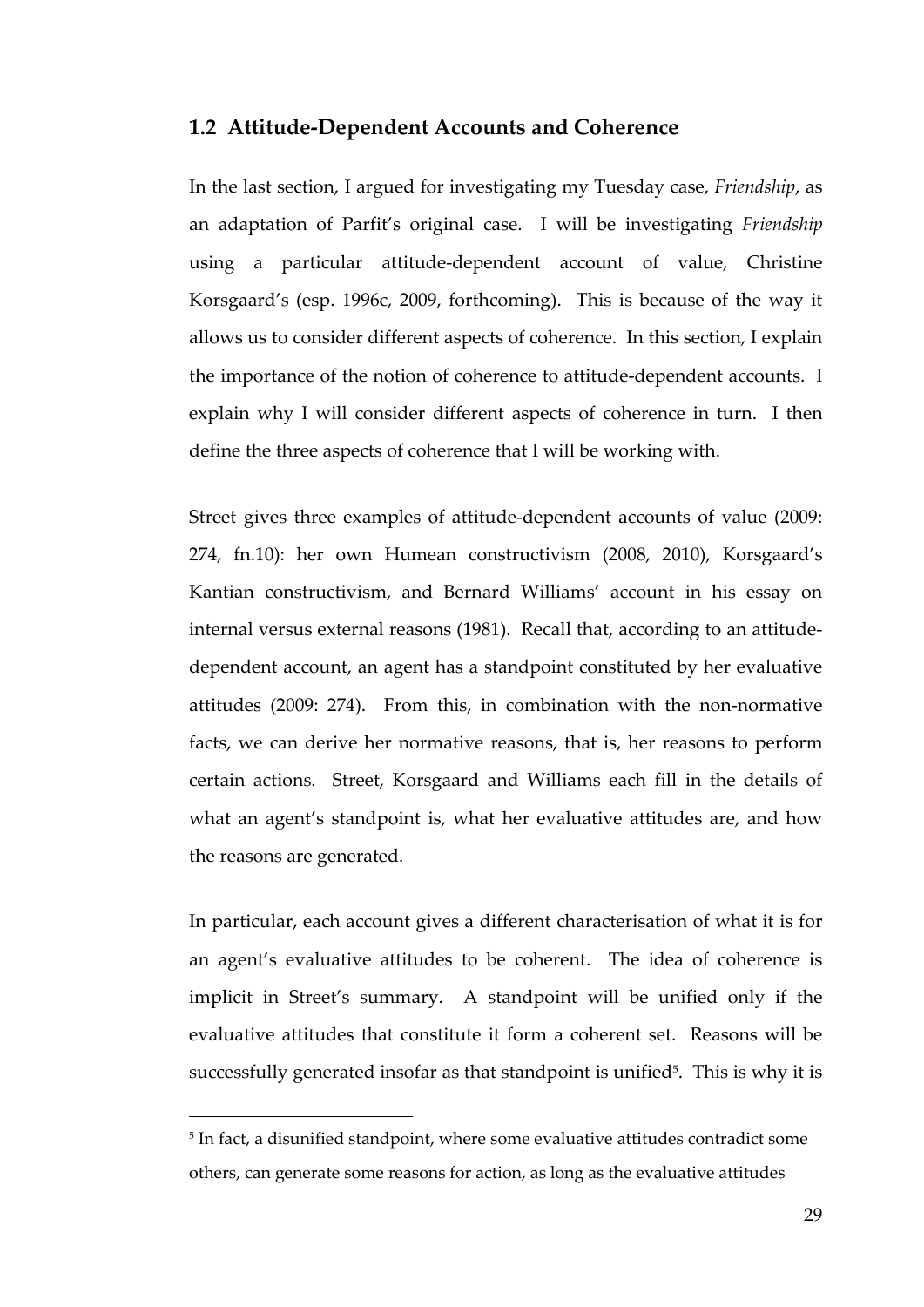## 1.2 Attitude-Dependent Accounts and Coherence

In the last section, I argued for investigating my Tuesday case, *Friendship*, as an adaptation of Parfit's original case. I will be investigating *Friendship* using a particular attitude-dependent account of value, Christine Korsgaard's (esp. 1996c, 2009, forthcoming). This is because of the way it allows us to consider different aspects of coherence. In this section, I explain the importance of the notion of coherence to attitude-dependent accounts. I explain why I will consider different aspects of coherence in turn. I then define the three aspects of coherence that I will be working with.

Street gives three examples of attitude-dependent accounts of value (2009: 274, fn.10): her own Humean constructivism (2008, 2010), Korsgaard's Kantian constructivism, and Bernard Williams' account in his essay on internal versus external reasons (1981). Recall that, according to an attitude-dependent account, an agent has a standpoint constituted by her evaluative attitudes (2009: 274). From this, in combination with the non-normative facts, we can derive her normative reasons, that is, her reasons to perform certain actions. Street, Korsgaard and Williams each fill in the details of what an agent's standpoint is, what her evaluative attitudes are, and how the reasons are generated.

In particular, each account gives a different characterisation of what it is for an agent's evaluative attitudes to be coherent. The idea of coherence is implicit in Street's summary. A standpoint will be unified only if the evaluative attitudes that constitute it form a coherent set. Reasons will be successfully generated insofar as that standpoint is unified[5]. This is why it is

[5] In fact, a disunified standpoint, where some evaluative attitudes contradict some others, can generate some reasons for action, as long as the evaluative attitudes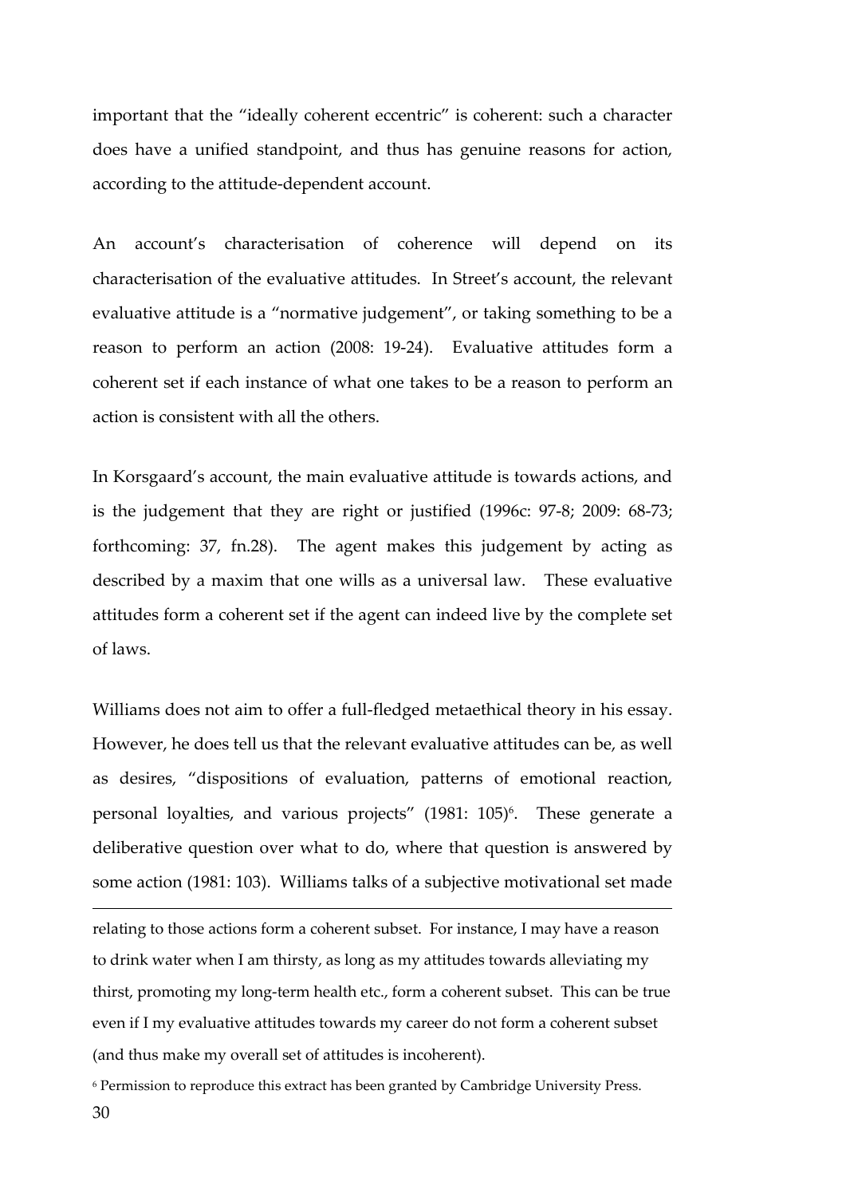important that the "ideally coherent eccentric" is coherent: such a character does have a unified standpoint, and thus has genuine reasons for action, according to the attitude-dependent account.

An account's characterisation of coherence will depend on its characterisation of the evaluative attitudes. In Street's account, the relevant evaluative attitude is a "normative judgement", or taking something to be a reason to perform an action (2008: 19-24). Evaluative attitudes form a coherent set if each instance of what one takes to be a reason to perform an action is consistent with all the others.

In Korsgaard's account, the main evaluative attitude is towards actions, and is the judgement that they are right or justified (1996c: 97-8; 2009: 68-73; forthcoming: 37, fn.28). The agent makes this judgement by acting as described by a maxim that one wills as a universal law. These evaluative attitudes form a coherent set if the agent can indeed live by the complete set of laws.

Williams does not aim to offer a full-fledged metaethical theory in his essay. However, he does tell us that the relevant evaluative attitudes can be, as well as desires, "dispositions of evaluation, patterns of emotional reaction, personal loyalties, and various projects" (1981: 105)[6]. These generate a deliberative question over what to do, where that question is answered by some action (1981: 103). Williams talks of a subjective motivational set made

---

relating to those actions form a coherent subset. For instance, I may have a reason to drink water when I am thirsty, as long as my attitudes towards alleviating my thirst, promoting my long-term health etc., form a coherent subset. This can be true even if I my evaluative attitudes towards my career do not form a coherent subset (and thus make my overall set of attitudes is incoherent).

[6] Permission to reproduce this extract has been granted by Cambridge University Press.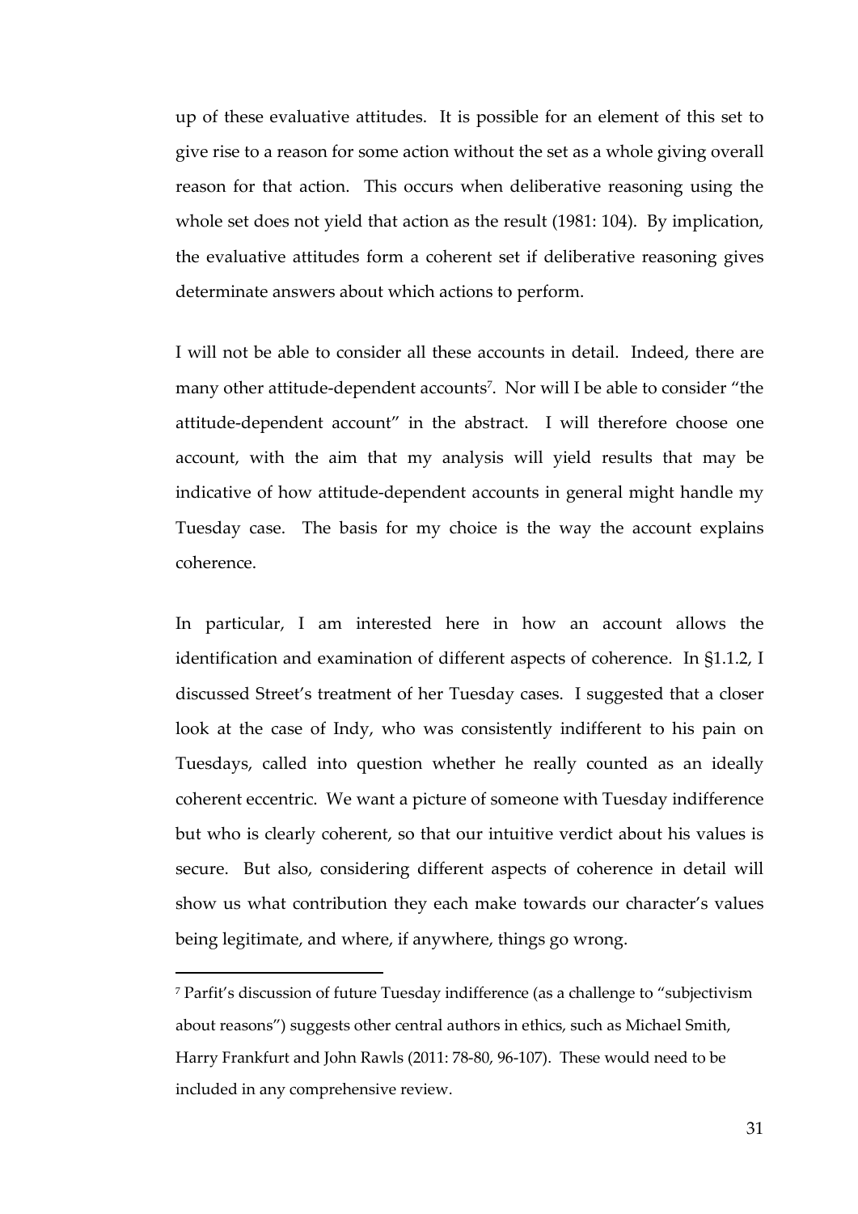up of these evaluative attitudes. It is possible for an element of this set to give rise to a reason for some action without the set as a whole giving overall reason for that action. This occurs when deliberative reasoning using the whole set does not yield that action as the result (1981: 104). By implication, the evaluative attitudes form a coherent set if deliberative reasoning gives determinate answers about which actions to perform.

I will not be able to consider all these accounts in detail. Indeed, there are many other attitude-dependent accounts[7]. Nor will I be able to consider "the attitude-dependent account" in the abstract. I will therefore choose one account, with the aim that my analysis will yield results that may be indicative of how attitude-dependent accounts in general might handle my Tuesday case. The basis for my choice is the way the account explains coherence.

In particular, I am interested here in how an account allows the identification and examination of different aspects of coherence. In §1.1.2, I discussed Street's treatment of her Tuesday cases. I suggested that a closer look at the case of Indy, who was consistently indifferent to his pain on Tuesdays, called into question whether he really counted as an ideally coherent eccentric. We want a picture of someone with Tuesday indifference but who is clearly coherent, so that our intuitive verdict about his values is secure. But also, considering different aspects of coherence in detail will show us what contribution they each make towards our character's values being legitimate, and where, if anywhere, things go wrong.

[7] Parfit's discussion of future Tuesday indifference (as a challenge to "subjectivism about reasons") suggests other central authors in ethics, such as Michael Smith, Harry Frankfurt and John Rawls (2011: 78-80, 96-107). These would need to be included in any comprehensive review.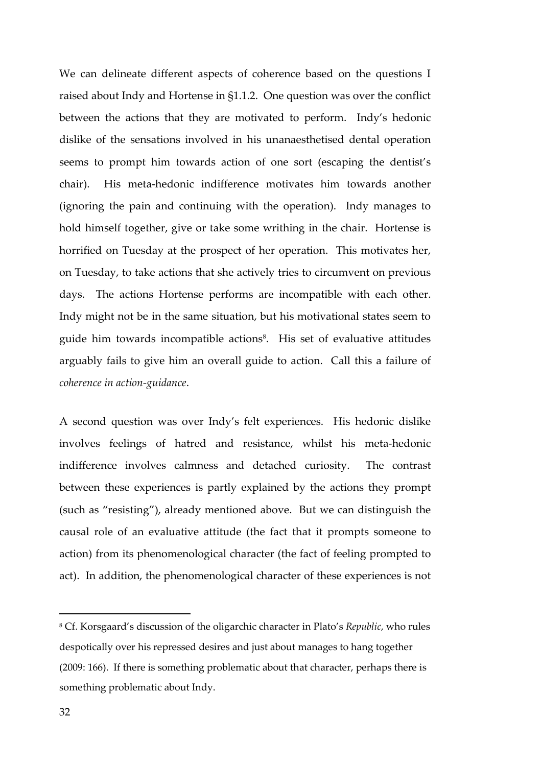We can delineate different aspects of coherence based on the questions I raised about Indy and Hortense in §1.1.2. One question was over the conflict between the actions that they are motivated to perform. Indy's hedonic dislike of the sensations involved in his unanaesthetised dental operation seems to prompt him towards action of one sort (escaping the dentist's chair). His meta-hedonic indifference motivates him towards another (ignoring the pain and continuing with the operation). Indy manages to hold himself together, give or take some writhing in the chair. Hortense is horrified on Tuesday at the prospect of her operation. This motivates her, on Tuesday, to take actions that she actively tries to circumvent on previous days. The actions Hortense performs are incompatible with each other. Indy might not be in the same situation, but his motivational states seem to guide him towards incompatible actions[8]. His set of evaluative attitudes arguably fails to give him an overall guide to action. Call this a failure of *coherence in action-guidance*.

A second question was over Indy's felt experiences. His hedonic dislike involves feelings of hatred and resistance, whilst his meta-hedonic indifference involves calmness and detached curiosity. The contrast between these experiences is partly explained by the actions they prompt (such as "resisting"), already mentioned above. But we can distinguish the causal role of an evaluative attitude (the fact that it prompts someone to action) from its phenomenological character (the fact of feeling prompted to act). In addition, the phenomenological character of these experiences is not

[8] Cf. Korsgaard's discussion of the oligarchic character in Plato's *Republic*, who rules despotically over his repressed desires and just about manages to hang together (2009: 166). If there is something problematic about that character, perhaps there is something problematic about Indy.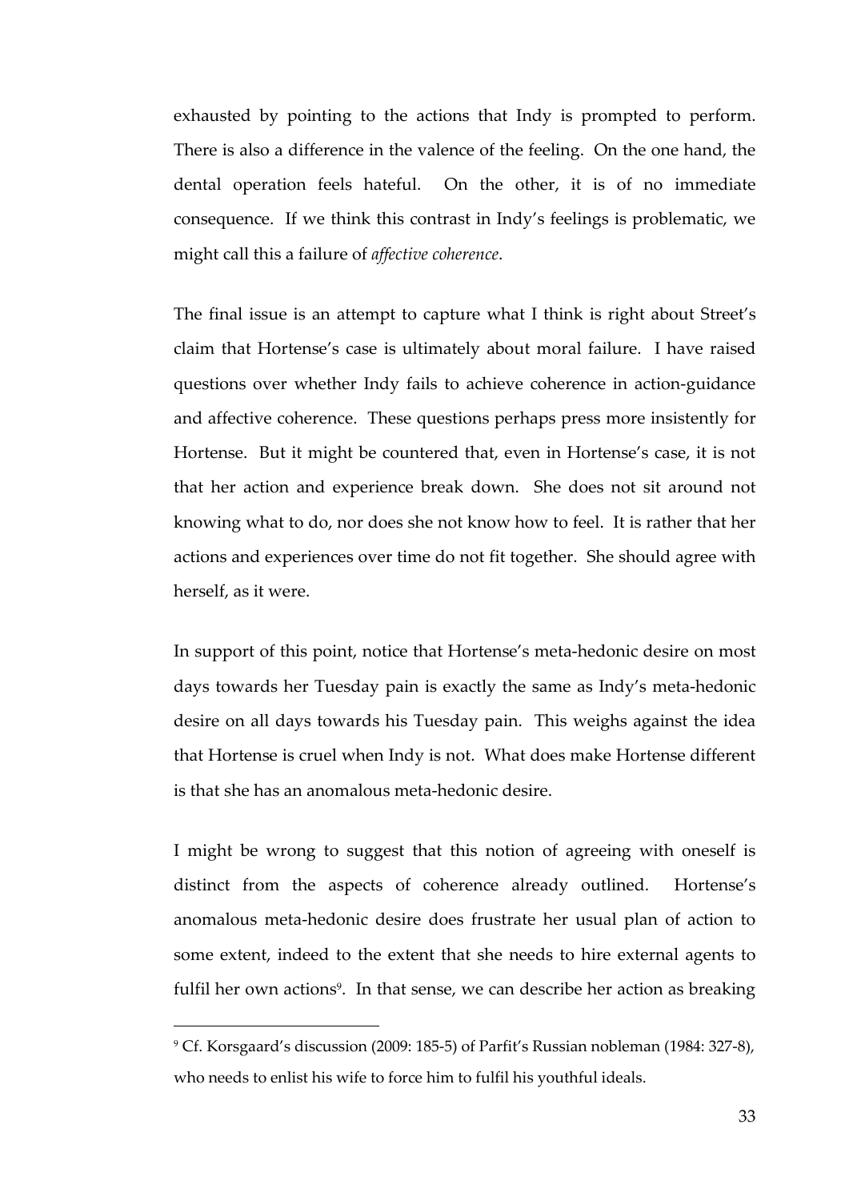exhausted by pointing to the actions that Indy is prompted to perform. There is also a difference in the valence of the feeling. On the one hand, the dental operation feels hateful. On the other, it is of no immediate consequence. If we think this contrast in Indy's feelings is problematic, we might call this a failure of *affective coherence*.

The final issue is an attempt to capture what I think is right about Street's claim that Hortense's case is ultimately about moral failure. I have raised questions over whether Indy fails to achieve coherence in action-guidance and affective coherence. These questions perhaps press more insistently for Hortense. But it might be countered that, even in Hortense's case, it is not that her action and experience break down. She does not sit around not knowing what to do, nor does she not know how to feel. It is rather that her actions and experiences over time do not fit together. She should agree with herself, as it were.

In support of this point, notice that Hortense's meta-hedonic desire on most days towards her Tuesday pain is exactly the same as Indy's meta-hedonic desire on all days towards his Tuesday pain. This weighs against the idea that Hortense is cruel when Indy is not. What does make Hortense different is that she has an anomalous meta-hedonic desire.

I might be wrong to suggest that this notion of agreeing with oneself is distinct from the aspects of coherence already outlined. Hortense's anomalous meta-hedonic desire does frustrate her usual plan of action to some extent, indeed to the extent that she needs to hire external agents to fulfil her own actions[9]. In that sense, we can describe her action as breaking

---

[9] Cf. Korsgaard's discussion (2009: 185-5) of Parfit's Russian nobleman (1984: 327-8), who needs to enlist his wife to force him to fulfil his youthful ideals.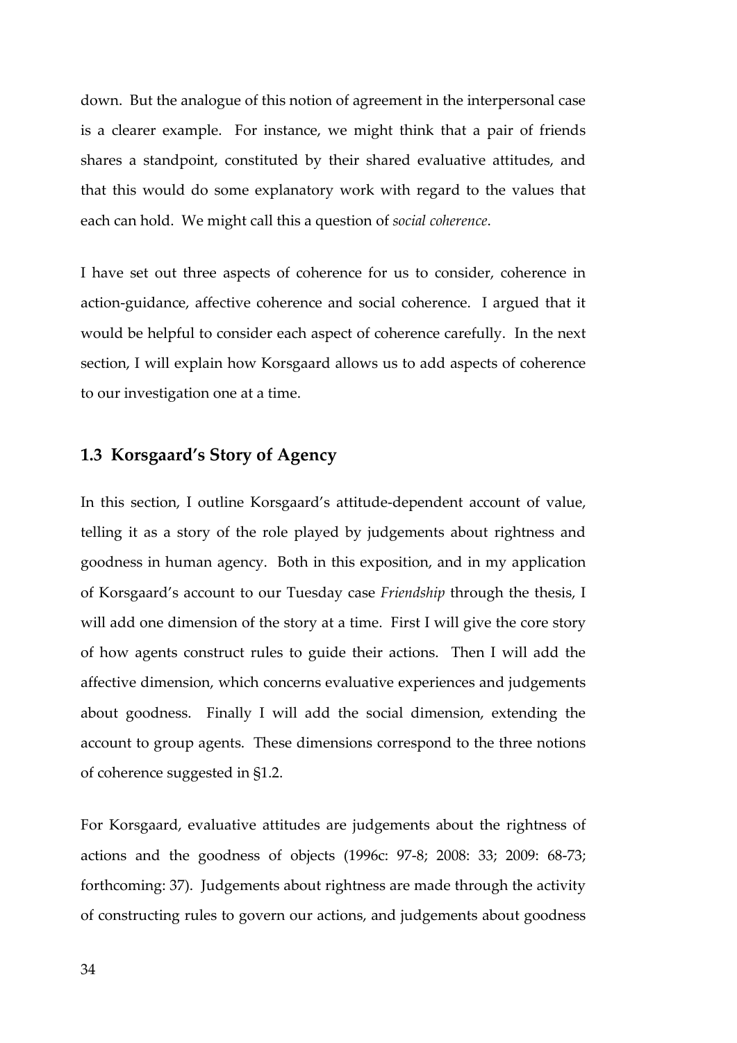down. But the analogue of this notion of agreement in the interpersonal case is a clearer example. For instance, we might think that a pair of friends shares a standpoint, constituted by their shared evaluative attitudes, and that this would do some explanatory work with regard to the values that each can hold. We might call this a question of *social coherence*.

I have set out three aspects of coherence for us to consider, coherence in action-guidance, affective coherence and social coherence. I argued that it would be helpful to consider each aspect of coherence carefully. In the next section, I will explain how Korsgaard allows us to add aspects of coherence to our investigation one at a time.

### 1.3 Korsgaard's Story of Agency

In this section, I outline Korsgaard's attitude-dependent account of value, telling it as a story of the role played by judgements about rightness and goodness in human agency. Both in this exposition, and in my application of Korsgaard's account to our Tuesday case *Friendship* through the thesis, I will add one dimension of the story at a time. First I will give the core story of how agents construct rules to guide their actions. Then I will add the affective dimension, which concerns evaluative experiences and judgements about goodness. Finally I will add the social dimension, extending the account to group agents. These dimensions correspond to the three notions of coherence suggested in §1.2.

For Korsgaard, evaluative attitudes are judgements about the rightness of actions and the goodness of objects (1996c: 97-8; 2008: 33; 2009: 68-73; forthcoming: 37). Judgements about rightness are made through the activity of constructing rules to govern our actions, and judgements about goodness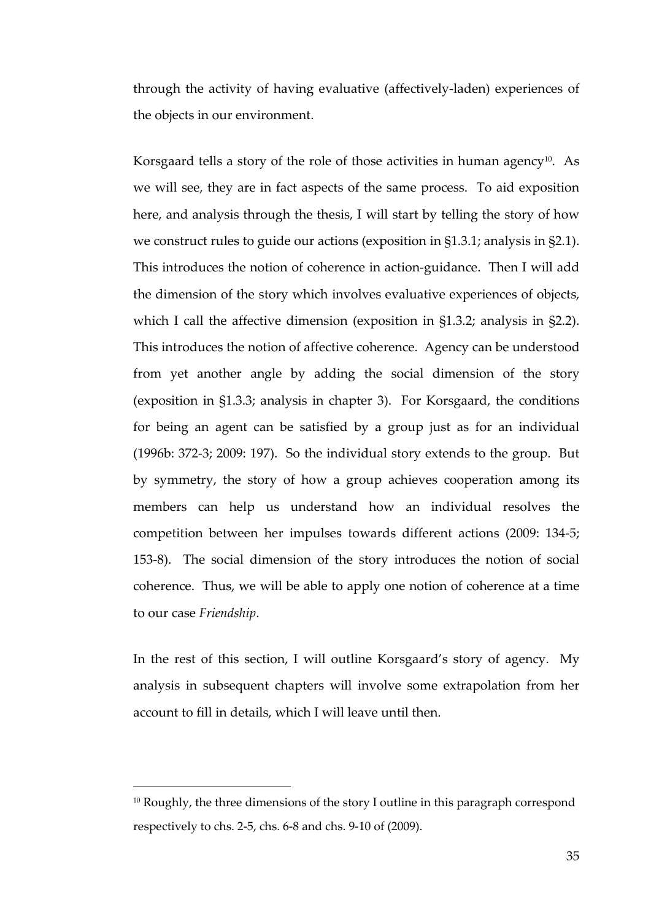through the activity of having evaluative (affectively-laden) experiences of the objects in our environment.

Korsgaard tells a story of the role of those activities in human agency[10]. As we will see, they are in fact aspects of the same process. To aid exposition here, and analysis through the thesis, I will start by telling the story of how we construct rules to guide our actions (exposition in §1.3.1; analysis in §2.1). This introduces the notion of coherence in action-guidance. Then I will add the dimension of the story which involves evaluative experiences of objects, which I call the affective dimension (exposition in §1.3.2; analysis in §2.2). This introduces the notion of affective coherence. Agency can be understood from yet another angle by adding the social dimension of the story (exposition in §1.3.3; analysis in chapter 3). For Korsgaard, the conditions for being an agent can be satisfied by a group just as for an individual (1996b: 372-3; 2009: 197). So the individual story extends to the group. But by symmetry, the story of how a group achieves cooperation among its members can help us understand how an individual resolves the competition between her impulses towards different actions (2009: 134-5; 153-8). The social dimension of the story introduces the notion of social coherence. Thus, we will be able to apply one notion of coherence at a time to our case *Friendship*.

In the rest of this section, I will outline Korsgaard's story of agency. My analysis in subsequent chapters will involve some extrapolation from her account to fill in details, which I will leave until then.

[10] Roughly, the three dimensions of the story I outline in this paragraph correspond respectively to chs. 2-5, chs. 6-8 and chs. 9-10 of (2009).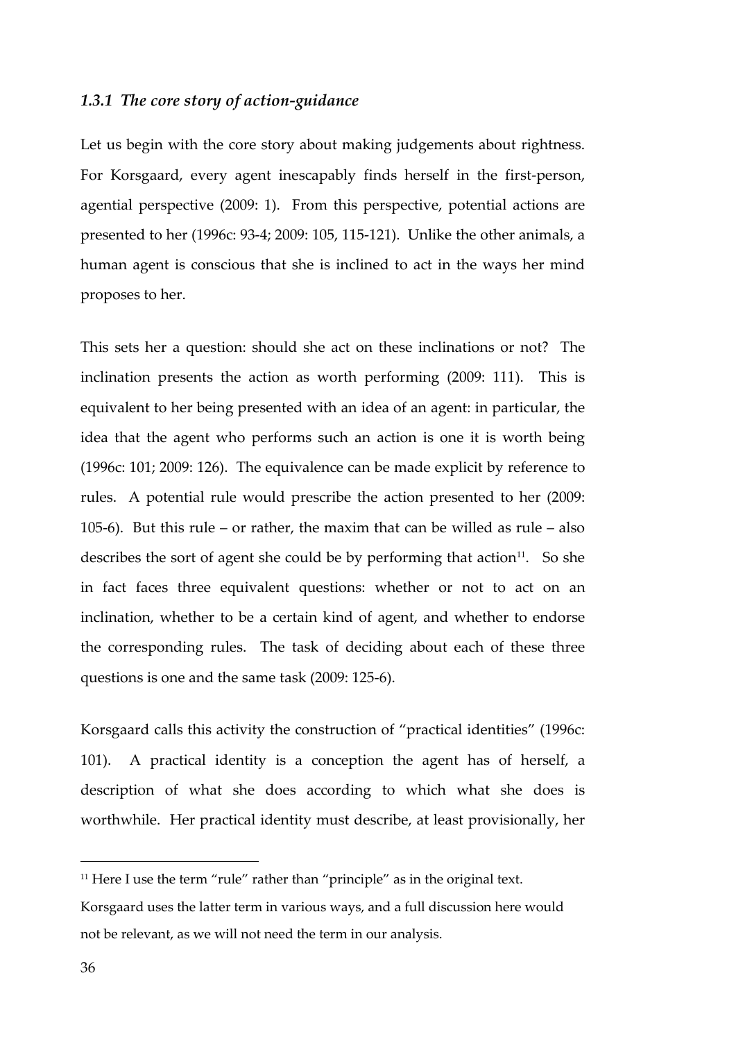### *1.3.1 The core story of action-guidance*

Let us begin with the core story about making judgements about rightness. For Korsgaard, every agent inescapably finds herself in the first-person, agential perspective (2009: 1). From this perspective, potential actions are presented to her (1996c: 93-4; 2009: 105, 115-121). Unlike the other animals, a human agent is conscious that she is inclined to act in the ways her mind proposes to her.

This sets her a question: should she act on these inclinations or not? The inclination presents the action as worth performing (2009: 111). This is equivalent to her being presented with an idea of an agent: in particular, the idea that the agent who performs such an action is one it is worth being (1996c: 101; 2009: 126). The equivalence can be made explicit by reference to rules. A potential rule would prescribe the action presented to her (2009: 105-6). But this rule – or rather, the maxim that can be willed as rule – also describes the sort of agent she could be by performing that action[11]. So she in fact faces three equivalent questions: whether or not to act on an inclination, whether to be a certain kind of agent, and whether to endorse the corresponding rules. The task of deciding about each of these three questions is one and the same task (2009: 125-6).

Korsgaard calls this activity the construction of "practical identities" (1996c: 101). A practical identity is a conception the agent has of herself, a description of what she does according to which what she does is worthwhile. Her practical identity must describe, at least provisionally, her

[11] Here I use the term "rule" rather than "principle" as in the original text. Korsgaard uses the latter term in various ways, and a full discussion here would not be relevant, as we will not need the term in our analysis.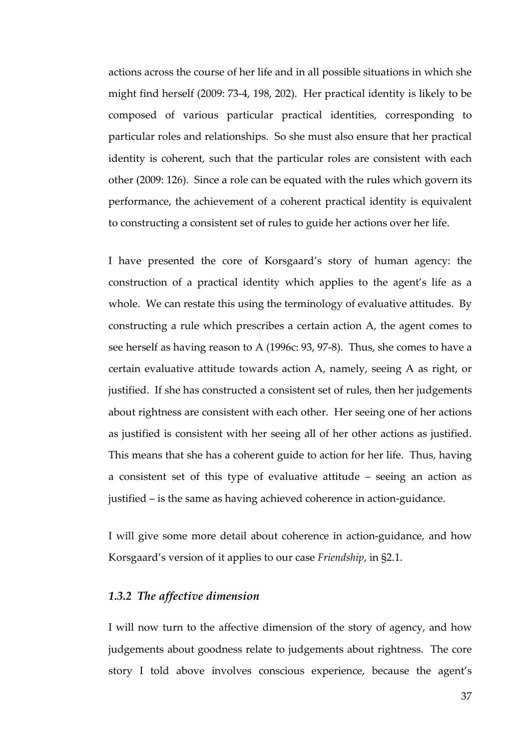actions across the course of her life and in all possible situations in which she might find herself (2009: 73-4, 198, 202). Her practical identity is likely to be composed of various particular practical identities, corresponding to particular roles and relationships. So she must also ensure that her practical identity is coherent, such that the particular roles are consistent with each other (2009: 126). Since a role can be equated with the rules which govern its performance, the achievement of a coherent practical identity is equivalent to constructing a consistent set of rules to guide her actions over her life.

I have presented the core of Korsgaard's story of human agency: the construction of a practical identity which applies to the agent's life as a whole. We can restate this using the terminology of evaluative attitudes. By constructing a rule which prescribes a certain action A, the agent comes to see herself as having reason to A (1996c: 93, 97-8). Thus, she comes to have a certain evaluative attitude towards action A, namely, seeing A as right, or justified. If she has constructed a consistent set of rules, then her judgements about rightness are consistent with each other. Her seeing one of her actions as justified is consistent with her seeing all of her other actions as justified. This means that she has a coherent guide to action for her life. Thus, having a consistent set of this type of evaluative attitude – seeing an action as justified – is the same as having achieved coherence in action-guidance.

I will give some more detail about coherence in action-guidance, and how Korsgaard's version of it applies to our case *Friendship*, in §2.1.

### *1.3.2 The affective dimension*

I will now turn to the affective dimension of the story of agency, and how judgements about goodness relate to judgements about rightness. The core story I told above involves conscious experience, because the agent's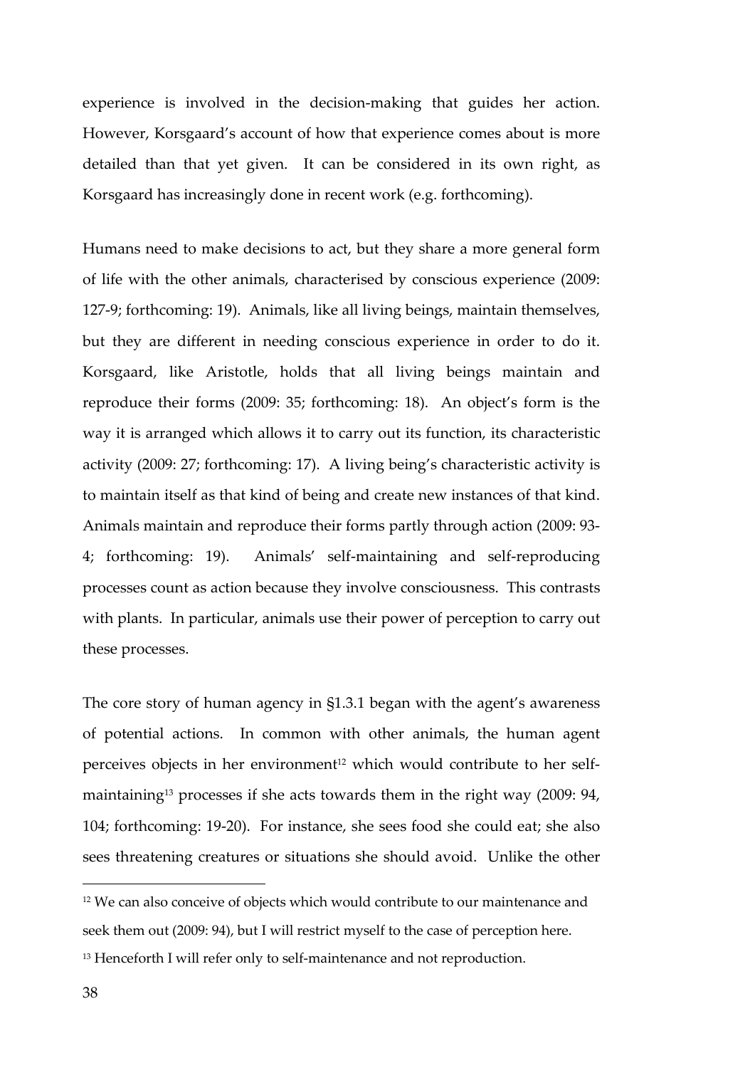experience is involved in the decision-making that guides her action. However, Korsgaard's account of how that experience comes about is more detailed than that yet given. It can be considered in its own right, as Korsgaard has increasingly done in recent work (e.g. forthcoming).

Humans need to make decisions to act, but they share a more general form of life with the other animals, characterised by conscious experience (2009: 127-9; forthcoming: 19). Animals, like all living beings, maintain themselves, but they are different in needing conscious experience in order to do it. Korsgaard, like Aristotle, holds that all living beings maintain and reproduce their forms (2009: 35; forthcoming: 18). An object's form is the way it is arranged which allows it to carry out its function, its characteristic activity (2009: 27; forthcoming: 17). A living being's characteristic activity is to maintain itself as that kind of being and create new instances of that kind. Animals maintain and reproduce their forms partly through action (2009: 93-4; forthcoming: 19). Animals' self-maintaining and self-reproducing processes count as action because they involve consciousness. This contrasts with plants. In particular, animals use their power of perception to carry out these processes.

The core story of human agency in §1.3.1 began with the agent's awareness of potential actions. In common with other animals, the human agent perceives objects in her environment[12] which would contribute to her self-maintaining[13] processes if she acts towards them in the right way (2009: 94, 104; forthcoming: 19-20). For instance, she sees food she could eat; she also sees threatening creatures or situations she should avoid. Unlike the other

[12] We can also conceive of objects which would contribute to our maintenance and seek them out (2009: 94), but I will restrict myself to the case of perception here.

[13] Henceforth I will refer only to self-maintenance and not reproduction.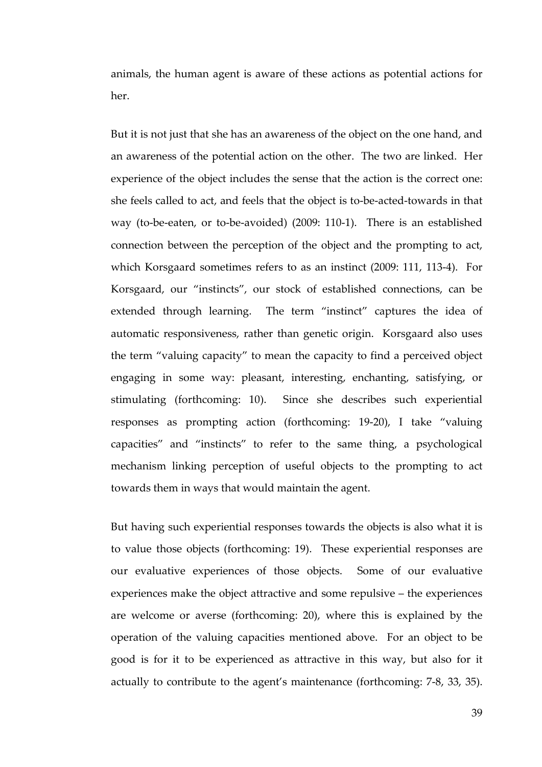animals, the human agent is aware of these actions as potential actions for her.

But it is not just that she has an awareness of the object on the one hand, and an awareness of the potential action on the other. The two are linked. Her experience of the object includes the sense that the action is the correct one: she feels called to act, and feels that the object is to-be-acted-towards in that way (to-be-eaten, or to-be-avoided) (2009: 110-1). There is an established connection between the perception of the object and the prompting to act, which Korsgaard sometimes refers to as an instinct (2009: 111, 113-4). For Korsgaard, our "instincts", our stock of established connections, can be extended through learning. The term "instinct" captures the idea of automatic responsiveness, rather than genetic origin. Korsgaard also uses the term "valuing capacity" to mean the capacity to find a perceived object engaging in some way: pleasant, interesting, enchanting, satisfying, or stimulating (forthcoming: 10). Since she describes such experiential responses as prompting action (forthcoming: 19-20), I take "valuing capacities" and "instincts" to refer to the same thing, a psychological mechanism linking perception of useful objects to the prompting to act towards them in ways that would maintain the agent.

But having such experiential responses towards the objects is also what it is to value those objects (forthcoming: 19). These experiential responses are our evaluative experiences of those objects. Some of our evaluative experiences make the object attractive and some repulsive – the experiences are welcome or averse (forthcoming: 20), where this is explained by the operation of the valuing capacities mentioned above. For an object to be good is for it to be experienced as attractive in this way, but also for it actually to contribute to the agent's maintenance (forthcoming: 7-8, 33, 35).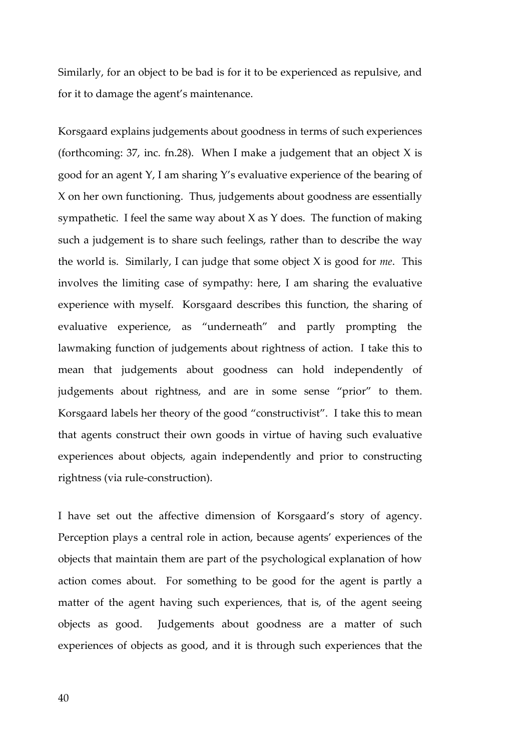Similarly, for an object to be bad is for it to be experienced as repulsive, and for it to damage the agent's maintenance.

Korsgaard explains judgements about goodness in terms of such experiences (forthcoming: 37, inc. fn.28). When I make a judgement that an object X is good for an agent Y, I am sharing Y's evaluative experience of the bearing of X on her own functioning. Thus, judgements about goodness are essentially sympathetic. I feel the same way about X as Y does. The function of making such a judgement is to share such feelings, rather than to describe the way the world is. Similarly, I can judge that some object X is good for *me*. This involves the limiting case of sympathy: here, I am sharing the evaluative experience with myself. Korsgaard describes this function, the sharing of evaluative experience, as "underneath" and partly prompting the lawmaking function of judgements about rightness of action. I take this to mean that judgements about goodness can hold independently of judgements about rightness, and are in some sense "prior" to them. Korsgaard labels her theory of the good "constructivist". I take this to mean that agents construct their own goods in virtue of having such evaluative experiences about objects, again independently and prior to constructing rightness (via rule-construction).

I have set out the affective dimension of Korsgaard's story of agency. Perception plays a central role in action, because agents' experiences of the objects that maintain them are part of the psychological explanation of how action comes about. For something to be good for the agent is partly a matter of the agent having such experiences, that is, of the agent seeing objects as good. Judgements about goodness are a matter of such experiences of objects as good, and it is through such experiences that the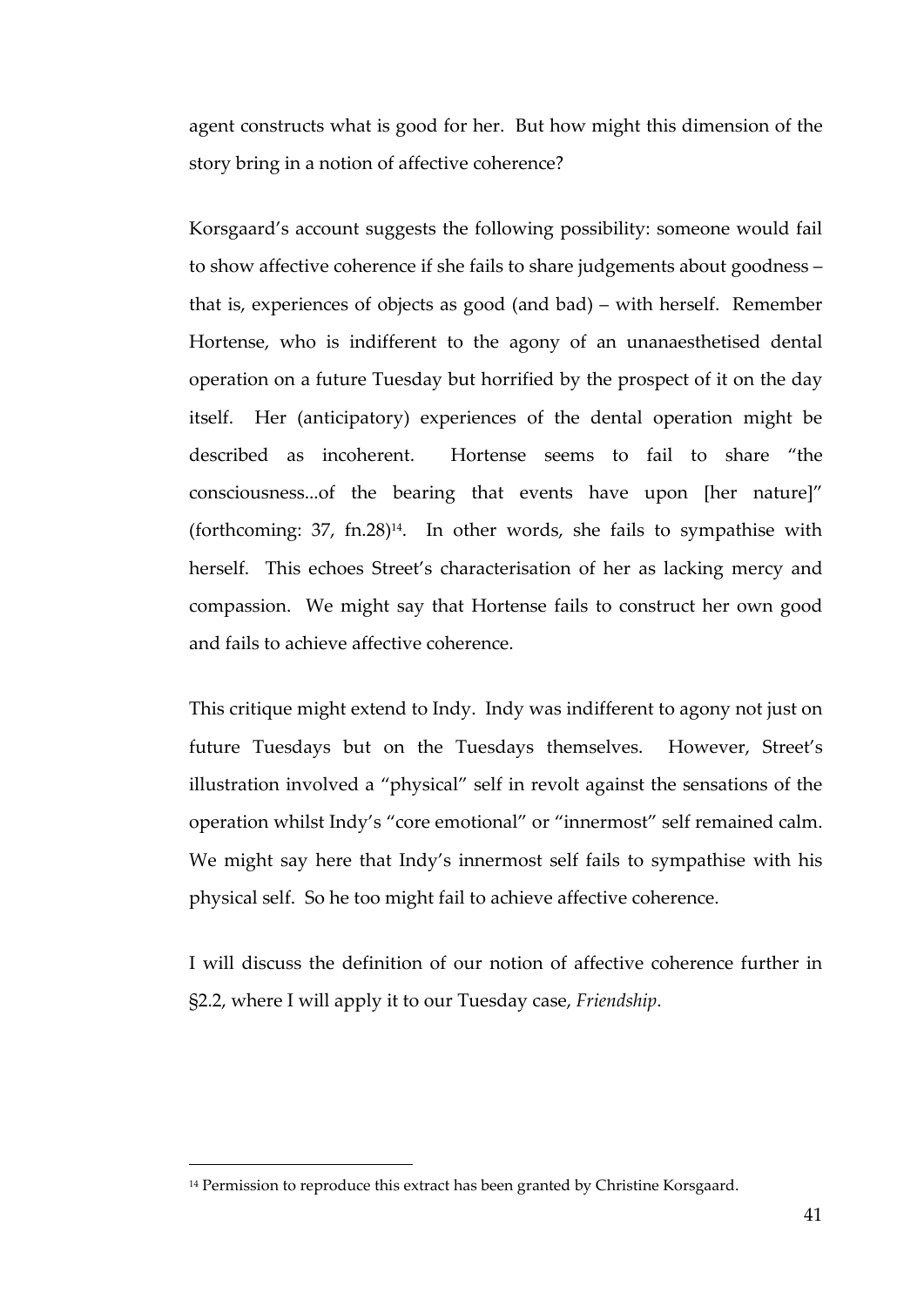agent constructs what is good for her. But how might this dimension of the story bring in a notion of affective coherence?

Korsgaard's account suggests the following possibility: someone would fail to show affective coherence if she fails to share judgements about goodness – that is, experiences of objects as good (and bad) – with herself. Remember Hortense, who is indifferent to the agony of an unanaesthetised dental operation on a future Tuesday but horrified by the prospect of it on the day itself. Her (anticipatory) experiences of the dental operation might be described as incoherent. Hortense seems to fail to share "the consciousness...of the bearing that events have upon [her nature]" (forthcoming: 37, fn.28)[14]. In other words, she fails to sympathise with herself. This echoes Street's characterisation of her as lacking mercy and compassion. We might say that Hortense fails to construct her own good and fails to achieve affective coherence.

This critique might extend to Indy. Indy was indifferent to agony not just on future Tuesdays but on the Tuesdays themselves. However, Street's illustration involved a "physical" self in revolt against the sensations of the operation whilst Indy's "core emotional" or "innermost" self remained calm. We might say here that Indy's innermost self fails to sympathise with his physical self. So he too might fail to achieve affective coherence.

I will discuss the definition of our notion of affective coherence further in §2.2, where I will apply it to our Tuesday case, *Friendship*.

---

[14] Permission to reproduce this extract has been granted by Christine Korsgaard.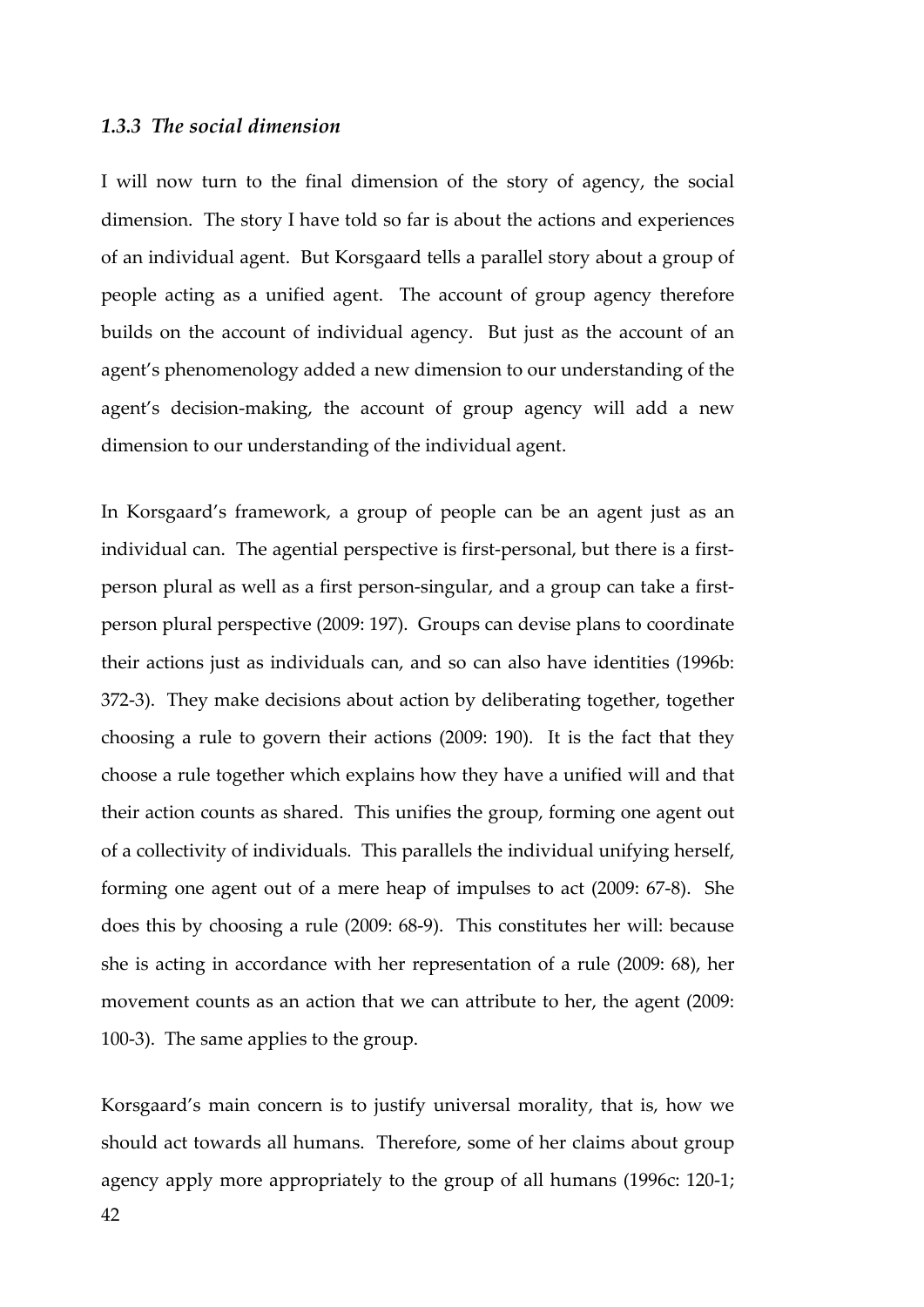### *1.3.3 The social dimension*

I will now turn to the final dimension of the story of agency, the social dimension. The story I have told so far is about the actions and experiences of an individual agent. But Korsgaard tells a parallel story about a group of people acting as a unified agent. The account of group agency therefore builds on the account of individual agency. But just as the account of an agent's phenomenology added a new dimension to our understanding of the agent's decision-making, the account of group agency will add a new dimension to our understanding of the individual agent.

In Korsgaard's framework, a group of people can be an agent just as an individual can. The agential perspective is first-personal, but there is a first-person plural as well as a first person-singular, and a group can take a first-person plural perspective (2009: 197). Groups can devise plans to coordinate their actions just as individuals can, and so can also have identities (1996b: 372-3). They make decisions about action by deliberating together, together choosing a rule to govern their actions (2009: 190). It is the fact that they choose a rule together which explains how they have a unified will and that their action counts as shared. This unifies the group, forming one agent out of a collectivity of individuals. This parallels the individual unifying herself, forming one agent out of a mere heap of impulses to act (2009: 67-8). She does this by choosing a rule (2009: 68-9). This constitutes her will: because she is acting in accordance with her representation of a rule (2009: 68), her movement counts as an action that we can attribute to her, the agent (2009: 100-3). The same applies to the group.

Korsgaard's main concern is to justify universal morality, that is, how we should act towards all humans. Therefore, some of her claims about group agency apply more appropriately to the group of all humans (1996c: 120-1;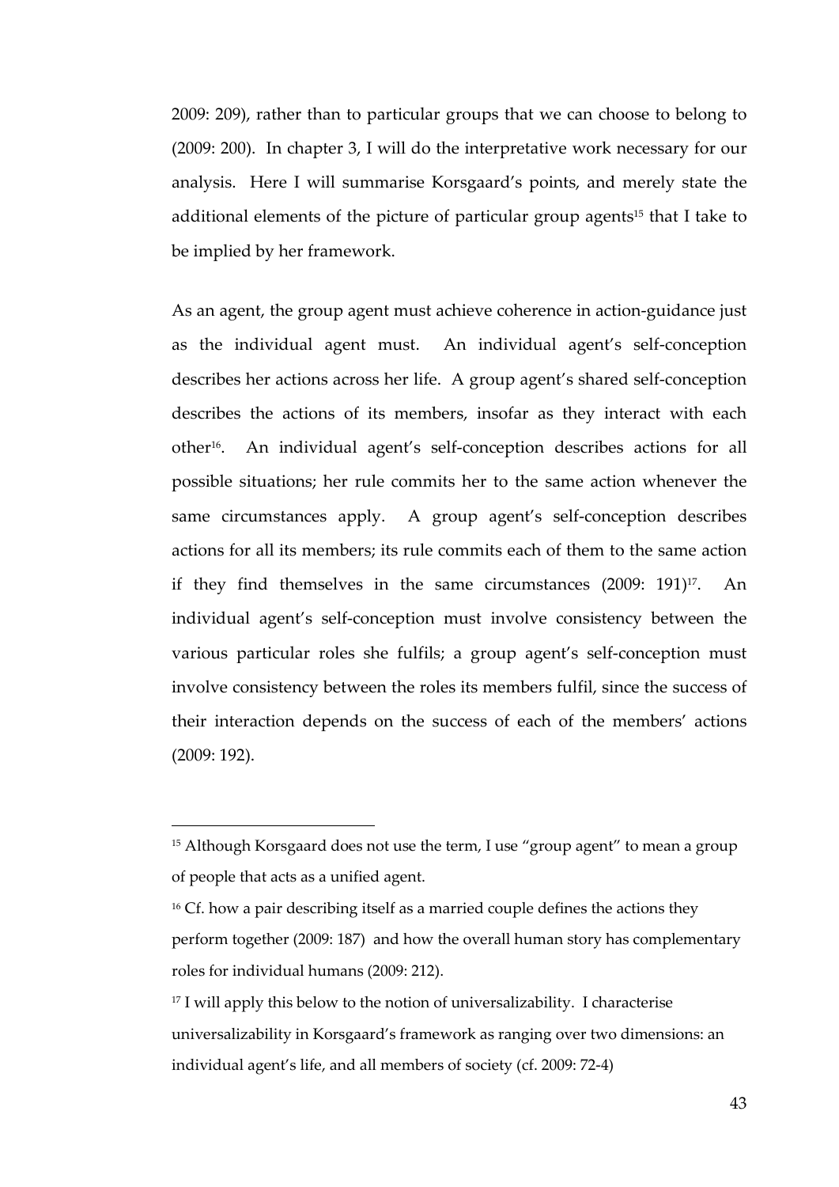2009: 209), rather than to particular groups that we can choose to belong to (2009: 200). In chapter 3, I will do the interpretative work necessary for our analysis. Here I will summarise Korsgaard's points, and merely state the additional elements of the picture of particular group agents[15] that I take to be implied by her framework.

As an agent, the group agent must achieve coherence in action-guidance just as the individual agent must. An individual agent's self-conception describes her actions across her life. A group agent's shared self-conception describes the actions of its members, insofar as they interact with each other[16]. An individual agent's self-conception describes actions for all possible situations; her rule commits her to the same action whenever the same circumstances apply. A group agent's self-conception describes actions for all its members; its rule commits each of them to the same action if they find themselves in the same circumstances (2009: 191)[17]. An individual agent's self-conception must involve consistency between the various particular roles she fulfils; a group agent's self-conception must involve consistency between the roles its members fulfil, since the success of their interaction depends on the success of each of the members' actions (2009: 192).

---

[15] Although Korsgaard does not use the term, I use "group agent" to mean a group of people that acts as a unified agent.

[16] Cf. how a pair describing itself as a married couple defines the actions they perform together (2009: 187) and how the overall human story has complementary roles for individual humans (2009: 212).

[17] I will apply this below to the notion of universalizability. I characterise universalizability in Korsgaard's framework as ranging over two dimensions: an individual agent's life, and all members of society (cf. 2009: 72-4)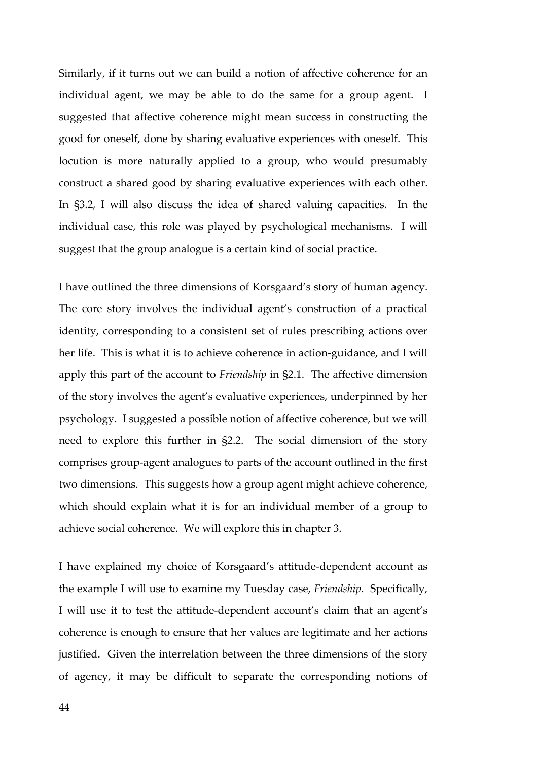Similarly, if it turns out we can build a notion of affective coherence for an individual agent, we may be able to do the same for a group agent. I suggested that affective coherence might mean success in constructing the good for oneself, done by sharing evaluative experiences with oneself. This locution is more naturally applied to a group, who would presumably construct a shared good by sharing evaluative experiences with each other. In §3.2, I will also discuss the idea of shared valuing capacities. In the individual case, this role was played by psychological mechanisms. I will suggest that the group analogue is a certain kind of social practice.

I have outlined the three dimensions of Korsgaard's story of human agency. The core story involves the individual agent's construction of a practical identity, corresponding to a consistent set of rules prescribing actions over her life. This is what it is to achieve coherence in action-guidance, and I will apply this part of the account to *Friendship* in §2.1. The affective dimension of the story involves the agent's evaluative experiences, underpinned by her psychology. I suggested a possible notion of affective coherence, but we will need to explore this further in §2.2. The social dimension of the story comprises group-agent analogues to parts of the account outlined in the first two dimensions. This suggests how a group agent might achieve coherence, which should explain what it is for an individual member of a group to achieve social coherence. We will explore this in chapter 3.

I have explained my choice of Korsgaard's attitude-dependent account as the example I will use to examine my Tuesday case, *Friendship*. Specifically, I will use it to test the attitude-dependent account's claim that an agent's coherence is enough to ensure that her values are legitimate and her actions justified. Given the interrelation between the three dimensions of the story of agency, it may be difficult to separate the corresponding notions of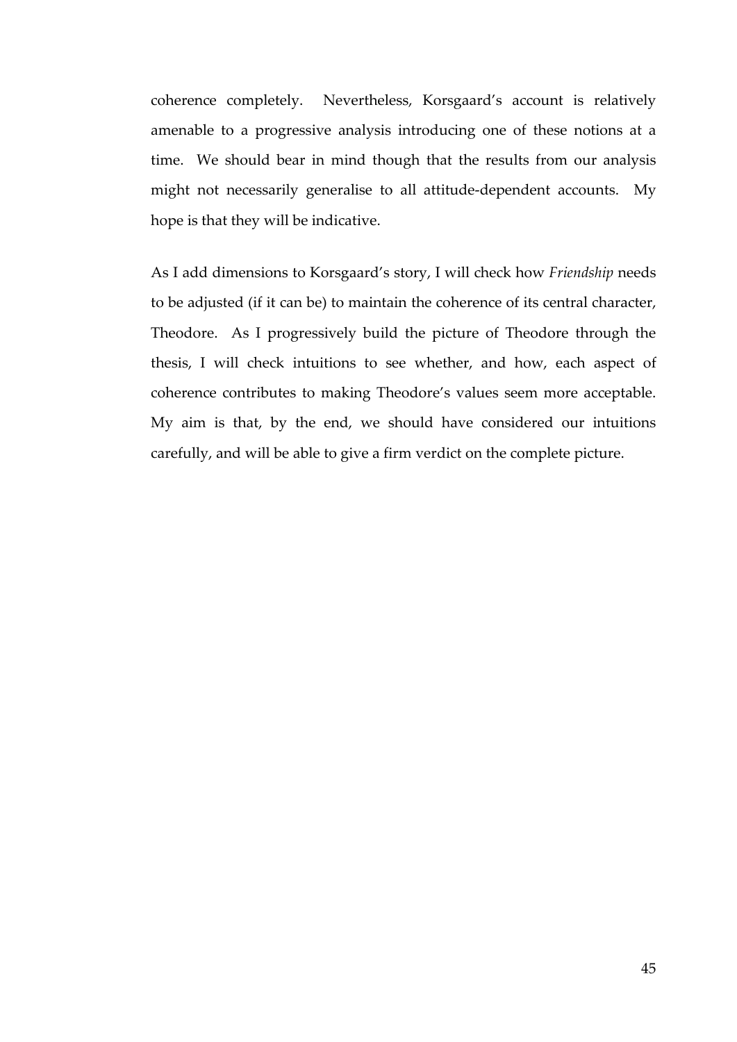coherence completely. Nevertheless, Korsgaard's account is relatively amenable to a progressive analysis introducing one of these notions at a time. We should bear in mind though that the results from our analysis might not necessarily generalise to all attitude-dependent accounts. My hope is that they will be indicative.

As I add dimensions to Korsgaard's story, I will check how *Friendship* needs to be adjusted (if it can be) to maintain the coherence of its central character, Theodore. As I progressively build the picture of Theodore through the thesis, I will check intuitions to see whether, and how, each aspect of coherence contributes to making Theodore's values seem more acceptable. My aim is that, by the end, we should have considered our intuitions carefully, and will be able to give a firm verdict on the complete picture.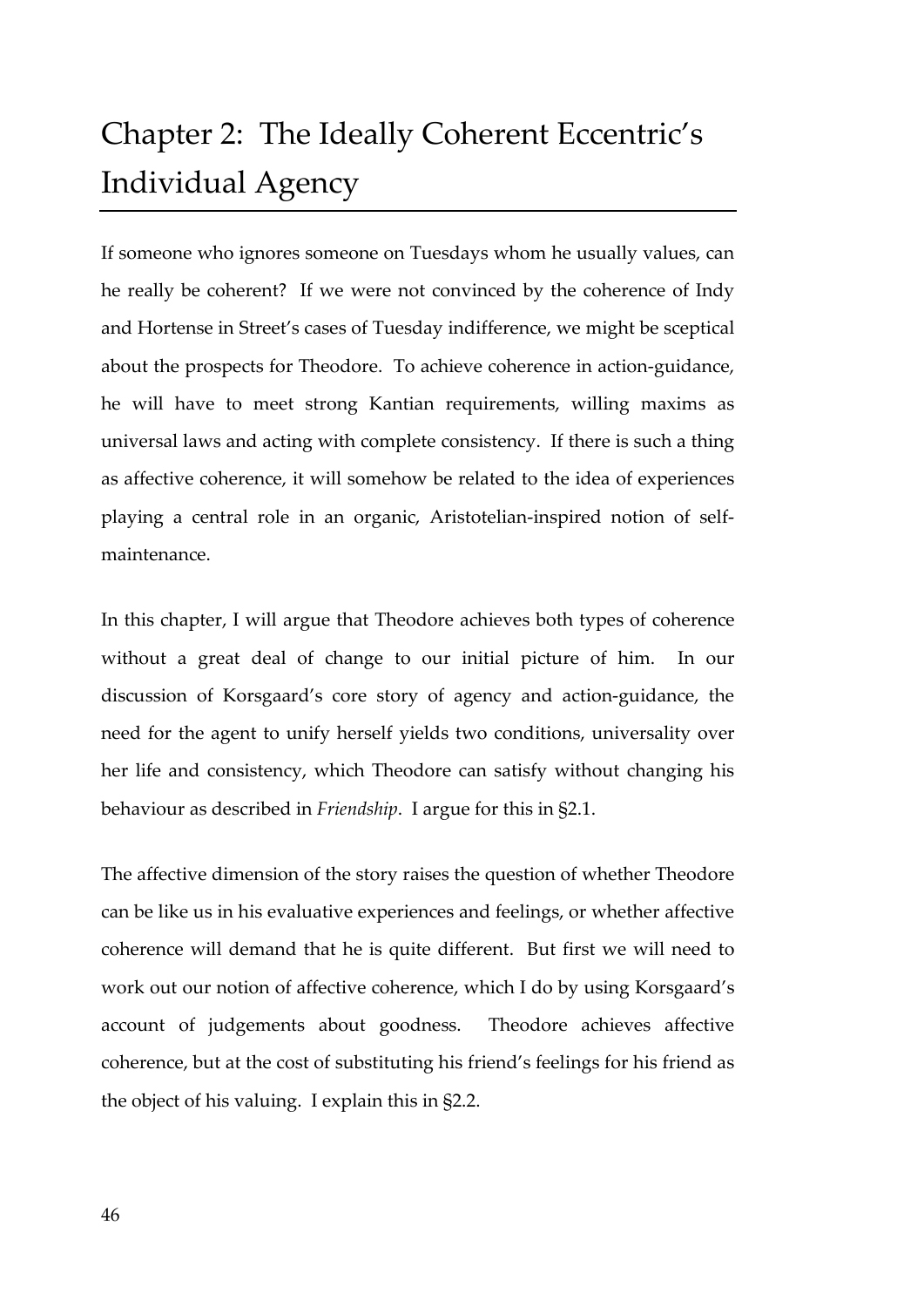# Chapter 2: The Ideally Coherent Eccentric's Individual Agency

If someone who ignores someone on Tuesdays whom he usually values, can he really be coherent? If we were not convinced by the coherence of Indy and Hortense in Street's cases of Tuesday indifference, we might be sceptical about the prospects for Theodore. To achieve coherence in action-guidance, he will have to meet strong Kantian requirements, willing maxims as universal laws and acting with complete consistency. If there is such a thing as affective coherence, it will somehow be related to the idea of experiences playing a central role in an organic, Aristotelian-inspired notion of self-maintenance.

In this chapter, I will argue that Theodore achieves both types of coherence without a great deal of change to our initial picture of him. In our discussion of Korsgaard's core story of agency and action-guidance, the need for the agent to unify herself yields two conditions, universality over her life and consistency, which Theodore can satisfy without changing his behaviour as described in *Friendship*. I argue for this in §2.1.

The affective dimension of the story raises the question of whether Theodore can be like us in his evaluative experiences and feelings, or whether affective coherence will demand that he is quite different. But first we will need to work out our notion of affective coherence, which I do by using Korsgaard's account of judgements about goodness. Theodore achieves affective coherence, but at the cost of substituting his friend's feelings for his friend as the object of his valuing. I explain this in §2.2.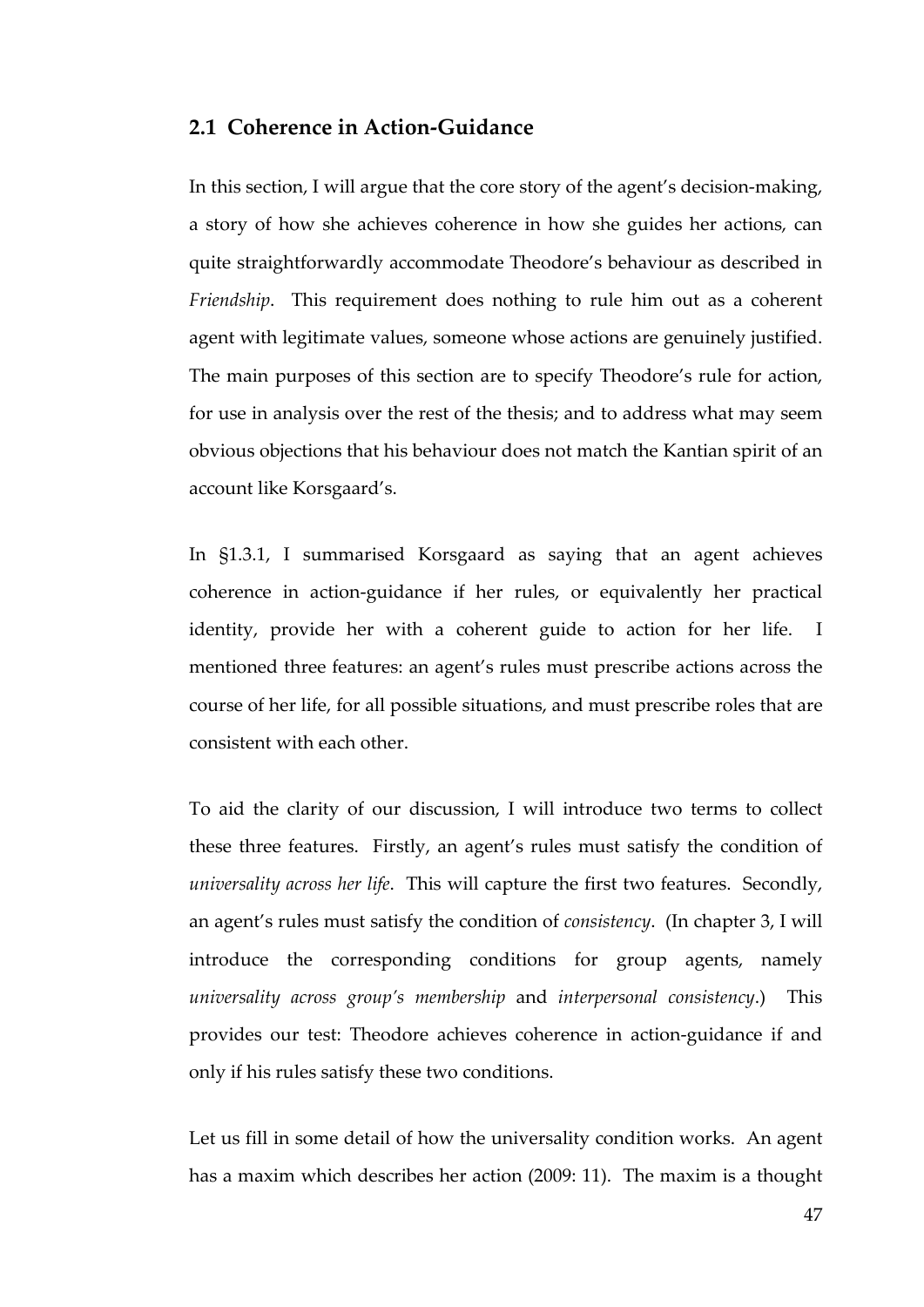## 2.1 Coherence in Action-Guidance

In this section, I will argue that the core story of the agent's decision-making, a story of how she achieves coherence in how she guides her actions, can quite straightforwardly accommodate Theodore's behaviour as described in *Friendship*. This requirement does nothing to rule him out as a coherent agent with legitimate values, someone whose actions are genuinely justified. The main purposes of this section are to specify Theodore's rule for action, for use in analysis over the rest of the thesis; and to address what may seem obvious objections that his behaviour does not match the Kantian spirit of an account like Korsgaard's.

In §1.3.1, I summarised Korsgaard as saying that an agent achieves coherence in action-guidance if her rules, or equivalently her practical identity, provide her with a coherent guide to action for her life. I mentioned three features: an agent's rules must prescribe actions across the course of her life, for all possible situations, and must prescribe roles that are consistent with each other.

To aid the clarity of our discussion, I will introduce two terms to collect these three features. Firstly, an agent's rules must satisfy the condition of *universality across her life*. This will capture the first two features. Secondly, an agent's rules must satisfy the condition of *consistency*. (In chapter 3, I will introduce the corresponding conditions for group agents, namely *universality across group's membership* and *interpersonal consistency*.) This provides our test: Theodore achieves coherence in action-guidance if and only if his rules satisfy these two conditions.

Let us fill in some detail of how the universality condition works. An agent has a maxim which describes her action (2009: 11). The maxim is a thought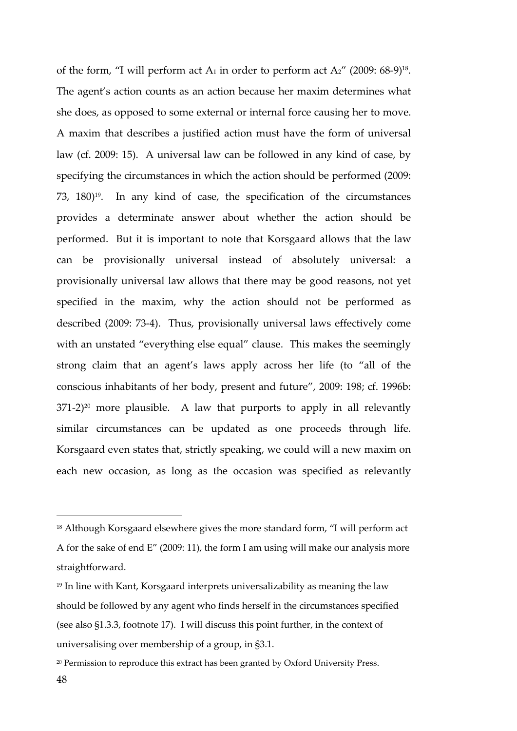of the form, "I will perform act $A_1$ in order to perform act $A_2$" (2009: 68-9)[18]. The agent's action counts as an action because her maxim determines what she does, as opposed to some external or internal force causing her to move. A maxim that describes a justified action must have the form of universal law (cf. 2009: 15). A universal law can be followed in any kind of case, by specifying the circumstances in which the action should be performed (2009: 73, 180)[19]. In any kind of case, the specification of the circumstances provides a determinate answer about whether the action should be performed. But it is important to note that Korsgaard allows that the law can be provisionally universal instead of absolutely universal: a provisionally universal law allows that there may be good reasons, not yet specified in the maxim, why the action should not be performed as described (2009: 73-4). Thus, provisionally universal laws effectively come with an unstated "everything else equal" clause. This makes the seemingly strong claim that an agent's laws apply across her life (to "all of the conscious inhabitants of her body, present and future", 2009: 198; cf. 1996b: 371-2)[20] more plausible. A law that purports to apply in all relevantly similar circumstances can be updated as one proceeds through life. Korsgaard even states that, strictly speaking, we could will a new maxim on each new occasion, as long as the occasion was specified as relevantly

---

[18] Although Korsgaard elsewhere gives the more standard form, "I will perform act A for the sake of end E" (2009: 11), the form I am using will make our analysis more straightforward.

[19] In line with Kant, Korsgaard interprets universalizability as meaning the law should be followed by any agent who finds herself in the circumstances specified (see also §1.3.3, footnote 17). I will discuss this point further, in the context of universalising over membership of a group, in §3.1.

[20] Permission to reproduce this extract has been granted by Oxford University Press.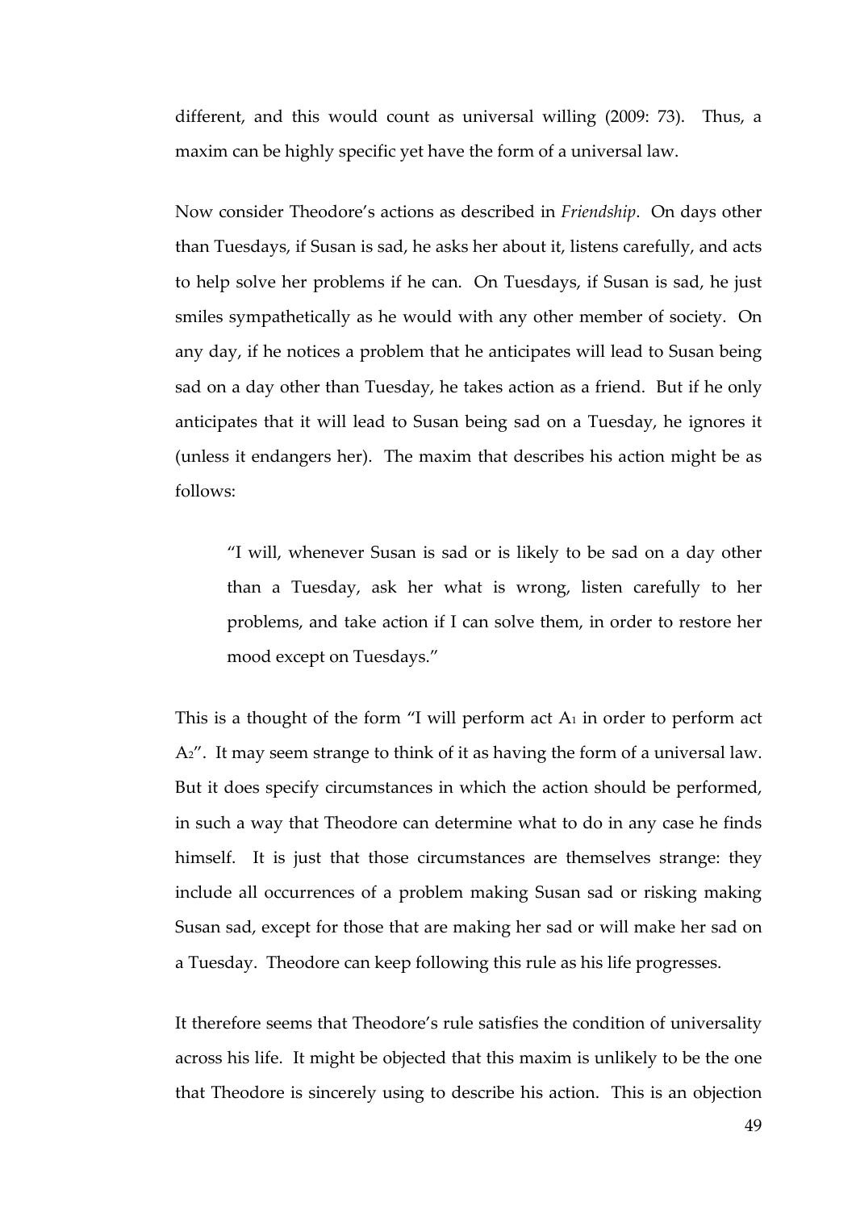different, and this would count as universal willing (2009: 73). Thus, a maxim can be highly specific yet have the form of a universal law.

Now consider Theodore's actions as described in *Friendship*. On days other than Tuesdays, if Susan is sad, he asks her about it, listens carefully, and acts to help solve her problems if he can. On Tuesdays, if Susan is sad, he just smiles sympathetically as he would with any other member of society. On any day, if he notices a problem that he anticipates will lead to Susan being sad on a day other than Tuesday, he takes action as a friend. But if he only anticipates that it will lead to Susan being sad on a Tuesday, he ignores it (unless it endangers her). The maxim that describes his action might be as follows:

> "I will, whenever Susan is sad or is likely to be sad on a day other than a Tuesday, ask her what is wrong, listen carefully to her problems, and take action if I can solve them, in order to restore her mood except on Tuesdays."

This is a thought of the form "I will perform act $A_1$ in order to perform act $A_2$". It may seem strange to think of it as having the form of a universal law. But it does specify circumstances in which the action should be performed, in such a way that Theodore can determine what to do in any case he finds himself. It is just that those circumstances are themselves strange: they include all occurrences of a problem making Susan sad or risking making Susan sad, except for those that are making her sad or will make her sad on a Tuesday. Theodore can keep following this rule as his life progresses.

It therefore seems that Theodore's rule satisfies the condition of universality across his life. It might be objected that this maxim is unlikely to be the one that Theodore is sincerely using to describe his action. This is an objection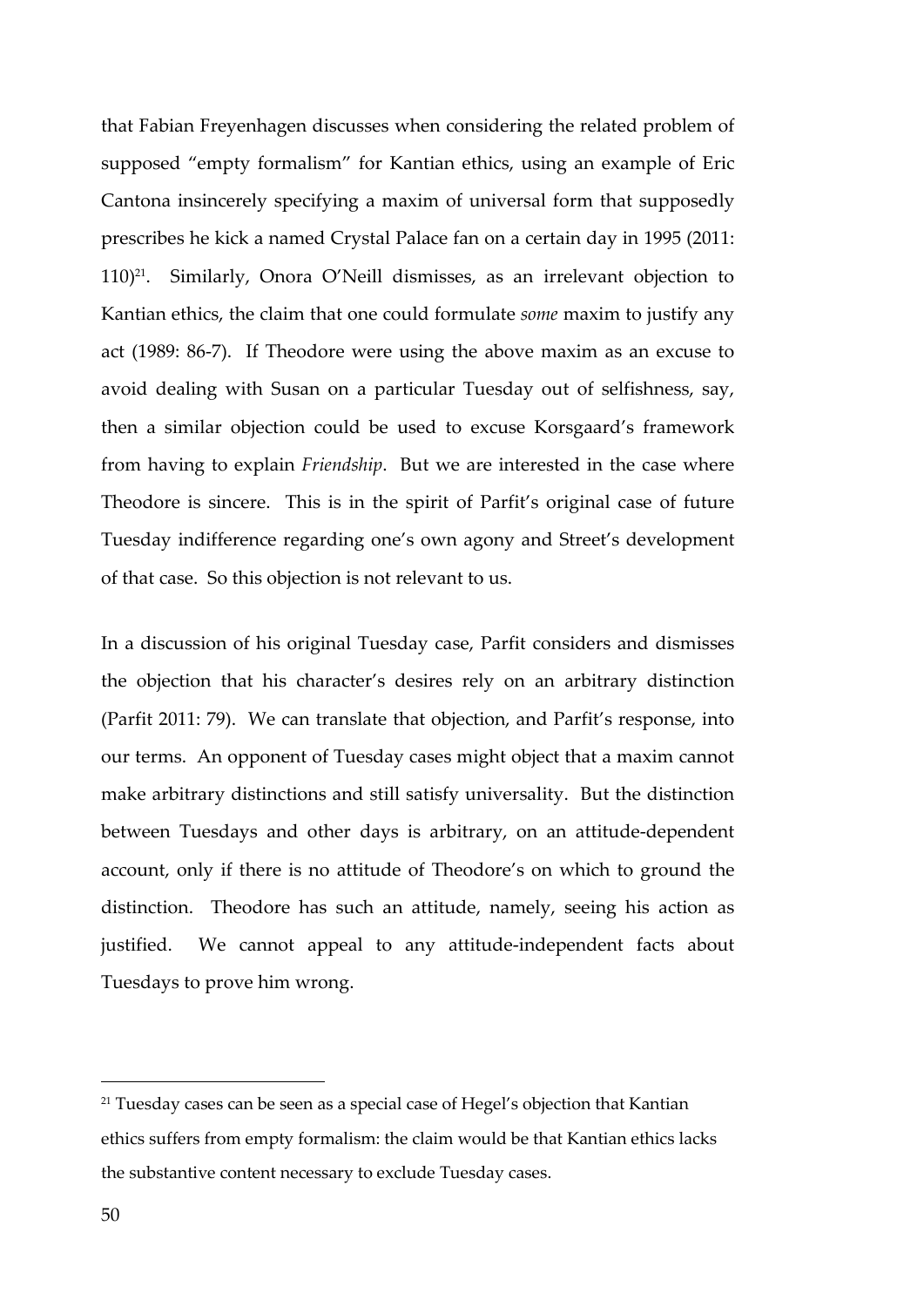that Fabian Freyenhagen discusses when considering the related problem of supposed "empty formalism" for Kantian ethics, using an example of Eric Cantona insincerely specifying a maxim of universal form that supposedly prescribes he kick a named Crystal Palace fan on a certain day in 1995 (2011: 110)[21]. Similarly, Onora O'Neill dismisses, as an irrelevant objection to Kantian ethics, the claim that one could formulate *some* maxim to justify any act (1989: 86-7). If Theodore were using the above maxim as an excuse to avoid dealing with Susan on a particular Tuesday out of selfishness, say, then a similar objection could be used to excuse Korsgaard's framework from having to explain *Friendship*. But we are interested in the case where Theodore is sincere. This is in the spirit of Parfit's original case of future Tuesday indifference regarding one's own agony and Street's development of that case. So this objection is not relevant to us.

In a discussion of his original Tuesday case, Parfit considers and dismisses the objection that his character's desires rely on an arbitrary distinction (Parfit 2011: 79). We can translate that objection, and Parfit's response, into our terms. An opponent of Tuesday cases might object that a maxim cannot make arbitrary distinctions and still satisfy universality. But the distinction between Tuesdays and other days is arbitrary, on an attitude-dependent account, only if there is no attitude of Theodore's on which to ground the distinction. Theodore has such an attitude, namely, seeing his action as justified. We cannot appeal to any attitude-independent facts about Tuesdays to prove him wrong.

---

[21] Tuesday cases can be seen as a special case of Hegel's objection that Kantian ethics suffers from empty formalism: the claim would be that Kantian ethics lacks the substantive content necessary to exclude Tuesday cases.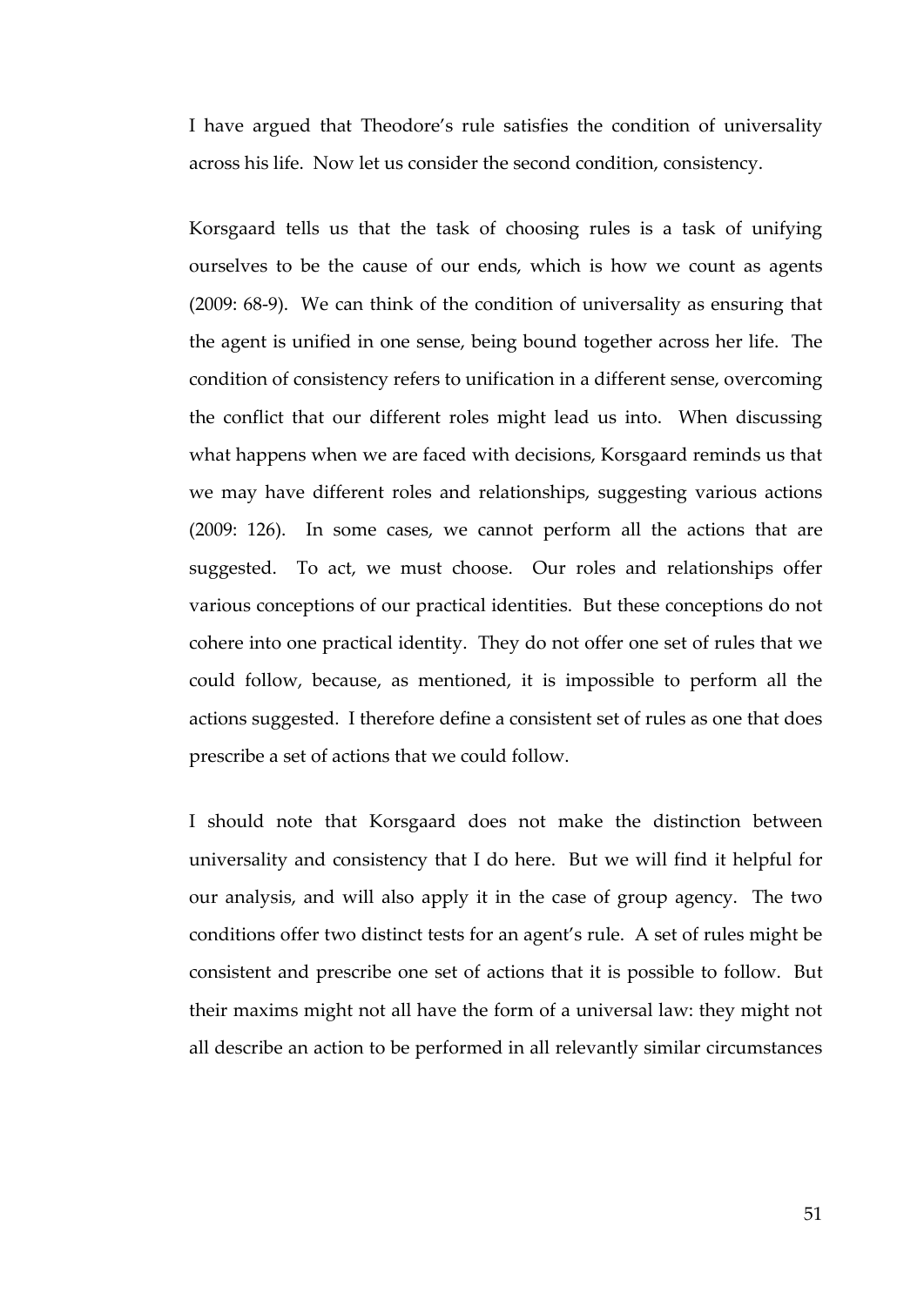I have argued that Theodore's rule satisfies the condition of universality across his life. Now let us consider the second condition, consistency.

Korsgaard tells us that the task of choosing rules is a task of unifying ourselves to be the cause of our ends, which is how we count as agents (2009: 68-9). We can think of the condition of universality as ensuring that the agent is unified in one sense, being bound together across her life. The condition of consistency refers to unification in a different sense, overcoming the conflict that our different roles might lead us into. When discussing what happens when we are faced with decisions, Korsgaard reminds us that we may have different roles and relationships, suggesting various actions (2009: 126). In some cases, we cannot perform all the actions that are suggested. To act, we must choose. Our roles and relationships offer various conceptions of our practical identities. But these conceptions do not cohere into one practical identity. They do not offer one set of rules that we could follow, because, as mentioned, it is impossible to perform all the actions suggested. I therefore define a consistent set of rules as one that does prescribe a set of actions that we could follow.

I should note that Korsgaard does not make the distinction between universality and consistency that I do here. But we will find it helpful for our analysis, and will also apply it in the case of group agency. The two conditions offer two distinct tests for an agent's rule. A set of rules might be consistent and prescribe one set of actions that it is possible to follow. But their maxims might not all have the form of a universal law: they might not all describe an action to be performed in all relevantly similar circumstances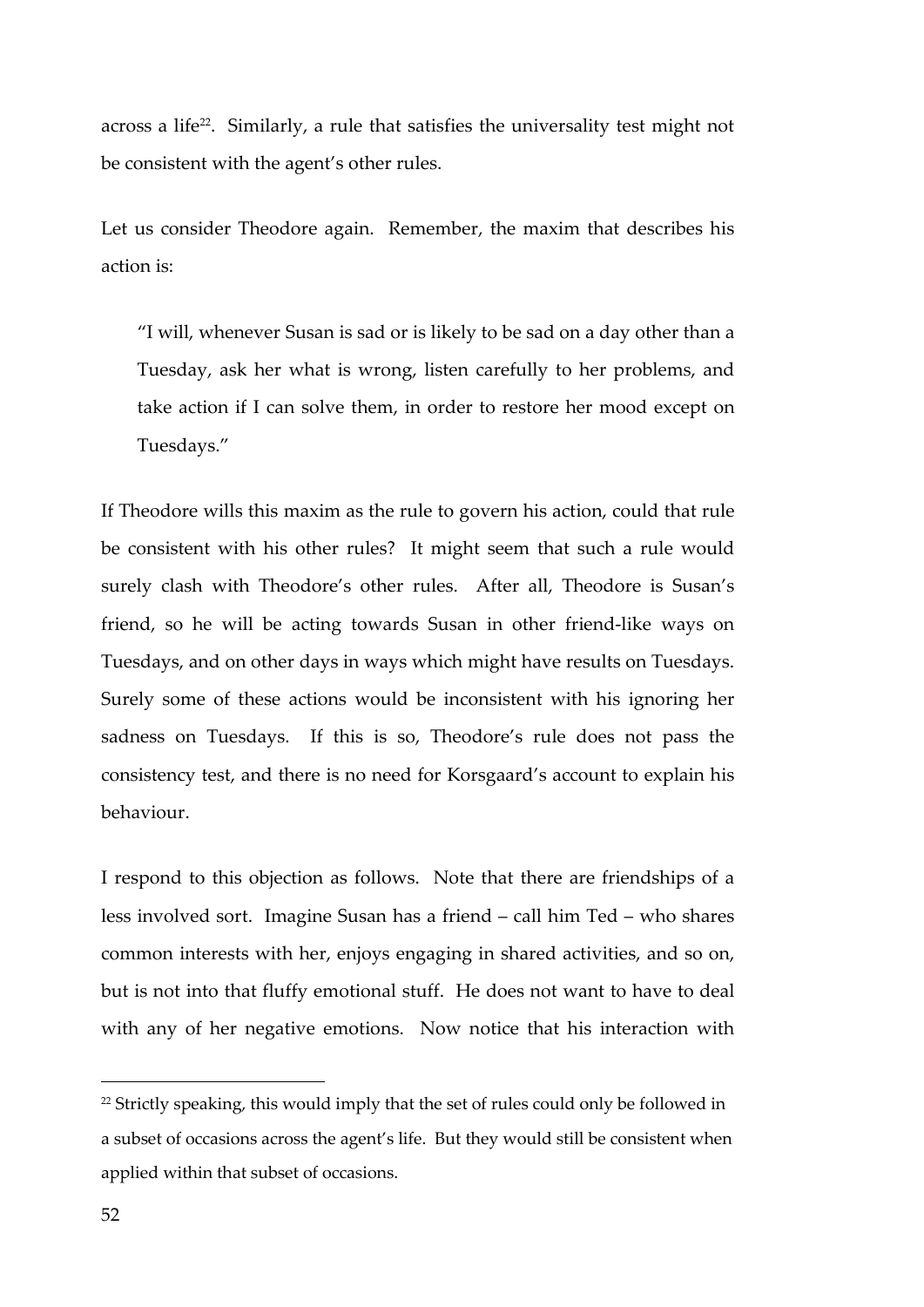across a life[22]. Similarly, a rule that satisfies the universality test might not be consistent with the agent's other rules.

Let us consider Theodore again. Remember, the maxim that describes his action is:

> "I will, whenever Susan is sad or is likely to be sad on a day other than a Tuesday, ask her what is wrong, listen carefully to her problems, and take action if I can solve them, in order to restore her mood except on Tuesdays."

If Theodore wills this maxim as the rule to govern his action, could that rule be consistent with his other rules? It might seem that such a rule would surely clash with Theodore's other rules. After all, Theodore is Susan's friend, so he will be acting towards Susan in other friend-like ways on Tuesdays, and on other days in ways which might have results on Tuesdays. Surely some of these actions would be inconsistent with his ignoring her sadness on Tuesdays. If this is so, Theodore's rule does not pass the consistency test, and there is no need for Korsgaard's account to explain his behaviour.

I respond to this objection as follows. Note that there are friendships of a less involved sort. Imagine Susan has a friend – call him Ted – who shares common interests with her, enjoys engaging in shared activities, and so on, but is not into that fluffy emotional stuff. He does not want to have to deal with any of her negative emotions. Now notice that his interaction with

---

[22] Strictly speaking, this would imply that the set of rules could only be followed in a subset of occasions across the agent's life. But they would still be consistent when applied within that subset of occasions.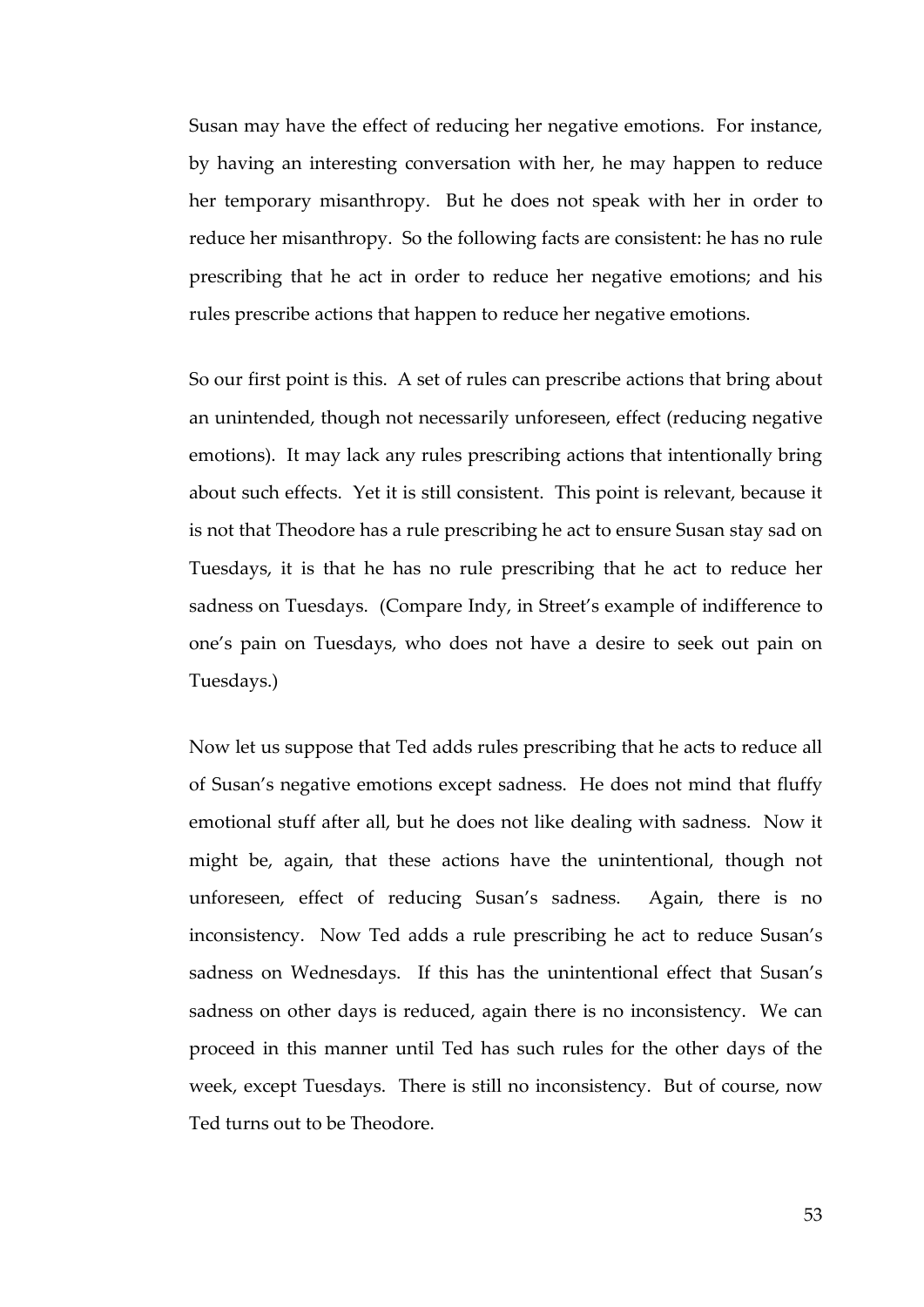Susan may have the effect of reducing her negative emotions. For instance, by having an interesting conversation with her, he may happen to reduce her temporary misanthropy. But he does not speak with her in order to reduce her misanthropy. So the following facts are consistent: he has no rule prescribing that he act in order to reduce her negative emotions; and his rules prescribe actions that happen to reduce her negative emotions.

So our first point is this. A set of rules can prescribe actions that bring about an unintended, though not necessarily unforeseen, effect (reducing negative emotions). It may lack any rules prescribing actions that intentionally bring about such effects. Yet it is still consistent. This point is relevant, because it is not that Theodore has a rule prescribing he act to ensure Susan stay sad on Tuesdays, it is that he has no rule prescribing that he act to reduce her sadness on Tuesdays. (Compare Indy, in Street's example of indifference to one's pain on Tuesdays, who does not have a desire to seek out pain on Tuesdays.)

Now let us suppose that Ted adds rules prescribing that he acts to reduce all of Susan's negative emotions except sadness. He does not mind that fluffy emotional stuff after all, but he does not like dealing with sadness. Now it might be, again, that these actions have the unintentional, though not unforeseen, effect of reducing Susan's sadness. Again, there is no inconsistency. Now Ted adds a rule prescribing he act to reduce Susan's sadness on Wednesdays. If this has the unintentional effect that Susan's sadness on other days is reduced, again there is no inconsistency. We can proceed in this manner until Ted has such rules for the other days of the week, except Tuesdays. There is still no inconsistency. But of course, now Ted turns out to be Theodore.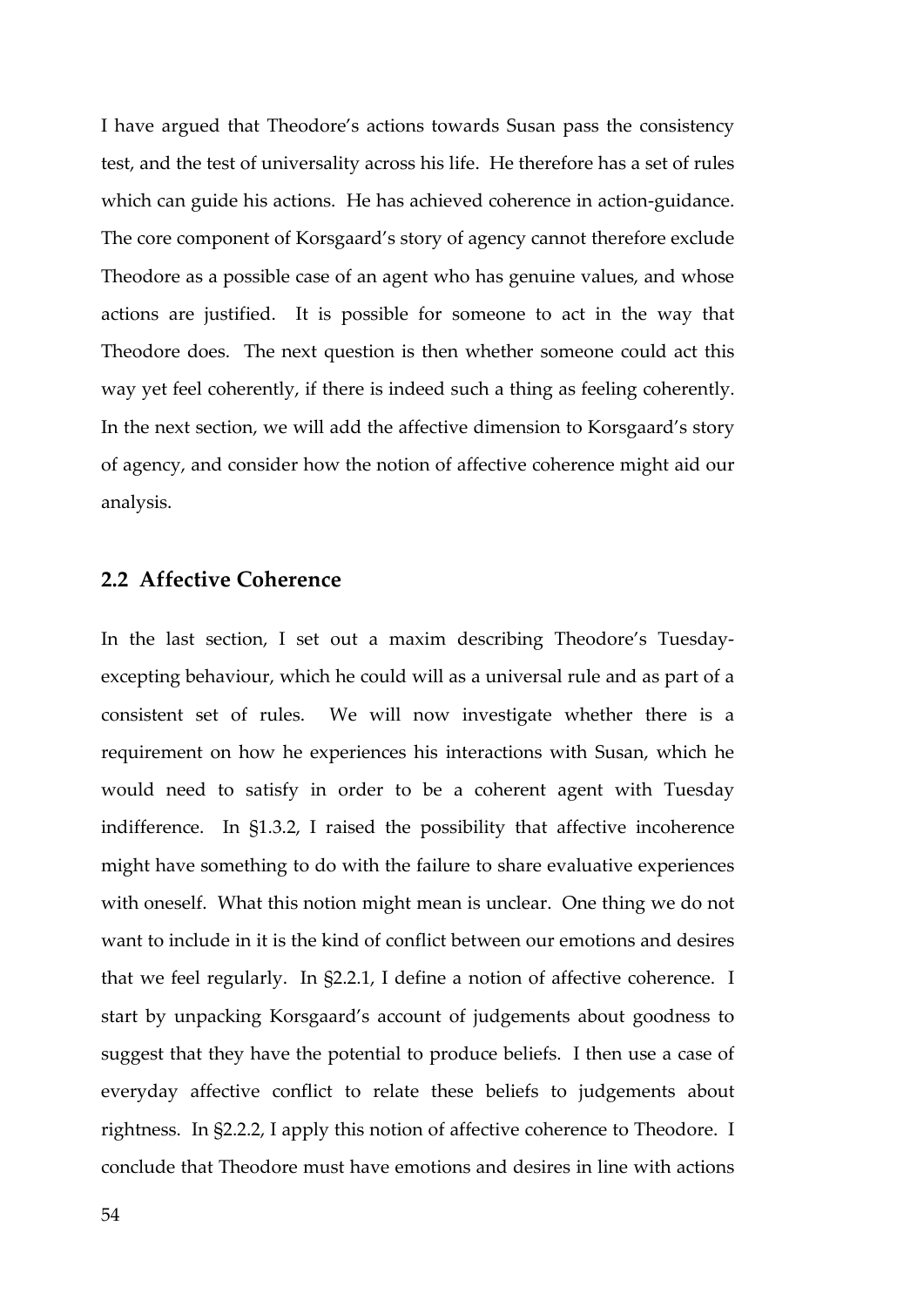I have argued that Theodore's actions towards Susan pass the consistency test, and the test of universality across his life. He therefore has a set of rules which can guide his actions. He has achieved coherence in action-guidance. The core component of Korsgaard's story of agency cannot therefore exclude Theodore as a possible case of an agent who has genuine values, and whose actions are justified. It is possible for someone to act in the way that Theodore does. The next question is then whether someone could act this way yet feel coherently, if there is indeed such a thing as feeling coherently. In the next section, we will add the affective dimension to Korsgaard's story of agency, and consider how the notion of affective coherence might aid our analysis.

## 2.2 Affective Coherence

In the last section, I set out a maxim describing Theodore's Tuesday-excepting behaviour, which he could will as a universal rule and as part of a consistent set of rules. We will now investigate whether there is a requirement on how he experiences his interactions with Susan, which he would need to satisfy in order to be a coherent agent with Tuesday indifference. In §1.3.2, I raised the possibility that affective incoherence might have something to do with the failure to share evaluative experiences with oneself. What this notion might mean is unclear. One thing we do not want to include in it is the kind of conflict between our emotions and desires that we feel regularly. In §2.2.1, I define a notion of affective coherence. I start by unpacking Korsgaard's account of judgements about goodness to suggest that they have the potential to produce beliefs. I then use a case of everyday affective conflict to relate these beliefs to judgements about rightness. In §2.2.2, I apply this notion of affective coherence to Theodore. I conclude that Theodore must have emotions and desires in line with actions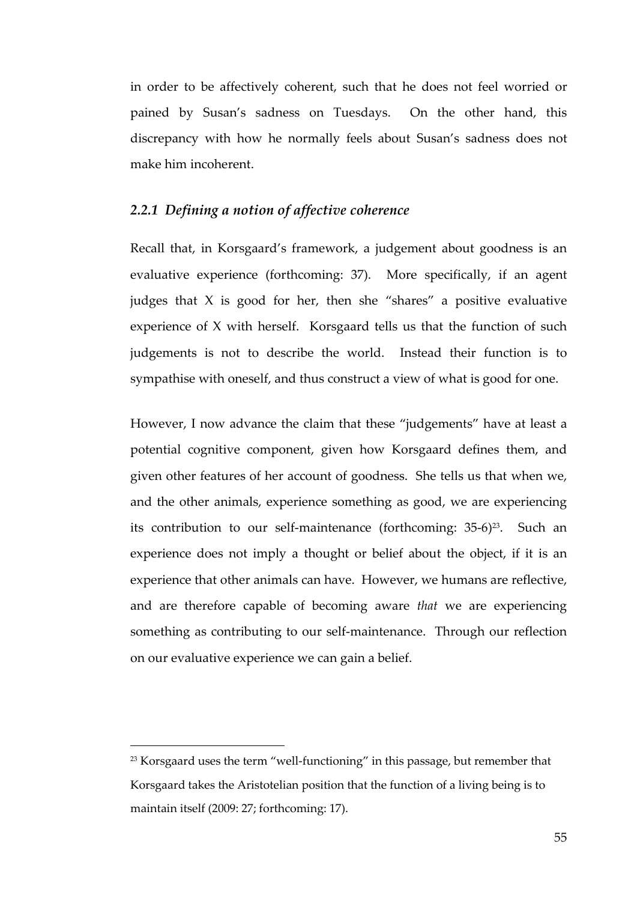in order to be affectively coherent, such that he does not feel worried or pained by Susan's sadness on Tuesdays. On the other hand, this discrepancy with how he normally feels about Susan's sadness does not make him incoherent.

### *2.2.1 Defining a notion of affective coherence*

Recall that, in Korsgaard's framework, a judgement about goodness is an evaluative experience (forthcoming: 37). More specifically, if an agent judges that X is good for her, then she "shares" a positive evaluative experience of X with herself. Korsgaard tells us that the function of such judgements is not to describe the world. Instead their function is to sympathise with oneself, and thus construct a view of what is good for one.

However, I now advance the claim that these "judgements" have at least a potential cognitive component, given how Korsgaard defines them, and given other features of her account of goodness. She tells us that when we, and the other animals, experience something as good, we are experiencing its contribution to our self-maintenance (forthcoming: 35-6)[23]. Such an experience does not imply a thought or belief about the object, if it is an experience that other animals can have. However, we humans are reflective, and are therefore capable of becoming aware *that* we are experiencing something as contributing to our self-maintenance. Through our reflection on our evaluative experience we can gain a belief.

---

[23] Korsgaard uses the term "well-functioning" in this passage, but remember that Korsgaard takes the Aristotelian position that the function of a living being is to maintain itself (2009: 27; forthcoming: 17).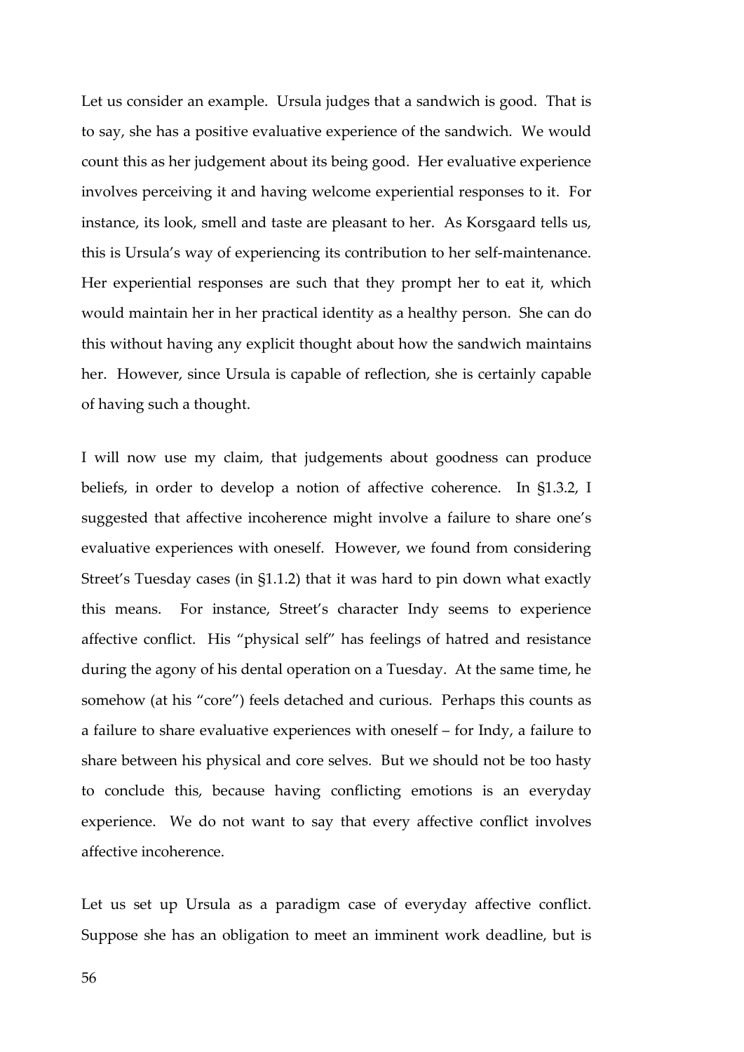Let us consider an example. Ursula judges that a sandwich is good. That is to say, she has a positive evaluative experience of the sandwich. We would count this as her judgement about its being good. Her evaluative experience involves perceiving it and having welcome experiential responses to it. For instance, its look, smell and taste are pleasant to her. As Korsgaard tells us, this is Ursula's way of experiencing its contribution to her self-maintenance. Her experiential responses are such that they prompt her to eat it, which would maintain her in her practical identity as a healthy person. She can do this without having any explicit thought about how the sandwich maintains her. However, since Ursula is capable of reflection, she is certainly capable of having such a thought.

I will now use my claim, that judgements about goodness can produce beliefs, in order to develop a notion of affective coherence. In §1.3.2, I suggested that affective incoherence might involve a failure to share one's evaluative experiences with oneself. However, we found from considering Street's Tuesday cases (in §1.1.2) that it was hard to pin down what exactly this means. For instance, Street's character Indy seems to experience affective conflict. His "physical self" has feelings of hatred and resistance during the agony of his dental operation on a Tuesday. At the same time, he somehow (at his "core") feels detached and curious. Perhaps this counts as a failure to share evaluative experiences with oneself – for Indy, a failure to share between his physical and core selves. But we should not be too hasty to conclude this, because having conflicting emotions is an everyday experience. We do not want to say that every affective conflict involves affective incoherence.

Let us set up Ursula as a paradigm case of everyday affective conflict. Suppose she has an obligation to meet an imminent work deadline, but is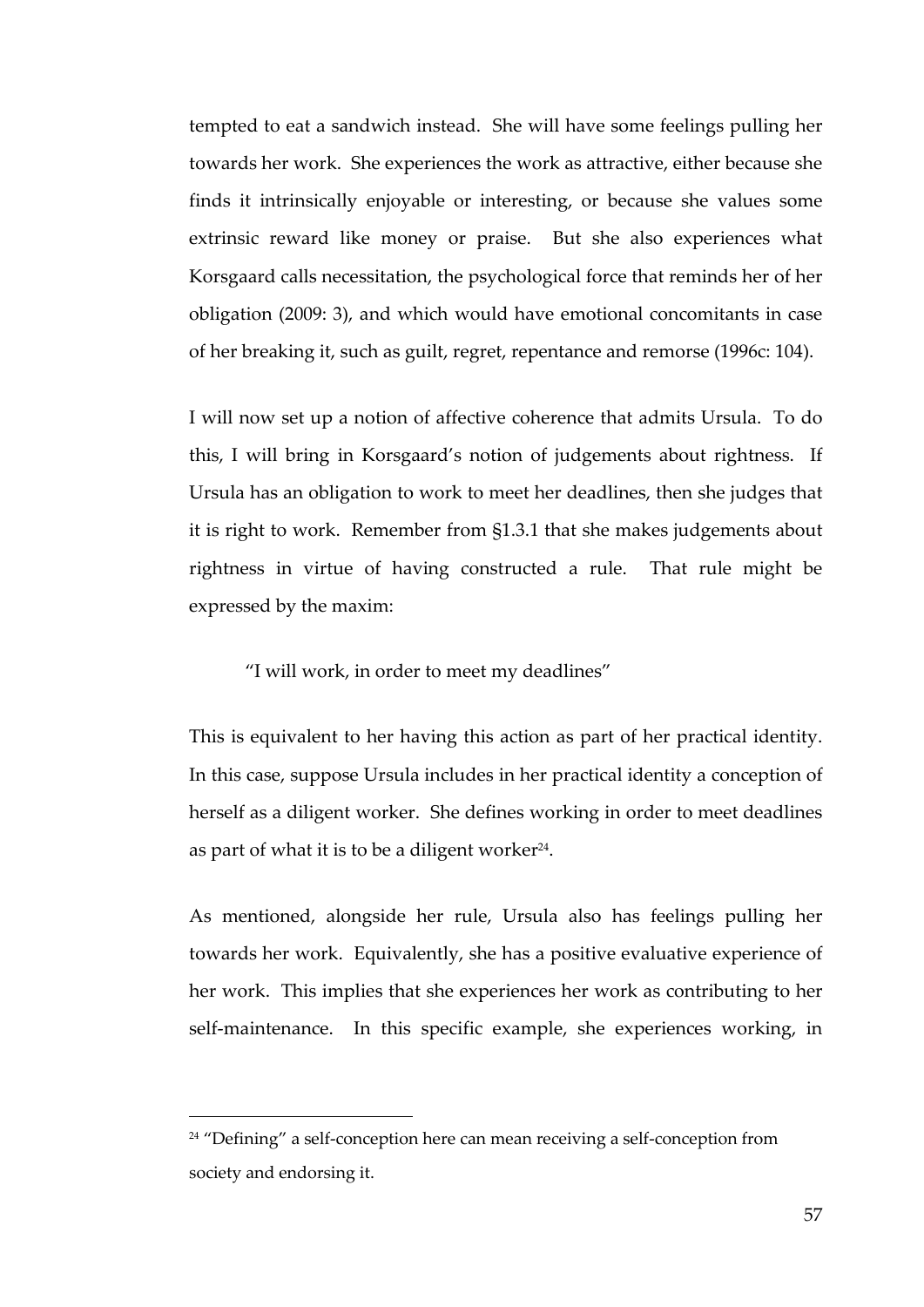tempted to eat a sandwich instead. She will have some feelings pulling her towards her work. She experiences the work as attractive, either because she finds it intrinsically enjoyable or interesting, or because she values some extrinsic reward like money or praise. But she also experiences what Korsgaard calls necessitation, the psychological force that reminds her of her obligation (2009: 3), and which would have emotional concomitants in case of her breaking it, such as guilt, regret, repentance and remorse (1996c: 104).

I will now set up a notion of affective coherence that admits Ursula. To do this, I will bring in Korsgaard's notion of judgements about rightness. If Ursula has an obligation to work to meet her deadlines, then she judges that it is right to work. Remember from §1.3.1 that she makes judgements about rightness in virtue of having constructed a rule. That rule might be expressed by the maxim:

> "I will work, in order to meet my deadlines"

This is equivalent to her having this action as part of her practical identity. In this case, suppose Ursula includes in her practical identity a conception of herself as a diligent worker. She defines working in order to meet deadlines as part of what it is to be a diligent worker[24].

As mentioned, alongside her rule, Ursula also has feelings pulling her towards her work. Equivalently, she has a positive evaluative experience of her work. This implies that she experiences her work as contributing to her self-maintenance. In this specific example, she experiences working, in

[24] "Defining" a self-conception here can mean receiving a self-conception from society and endorsing it.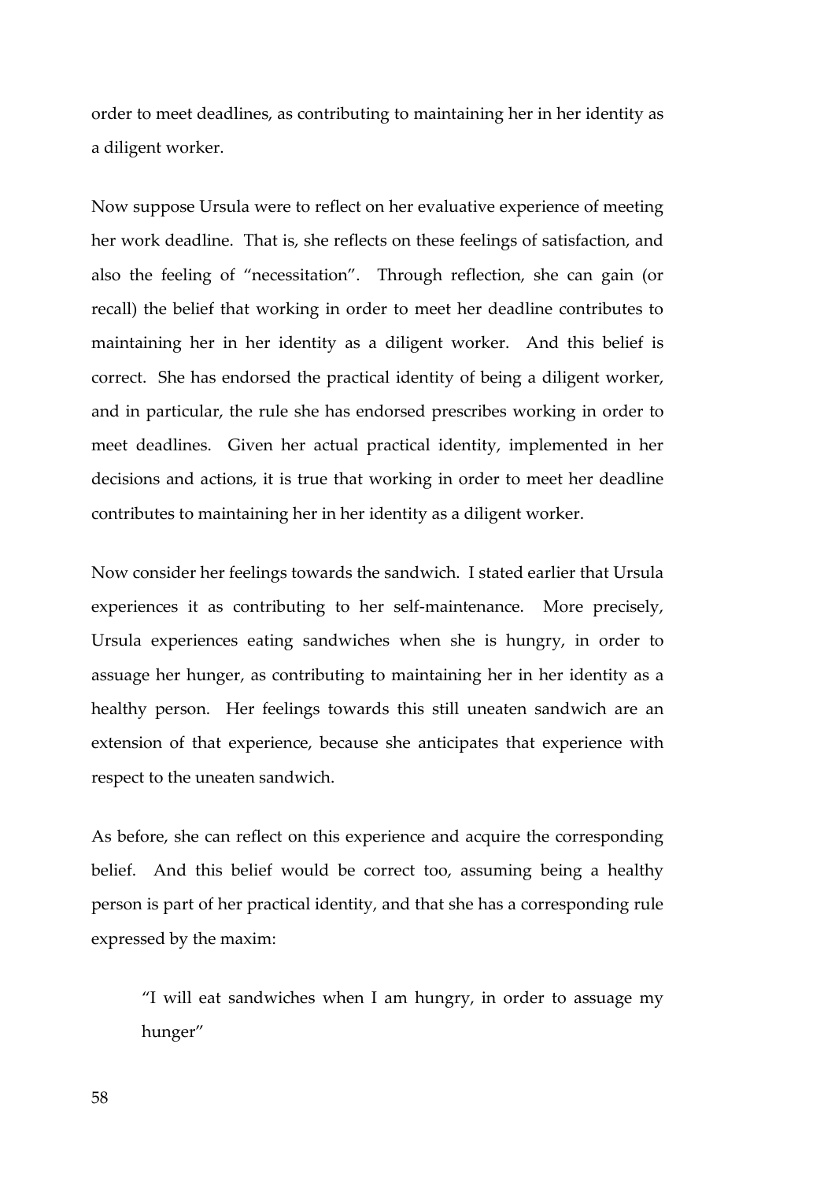order to meet deadlines, as contributing to maintaining her in her identity as a diligent worker.

Now suppose Ursula were to reflect on her evaluative experience of meeting her work deadline. That is, she reflects on these feelings of satisfaction, and also the feeling of "necessitation". Through reflection, she can gain (or recall) the belief that working in order to meet her deadline contributes to maintaining her in her identity as a diligent worker. And this belief is correct. She has endorsed the practical identity of being a diligent worker, and in particular, the rule she has endorsed prescribes working in order to meet deadlines. Given her actual practical identity, implemented in her decisions and actions, it is true that working in order to meet her deadline contributes to maintaining her in her identity as a diligent worker.

Now consider her feelings towards the sandwich. I stated earlier that Ursula experiences it as contributing to her self-maintenance. More precisely, Ursula experiences eating sandwiches when she is hungry, in order to assuage her hunger, as contributing to maintaining her in her identity as a healthy person. Her feelings towards this still uneaten sandwich are an extension of that experience, because she anticipates that experience with respect to the uneaten sandwich.

As before, she can reflect on this experience and acquire the corresponding belief. And this belief would be correct too, assuming being a healthy person is part of her practical identity, and that she has a corresponding rule expressed by the maxim:

> "I will eat sandwiches when I am hungry, in order to assuage my hunger"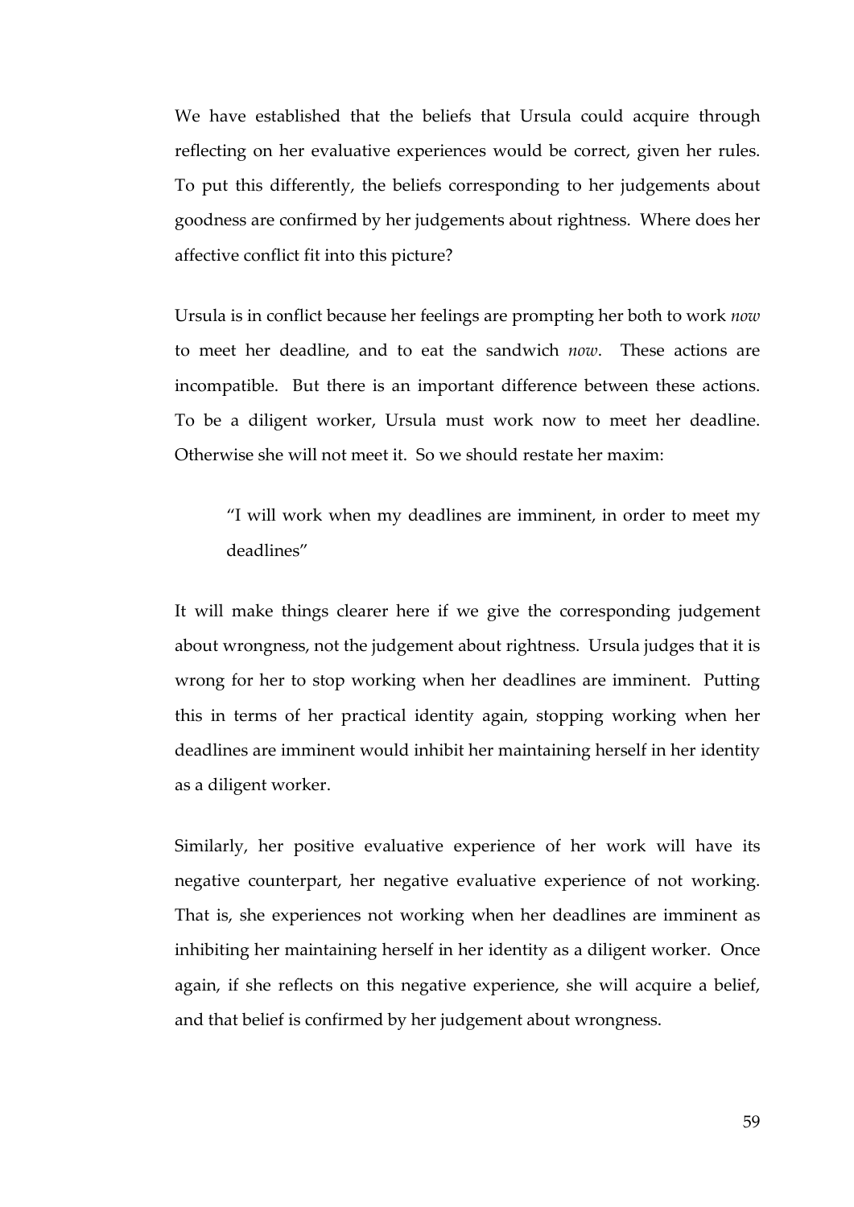We have established that the beliefs that Ursula could acquire through reflecting on her evaluative experiences would be correct, given her rules. To put this differently, the beliefs corresponding to her judgements about goodness are confirmed by her judgements about rightness. Where does her affective conflict fit into this picture?

Ursula is in conflict because her feelings are prompting her both to work *now* to meet her deadline, and to eat the sandwich *now*. These actions are incompatible. But there is an important difference between these actions. To be a diligent worker, Ursula must work now to meet her deadline. Otherwise she will not meet it. So we should restate her maxim:

> "I will work when my deadlines are imminent, in order to meet my deadlines"

It will make things clearer here if we give the corresponding judgement about wrongness, not the judgement about rightness. Ursula judges that it is wrong for her to stop working when her deadlines are imminent. Putting this in terms of her practical identity again, stopping working when her deadlines are imminent would inhibit her maintaining herself in her identity as a diligent worker.

Similarly, her positive evaluative experience of her work will have its negative counterpart, her negative evaluative experience of not working. That is, she experiences not working when her deadlines are imminent as inhibiting her maintaining herself in her identity as a diligent worker. Once again, if she reflects on this negative experience, she will acquire a belief, and that belief is confirmed by her judgement about wrongness.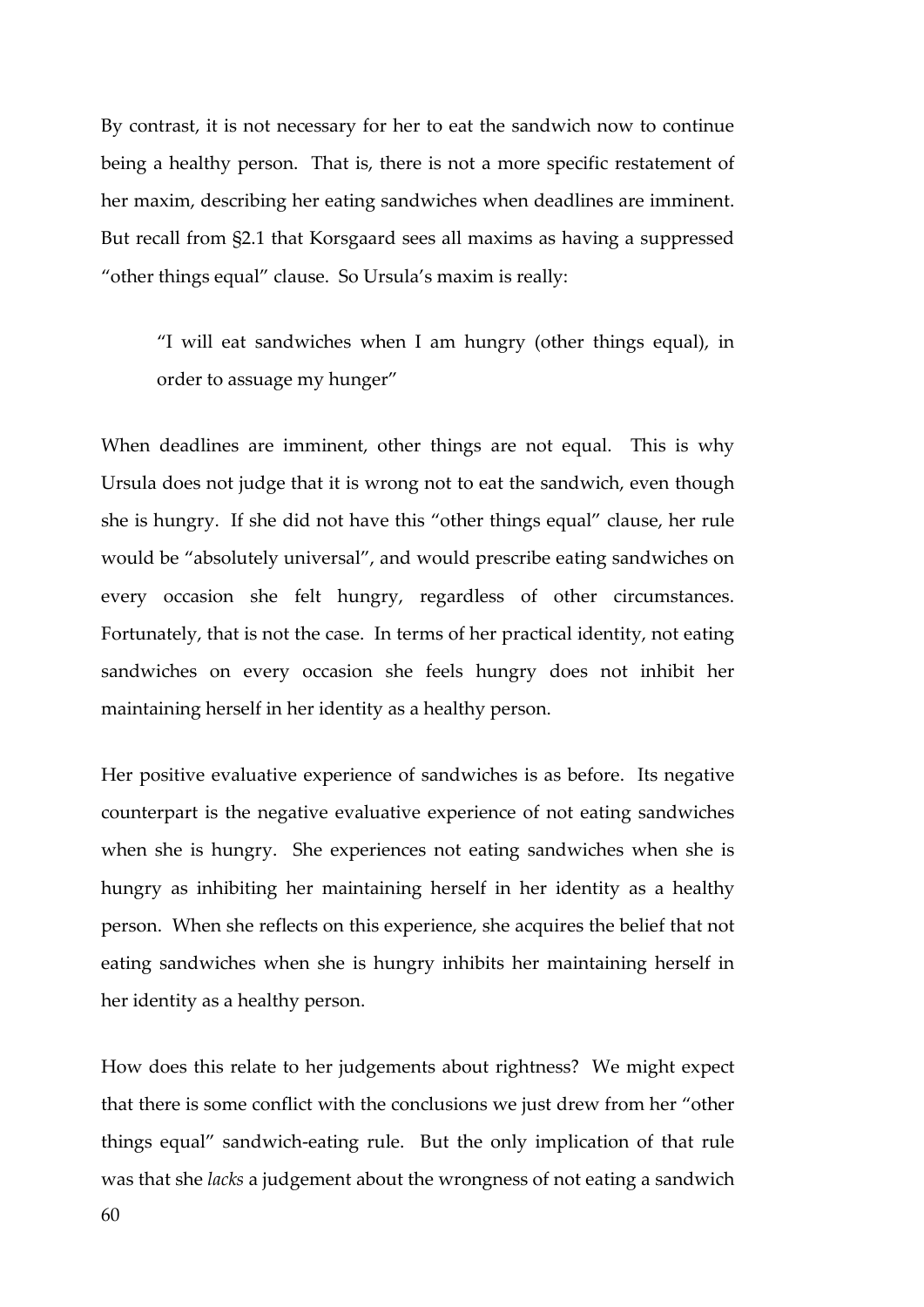By contrast, it is not necessary for her to eat the sandwich now to continue being a healthy person. That is, there is not a more specific restatement of her maxim, describing her eating sandwiches when deadlines are imminent. But recall from §2.1 that Korsgaard sees all maxims as having a suppressed "other things equal" clause. So Ursula's maxim is really:

> "I will eat sandwiches when I am hungry (other things equal), in order to assuage my hunger"

When deadlines are imminent, other things are not equal. This is why Ursula does not judge that it is wrong not to eat the sandwich, even though she is hungry. If she did not have this "other things equal" clause, her rule would be "absolutely universal", and would prescribe eating sandwiches on every occasion she felt hungry, regardless of other circumstances. Fortunately, that is not the case. In terms of her practical identity, not eating sandwiches on every occasion she feels hungry does not inhibit her maintaining herself in her identity as a healthy person.

Her positive evaluative experience of sandwiches is as before. Its negative counterpart is the negative evaluative experience of not eating sandwiches when she is hungry. She experiences not eating sandwiches when she is hungry as inhibiting her maintaining herself in her identity as a healthy person. When she reflects on this experience, she acquires the belief that not eating sandwiches when she is hungry inhibits her maintaining herself in her identity as a healthy person.

How does this relate to her judgements about rightness? We might expect that there is some conflict with the conclusions we just drew from her "other things equal" sandwich-eating rule. But the only implication of that rule was that she *lacks* a judgement about the wrongness of not eating a sandwich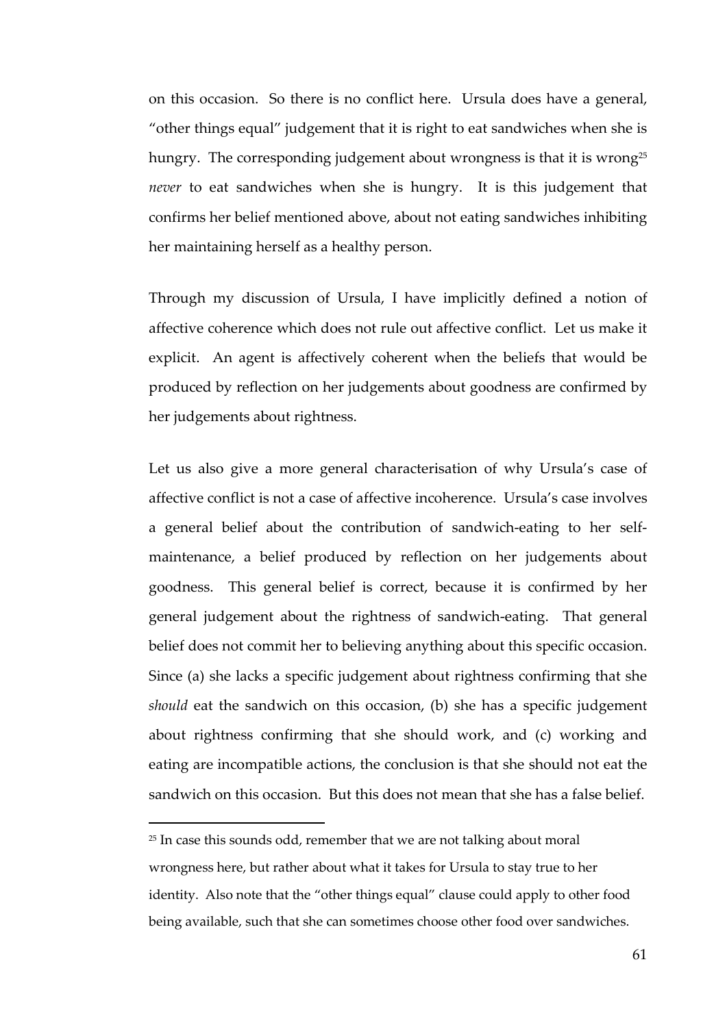on this occasion. So there is no conflict here. Ursula does have a general, "other things equal" judgement that it is right to eat sandwiches when she is hungry. The corresponding judgement about wrongness is that it is wrong[25] *never* to eat sandwiches when she is hungry. It is this judgement that confirms her belief mentioned above, about not eating sandwiches inhibiting her maintaining herself as a healthy person.

Through my discussion of Ursula, I have implicitly defined a notion of affective coherence which does not rule out affective conflict. Let us make it explicit. An agent is affectively coherent when the beliefs that would be produced by reflection on her judgements about goodness are confirmed by her judgements about rightness.

Let us also give a more general characterisation of why Ursula's case of affective conflict is not a case of affective incoherence. Ursula's case involves a general belief about the contribution of sandwich-eating to her self-maintenance, a belief produced by reflection on her judgements about goodness. This general belief is correct, because it is confirmed by her general judgement about the rightness of sandwich-eating. That general belief does not commit her to believing anything about this specific occasion. Since (a) she lacks a specific judgement about rightness confirming that she *should* eat the sandwich on this occasion, (b) she has a specific judgement about rightness confirming that she should work, and (c) working and eating are incompatible actions, the conclusion is that she should not eat the sandwich on this occasion. But this does not mean that she has a false belief.

[25] In case this sounds odd, remember that we are not talking about moral wrongness here, but rather about what it takes for Ursula to stay true to her identity. Also note that the "other things equal" clause could apply to other food being available, such that she can sometimes choose other food over sandwiches.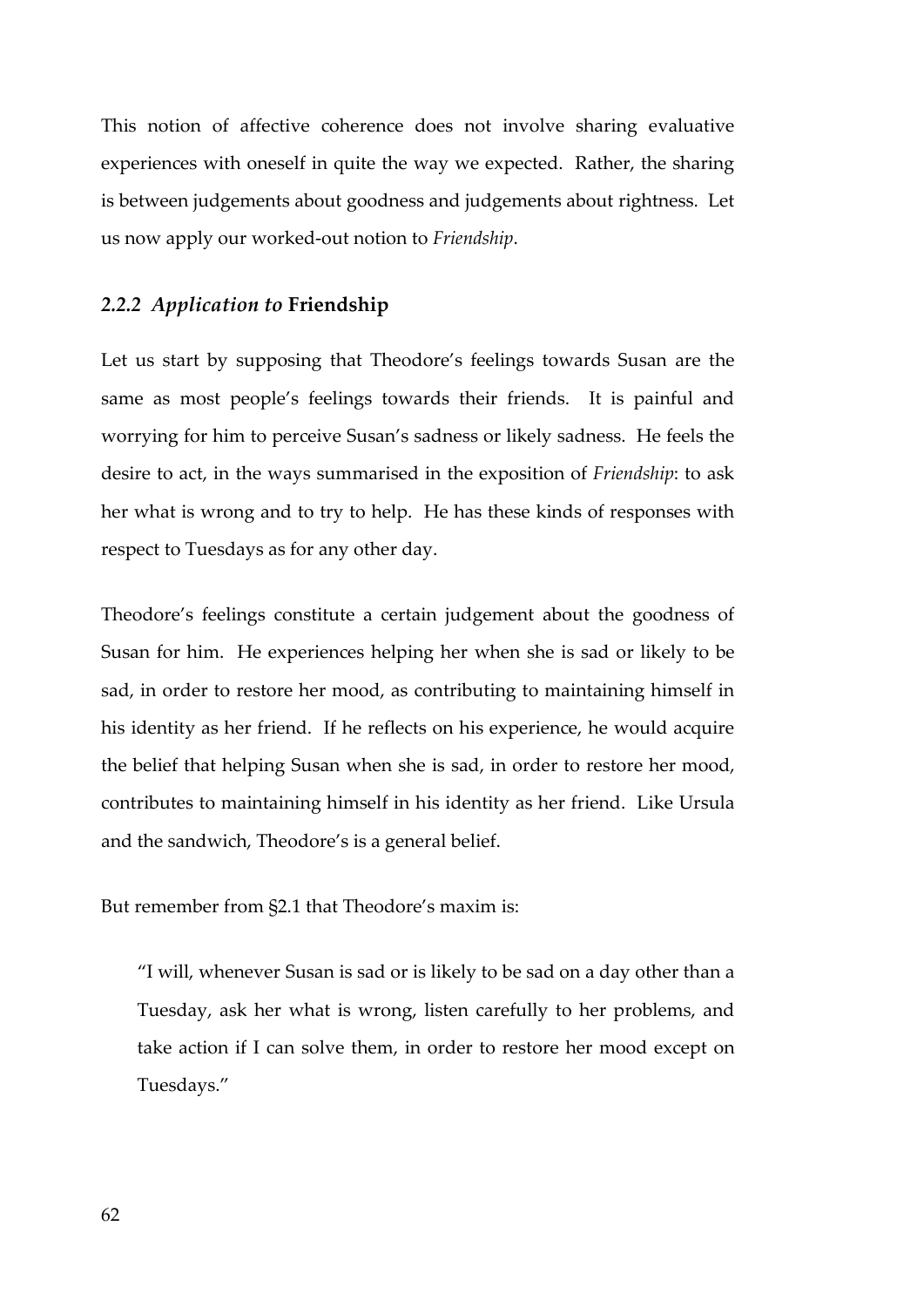This notion of affective coherence does not involve sharing evaluative experiences with oneself in quite the way we expected. Rather, the sharing is between judgements about goodness and judgements about rightness. Let us now apply our worked-out notion to *Friendship*.

### *2.2.2 Application to* **Friendship**

Let us start by supposing that Theodore's feelings towards Susan are the same as most people's feelings towards their friends. It is painful and worrying for him to perceive Susan's sadness or likely sadness. He feels the desire to act, in the ways summarised in the exposition of *Friendship*: to ask her what is wrong and to try to help. He has these kinds of responses with respect to Tuesdays as for any other day.

Theodore's feelings constitute a certain judgement about the goodness of Susan for him. He experiences helping her when she is sad or likely to be sad, in order to restore her mood, as contributing to maintaining himself in his identity as her friend. If he reflects on his experience, he would acquire the belief that helping Susan when she is sad, in order to restore her mood, contributes to maintaining himself in his identity as her friend. Like Ursula and the sandwich, Theodore's is a general belief.

But remember from §2.1 that Theodore's maxim is:

> "I will, whenever Susan is sad or is likely to be sad on a day other than a Tuesday, ask her what is wrong, listen carefully to her problems, and take action if I can solve them, in order to restore her mood except on Tuesdays."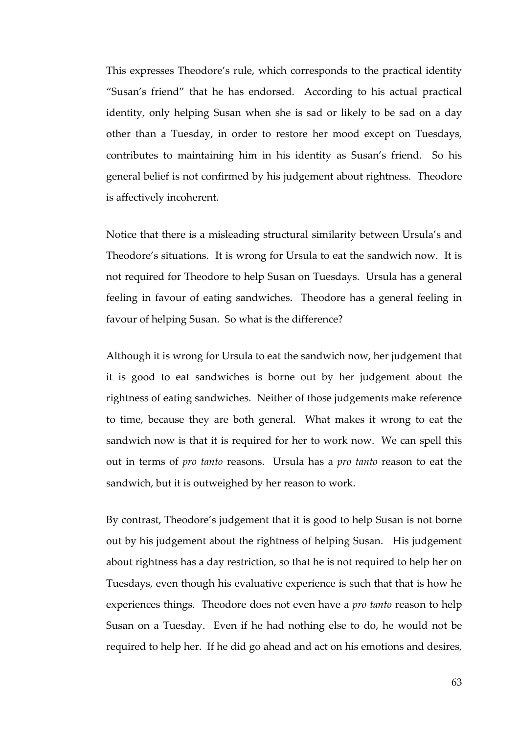This expresses Theodore's rule, which corresponds to the practical identity "Susan's friend" that he has endorsed. According to his actual practical identity, only helping Susan when she is sad or likely to be sad on a day other than a Tuesday, in order to restore her mood except on Tuesdays, contributes to maintaining him in his identity as Susan's friend. So his general belief is not confirmed by his judgement about rightness. Theodore is affectively incoherent.

Notice that there is a misleading structural similarity between Ursula's and Theodore's situations. It is wrong for Ursula to eat the sandwich now. It is not required for Theodore to help Susan on Tuesdays. Ursula has a general feeling in favour of eating sandwiches. Theodore has a general feeling in favour of helping Susan. So what is the difference?

Although it is wrong for Ursula to eat the sandwich now, her judgement that it is good to eat sandwiches is borne out by her judgement about the rightness of eating sandwiches. Neither of those judgements make reference to time, because they are both general. What makes it wrong to eat the sandwich now is that it is required for her to work now. We can spell this out in terms of *pro tanto* reasons. Ursula has a *pro tanto* reason to eat the sandwich, but it is outweighed by her reason to work.

By contrast, Theodore's judgement that it is good to help Susan is not borne out by his judgement about the rightness of helping Susan. His judgement about rightness has a day restriction, so that he is not required to help her on Tuesdays, even though his evaluative experience is such that that is how he experiences things. Theodore does not even have a *pro tanto* reason to help Susan on a Tuesday. Even if he had nothing else to do, he would not be required to help her. If he did go ahead and act on his emotions and desires,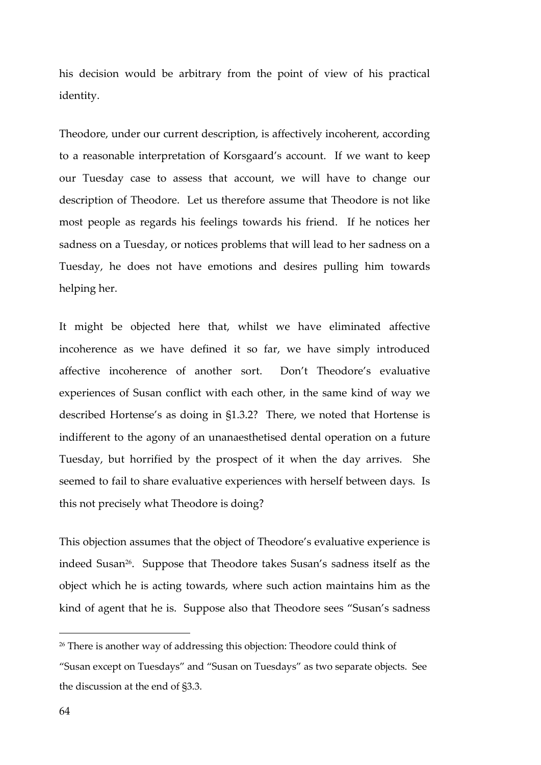his decision would be arbitrary from the point of view of his practical identity.

Theodore, under our current description, is affectively incoherent, according to a reasonable interpretation of Korsgaard's account. If we want to keep our Tuesday case to assess that account, we will have to change our description of Theodore. Let us therefore assume that Theodore is not like most people as regards his feelings towards his friend. If he notices her sadness on a Tuesday, or notices problems that will lead to her sadness on a Tuesday, he does not have emotions and desires pulling him towards helping her.

It might be objected here that, whilst we have eliminated affective incoherence as we have defined it so far, we have simply introduced affective incoherence of another sort. Don't Theodore's evaluative experiences of Susan conflict with each other, in the same kind of way we described Hortense's as doing in §1.3.2? There, we noted that Hortense is indifferent to the agony of an unanaesthetised dental operation on a future Tuesday, but horrified by the prospect of it when the day arrives. She seemed to fail to share evaluative experiences with herself between days. Is this not precisely what Theodore is doing?

This objection assumes that the object of Theodore's evaluative experience is indeed Susan[26]. Suppose that Theodore takes Susan's sadness itself as the object which he is acting towards, where such action maintains him as the kind of agent that he is. Suppose also that Theodore sees "Susan's sadness

---

[26] There is another way of addressing this objection: Theodore could think of "Susan except on Tuesdays" and "Susan on Tuesdays" as two separate objects. See the discussion at the end of §3.3.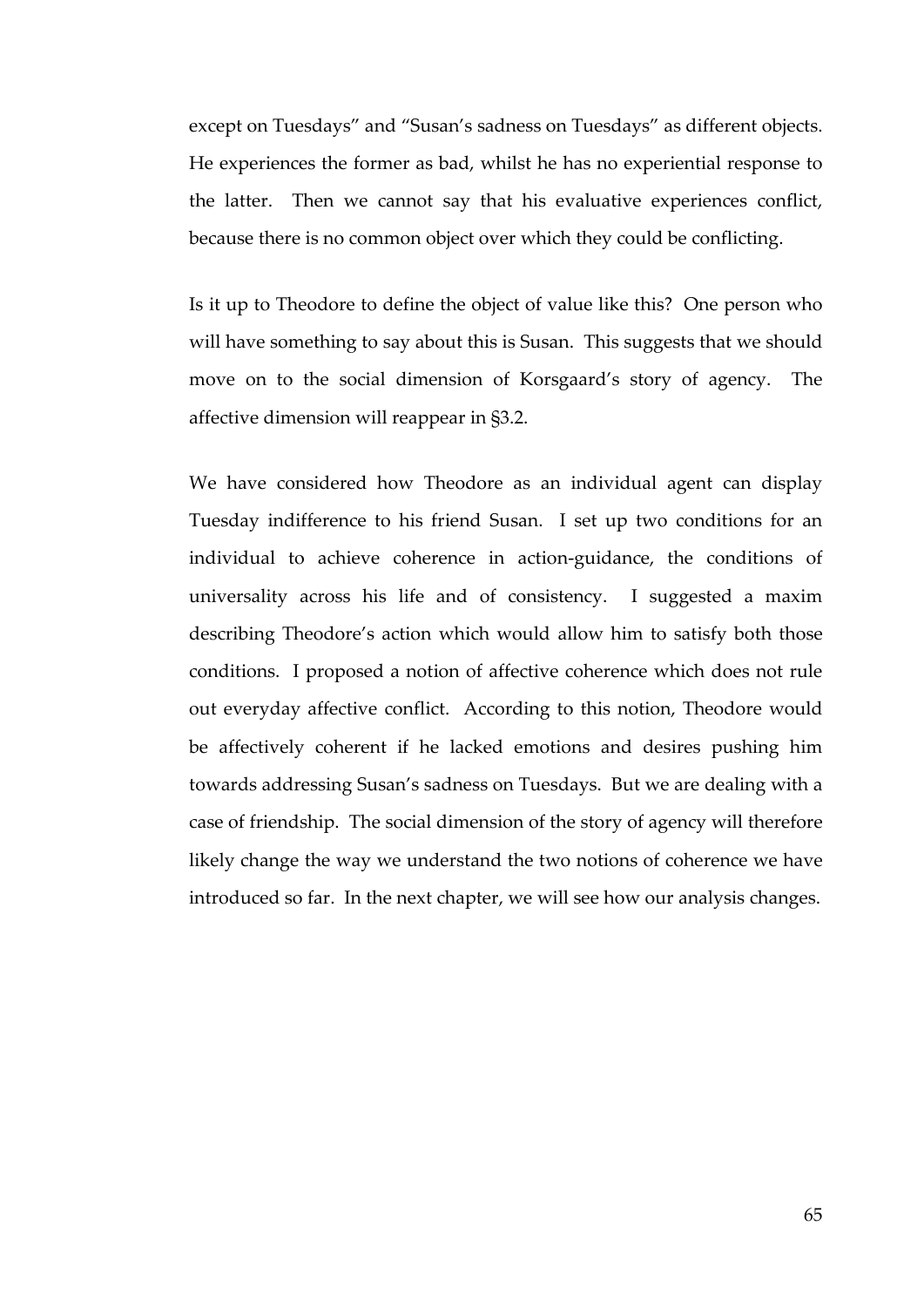except on Tuesdays" and "Susan's sadness on Tuesdays" as different objects. He experiences the former as bad, whilst he has no experiential response to the latter. Then we cannot say that his evaluative experiences conflict, because there is no common object over which they could be conflicting.

Is it up to Theodore to define the object of value like this? One person who will have something to say about this is Susan. This suggests that we should move on to the social dimension of Korsgaard's story of agency. The affective dimension will reappear in §3.2.

We have considered how Theodore as an individual agent can display Tuesday indifference to his friend Susan. I set up two conditions for an individual to achieve coherence in action-guidance, the conditions of universality across his life and of consistency. I suggested a maxim describing Theodore's action which would allow him to satisfy both those conditions. I proposed a notion of affective coherence which does not rule out everyday affective conflict. According to this notion, Theodore would be affectively coherent if he lacked emotions and desires pushing him towards addressing Susan's sadness on Tuesdays. But we are dealing with a case of friendship. The social dimension of the story of agency will therefore likely change the way we understand the two notions of coherence we have introduced so far. In the next chapter, we will see how our analysis changes.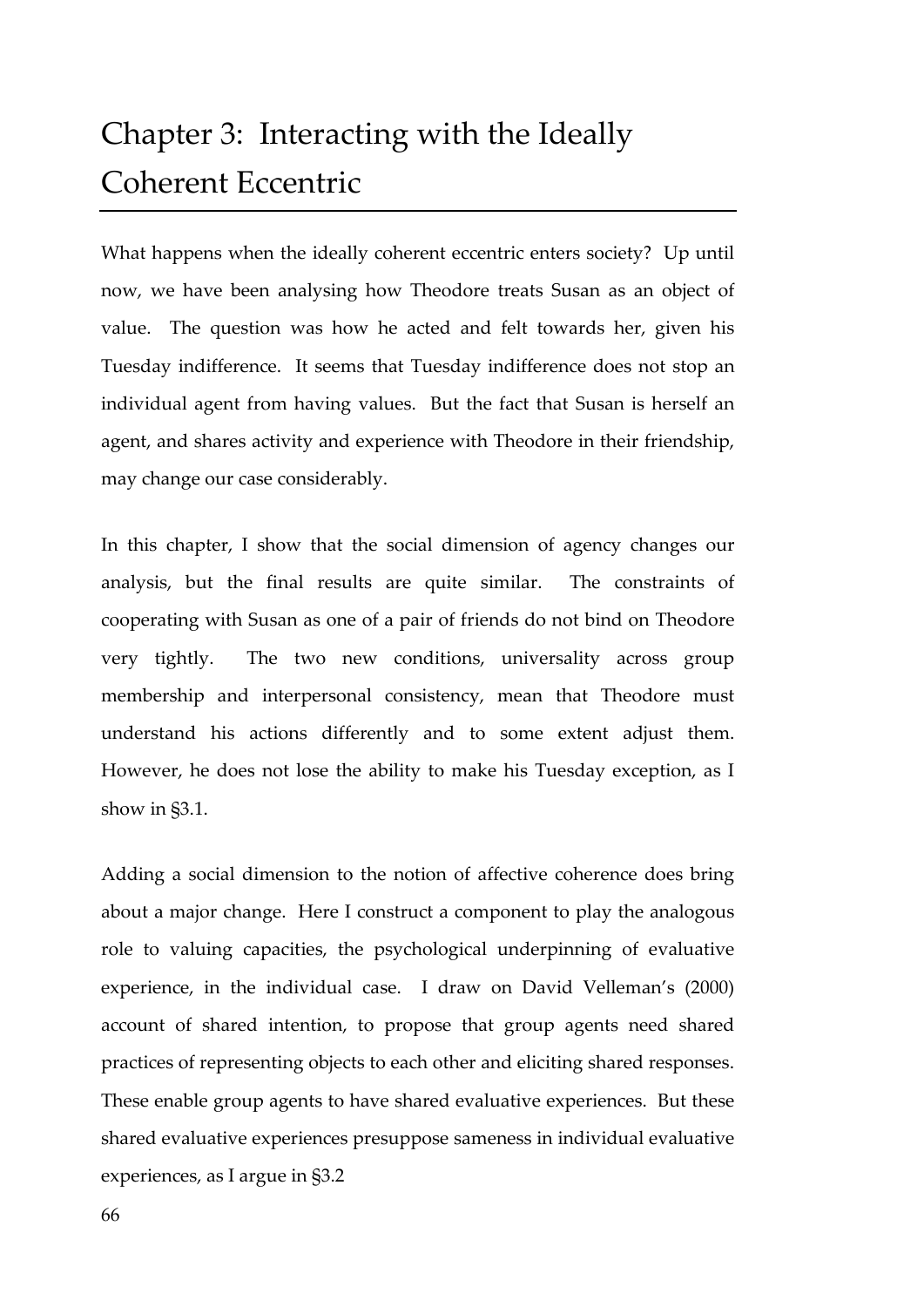# Chapter 3: Interacting with the Ideally Coherent Eccentric

What happens when the ideally coherent eccentric enters society? Up until now, we have been analysing how Theodore treats Susan as an object of value. The question was how he acted and felt towards her, given his Tuesday indifference. It seems that Tuesday indifference does not stop an individual agent from having values. But the fact that Susan is herself an agent, and shares activity and experience with Theodore in their friendship, may change our case considerably.

In this chapter, I show that the social dimension of agency changes our analysis, but the final results are quite similar. The constraints of cooperating with Susan as one of a pair of friends do not bind on Theodore very tightly. The two new conditions, universality across group membership and interpersonal consistency, mean that Theodore must understand his actions differently and to some extent adjust them. However, he does not lose the ability to make his Tuesday exception, as I show in §3.1.

Adding a social dimension to the notion of affective coherence does bring about a major change. Here I construct a component to play the analogous role to valuing capacities, the psychological underpinning of evaluative experience, in the individual case. I draw on David Velleman's (2000) account of shared intention, to propose that group agents need shared practices of representing objects to each other and eliciting shared responses. These enable group agents to have shared evaluative experiences. But these shared evaluative experiences presuppose sameness in individual evaluative experiences, as I argue in §3.2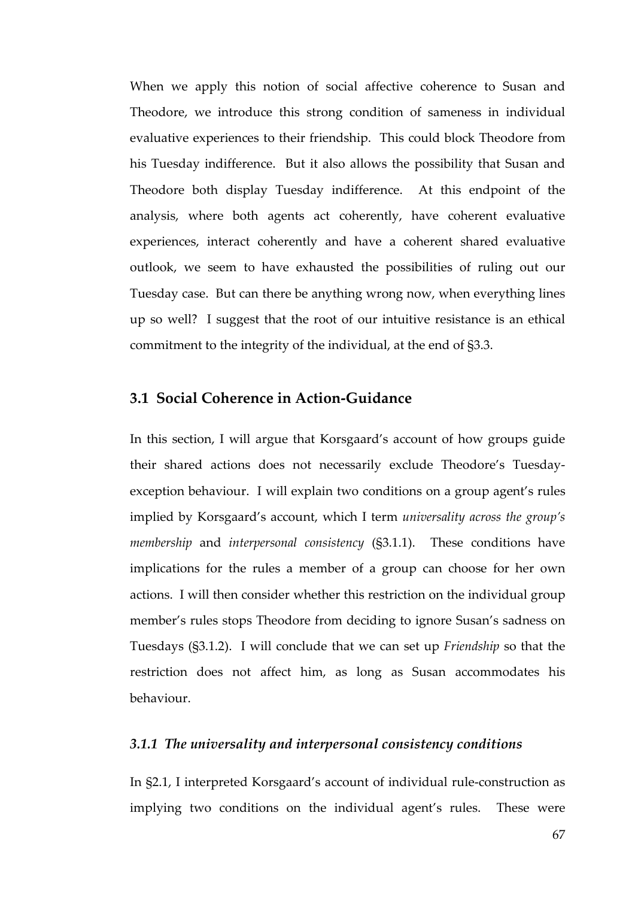When we apply this notion of social affective coherence to Susan and Theodore, we introduce this strong condition of sameness in individual evaluative experiences to their friendship. This could block Theodore from his Tuesday indifference. But it also allows the possibility that Susan and Theodore both display Tuesday indifference. At this endpoint of the analysis, where both agents act coherently, have coherent evaluative experiences, interact coherently and have a coherent shared evaluative outlook, we seem to have exhausted the possibilities of ruling out our Tuesday case. But can there be anything wrong now, when everything lines up so well? I suggest that the root of our intuitive resistance is an ethical commitment to the integrity of the individual, at the end of §3.3.

## 3.1 Social Coherence in Action-Guidance

In this section, I will argue that Korsgaard's account of how groups guide their shared actions does not necessarily exclude Theodore's Tuesday-exception behaviour. I will explain two conditions on a group agent's rules implied by Korsgaard's account, which I term *universality across the group's membership* and *interpersonal consistency* (§3.1.1). These conditions have implications for the rules a member of a group can choose for her own actions. I will then consider whether this restriction on the individual group member's rules stops Theodore from deciding to ignore Susan's sadness on Tuesdays (§3.1.2). I will conclude that we can set up *Friendship* so that the restriction does not affect him, as long as Susan accommodates his behaviour.

### *3.1.1 The universality and interpersonal consistency conditions*

In §2.1, I interpreted Korsgaard's account of individual rule-construction as implying two conditions on the individual agent's rules. These were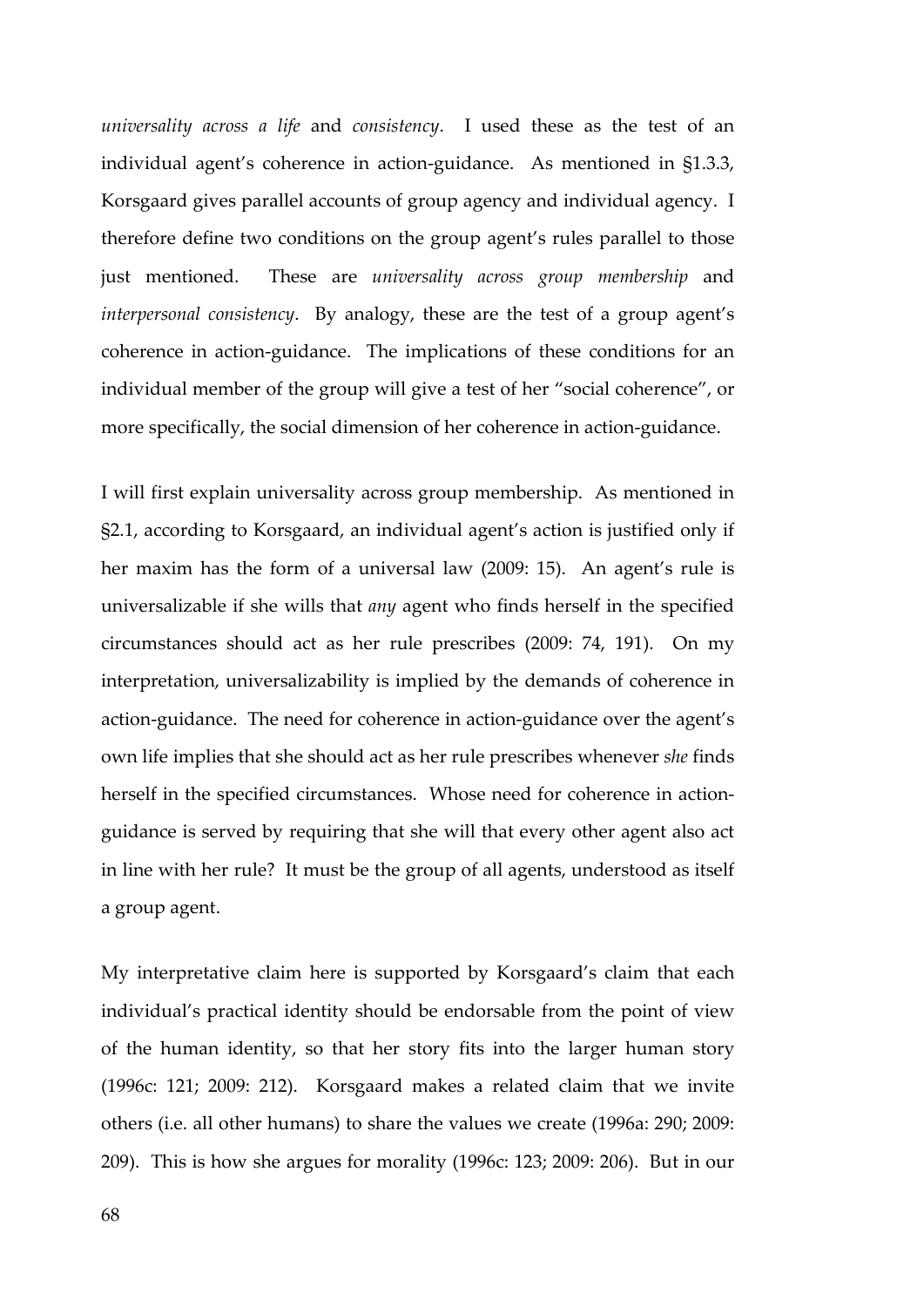*universality across a life* and *consistency*. I used these as the test of an individual agent's coherence in action-guidance. As mentioned in §1.3.3, Korsgaard gives parallel accounts of group agency and individual agency. I therefore define two conditions on the group agent's rules parallel to those just mentioned. These are *universality across group membership* and *interpersonal consistency*. By analogy, these are the test of a group agent's coherence in action-guidance. The implications of these conditions for an individual member of the group will give a test of her "social coherence", or more specifically, the social dimension of her coherence in action-guidance.

I will first explain universality across group membership. As mentioned in §2.1, according to Korsgaard, an individual agent's action is justified only if her maxim has the form of a universal law (2009: 15). An agent's rule is universalizable if she wills that *any* agent who finds herself in the specified circumstances should act as her rule prescribes (2009: 74, 191). On my interpretation, universalizability is implied by the demands of coherence in action-guidance. The need for coherence in action-guidance over the agent's own life implies that she should act as her rule prescribes whenever *she* finds herself in the specified circumstances. Whose need for coherence in action-guidance is served by requiring that she will that every other agent also act in line with her rule? It must be the group of all agents, understood as itself a group agent.

My interpretative claim here is supported by Korsgaard's claim that each individual's practical identity should be endorsable from the point of view of the human identity, so that her story fits into the larger human story (1996c: 121; 2009: 212). Korsgaard makes a related claim that we invite others (i.e. all other humans) to share the values we create (1996a: 290; 2009: 209). This is how she argues for morality (1996c: 123; 2009: 206). But in our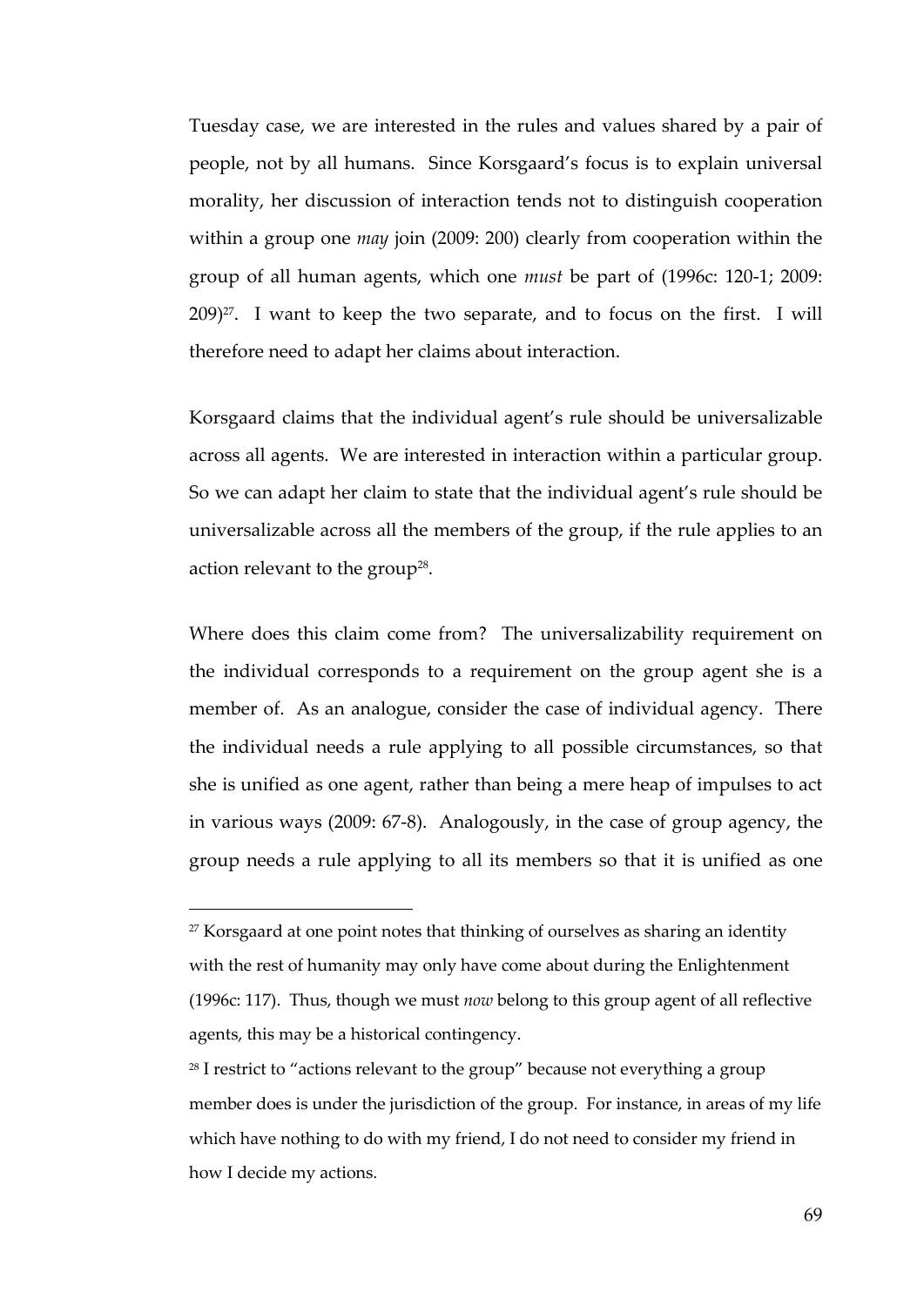Tuesday case, we are interested in the rules and values shared by a pair of people, not by all humans. Since Korsgaard's focus is to explain universal morality, her discussion of interaction tends not to distinguish cooperation within a group one *may* join (2009: 200) clearly from cooperation within the group of all human agents, which one *must* be part of (1996c: 120-1; 2009: 209)[27]. I want to keep the two separate, and to focus on the first. I will therefore need to adapt her claims about interaction.

Korsgaard claims that the individual agent's rule should be universalizable across all agents. We are interested in interaction within a particular group. So we can adapt her claim to state that the individual agent's rule should be universalizable across all the members of the group, if the rule applies to an action relevant to the group[28].

Where does this claim come from? The universalizability requirement on the individual corresponds to a requirement on the group agent she is a member of. As an analogue, consider the case of individual agency. There the individual needs a rule applying to all possible circumstances, so that she is unified as one agent, rather than being a mere heap of impulses to act in various ways (2009: 67-8). Analogously, in the case of group agency, the group needs a rule applying to all its members so that it is unified as one

[27] Korsgaard at one point notes that thinking of ourselves as sharing an identity with the rest of humanity may only have come about during the Enlightenment (1996c: 117). Thus, though we must *now* belong to this group agent of all reflective agents, this may be a historical contingency.

[28] I restrict to "actions relevant to the group" because not everything a group member does is under the jurisdiction of the group. For instance, in areas of my life which have nothing to do with my friend, I do not need to consider my friend in how I decide my actions.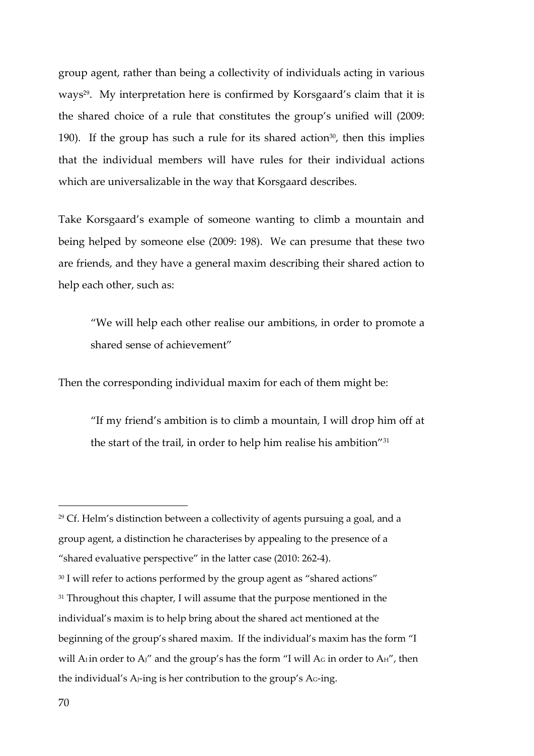group agent, rather than being a collectivity of individuals acting in various ways[29]. My interpretation here is confirmed by Korsgaard's claim that it is the shared choice of a rule that constitutes the group's unified will (2009: 190). If the group has such a rule for its shared action[30], then this implies that the individual members will have rules for their individual actions which are universalizable in the way that Korsgaard describes.

Take Korsgaard's example of someone wanting to climb a mountain and being helped by someone else (2009: 198). We can presume that these two are friends, and they have a general maxim describing their shared action to help each other, such as:

> "We will help each other realise our ambitions, in order to promote a shared sense of achievement"

Then the corresponding individual maxim for each of them might be:

> "If my friend's ambition is to climb a mountain, I will drop him off at the start of the trail, in order to help him realise his ambition"[31]

---

[29] Cf. Helm's distinction between a collectivity of agents pursuing a goal, and a group agent, a distinction he characterises by appealing to the presence of a "shared evaluative perspective" in the latter case (2010: 262-4).

[30] I will refer to actions performed by the group agent as "shared actions"

[31] Throughout this chapter, I will assume that the purpose mentioned in the individual's maxim is to help bring about the shared act mentioned at the beginning of the group's shared maxim. If the individual's maxim has the form "I will $A_I$ in order to $A_J$" and the group's has the form "I will $A_G$ in order to $A_H$", then the individual's $A_J$-ing is her contribution to the group's $A_G$-ing.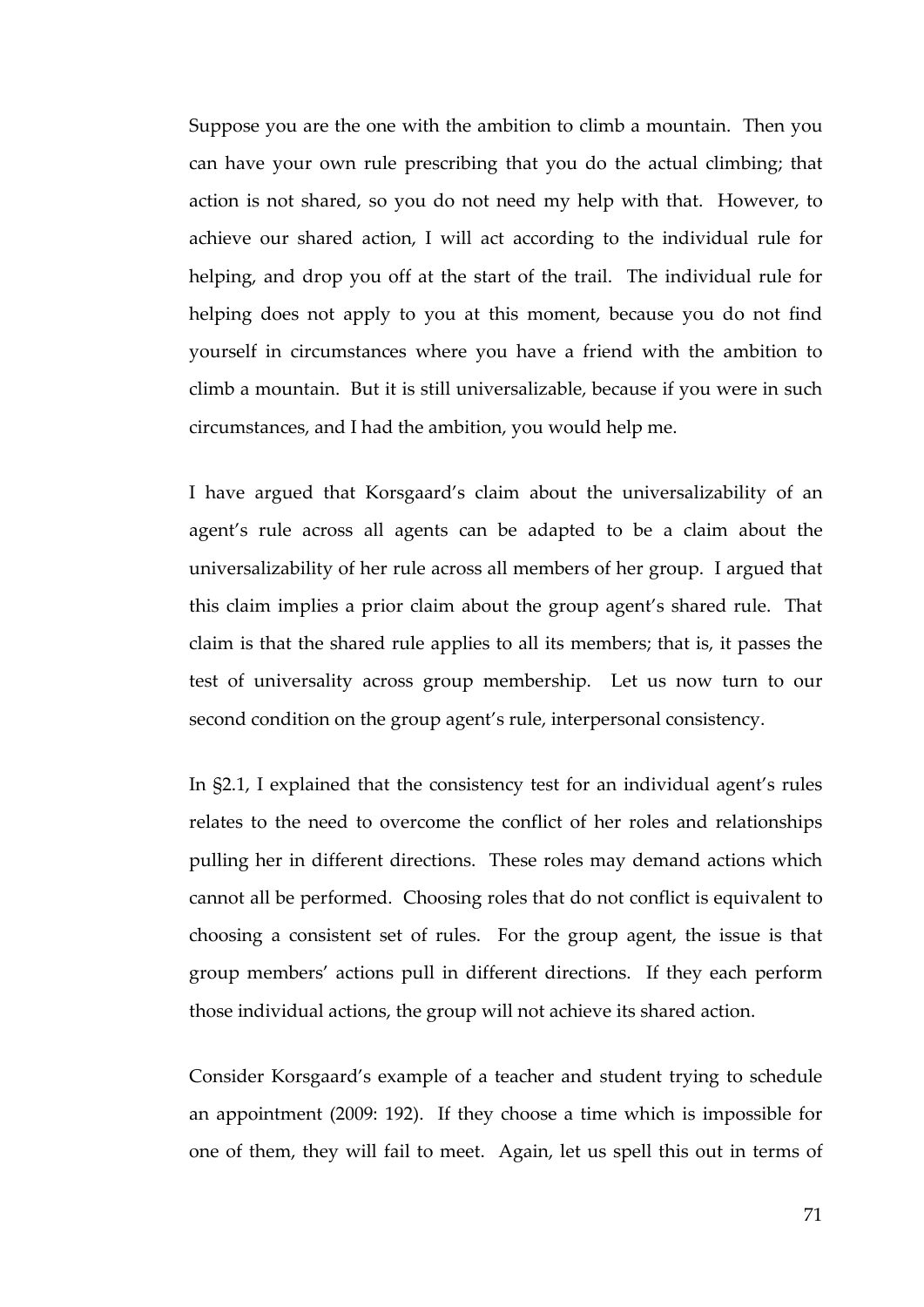Suppose you are the one with the ambition to climb a mountain. Then you can have your own rule prescribing that you do the actual climbing; that action is not shared, so you do not need my help with that. However, to achieve our shared action, I will act according to the individual rule for helping, and drop you off at the start of the trail. The individual rule for helping does not apply to you at this moment, because you do not find yourself in circumstances where you have a friend with the ambition to climb a mountain. But it is still universalizable, because if you were in such circumstances, and I had the ambition, you would help me.

I have argued that Korsgaard's claim about the universalizability of an agent's rule across all agents can be adapted to be a claim about the universalizability of her rule across all members of her group. I argued that this claim implies a prior claim about the group agent's shared rule. That claim is that the shared rule applies to all its members; that is, it passes the test of universality across group membership. Let us now turn to our second condition on the group agent's rule, interpersonal consistency.

In §2.1, I explained that the consistency test for an individual agent's rules relates to the need to overcome the conflict of her roles and relationships pulling her in different directions. These roles may demand actions which cannot all be performed. Choosing roles that do not conflict is equivalent to choosing a consistent set of rules. For the group agent, the issue is that group members' actions pull in different directions. If they each perform those individual actions, the group will not achieve its shared action.

Consider Korsgaard's example of a teacher and student trying to schedule an appointment (2009: 192). If they choose a time which is impossible for one of them, they will fail to meet. Again, let us spell this out in terms of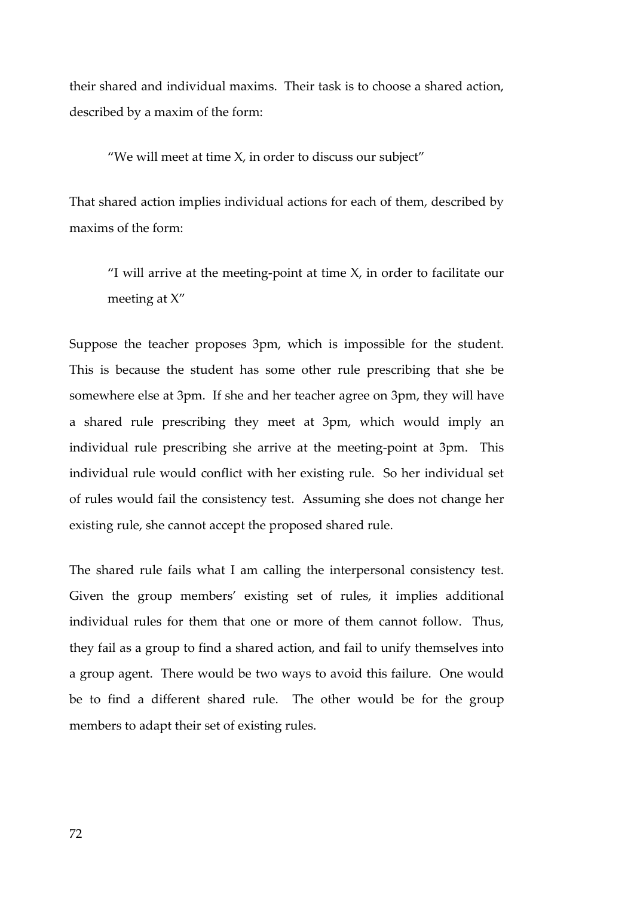their shared and individual maxims. Their task is to choose a shared action, described by a maxim of the form:

> "We will meet at time X, in order to discuss our subject"

That shared action implies individual actions for each of them, described by maxims of the form:

> "I will arrive at the meeting-point at time X, in order to facilitate our meeting at X"

Suppose the teacher proposes 3pm, which is impossible for the student. This is because the student has some other rule prescribing that she be somewhere else at 3pm. If she and her teacher agree on 3pm, they will have a shared rule prescribing they meet at 3pm, which would imply an individual rule prescribing she arrive at the meeting-point at 3pm. This individual rule would conflict with her existing rule. So her individual set of rules would fail the consistency test. Assuming she does not change her existing rule, she cannot accept the proposed shared rule.

The shared rule fails what I am calling the interpersonal consistency test. Given the group members' existing set of rules, it implies additional individual rules for them that one or more of them cannot follow. Thus, they fail as a group to find a shared action, and fail to unify themselves into a group agent. There would be two ways to avoid this failure. One would be to find a different shared rule. The other would be for the group members to adapt their set of existing rules.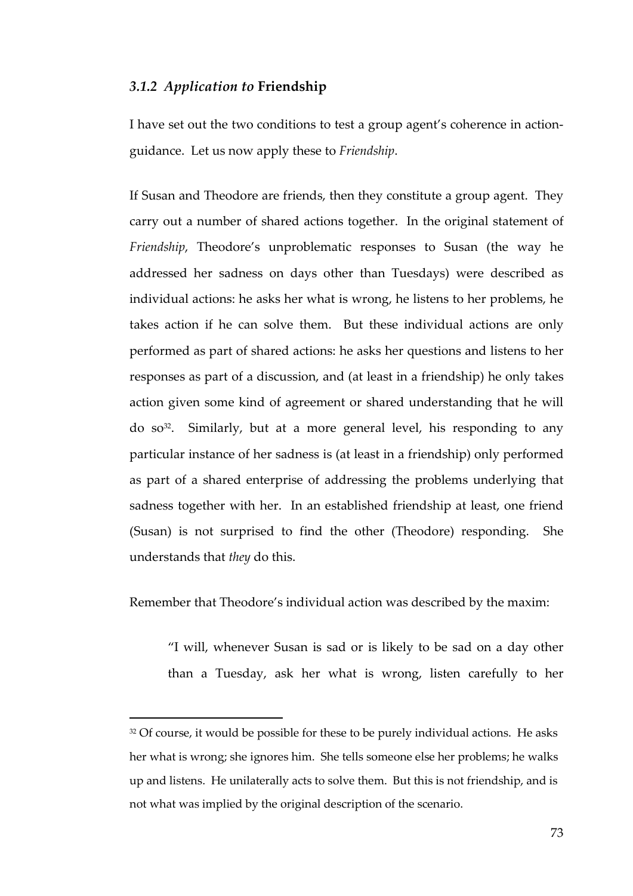### *3.1.2 Application to* **Friendship**

I have set out the two conditions to test a group agent's coherence in action-guidance. Let us now apply these to *Friendship*.

If Susan and Theodore are friends, then they constitute a group agent. They carry out a number of shared actions together. In the original statement of *Friendship*, Theodore's unproblematic responses to Susan (the way he addressed her sadness on days other than Tuesdays) were described as individual actions: he asks her what is wrong, he listens to her problems, he takes action if he can solve them. But these individual actions are only performed as part of shared actions: he asks her questions and listens to her responses as part of a discussion, and (at least in a friendship) he only takes action given some kind of agreement or shared understanding that he will do so[32]. Similarly, but at a more general level, his responding to any particular instance of her sadness is (at least in a friendship) only performed as part of a shared enterprise of addressing the problems underlying that sadness together with her. In an established friendship at least, one friend (Susan) is not surprised to find the other (Theodore) responding. She understands that *they* do this.

Remember that Theodore's individual action was described by the maxim:

> "I will, whenever Susan is sad or is likely to be sad on a day other than a Tuesday, ask her what is wrong, listen carefully to her

---

[32] Of course, it would be possible for these to be purely individual actions. He asks her what is wrong; she ignores him. She tells someone else her problems; he walks up and listens. He unilaterally acts to solve them. But this is not friendship, and is not what was implied by the original description of the scenario.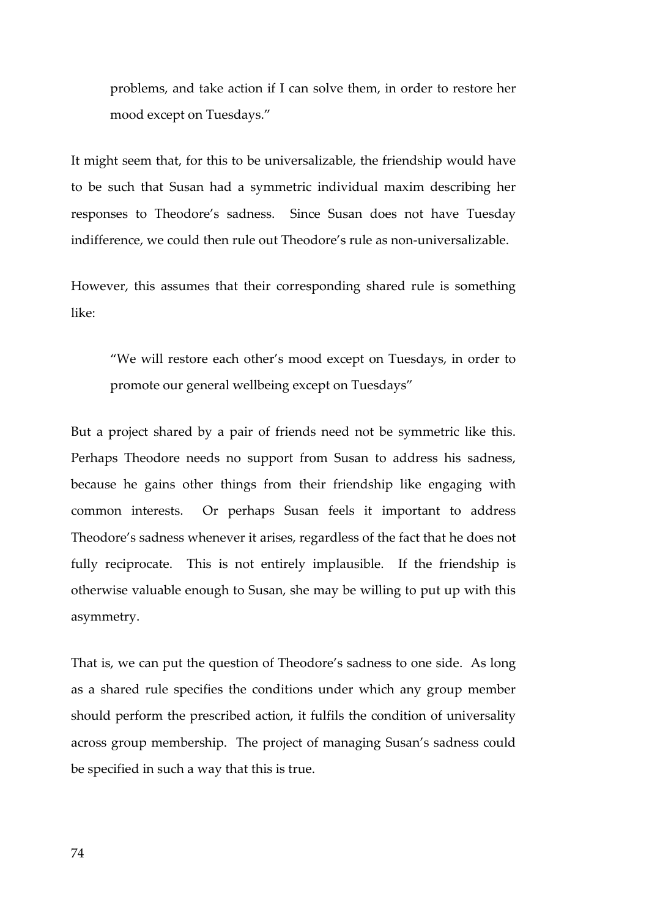> problems, and take action if I can solve them, in order to restore her mood except on Tuesdays."

It might seem that, for this to be universalizable, the friendship would have to be such that Susan had a symmetric individual maxim describing her responses to Theodore's sadness. Since Susan does not have Tuesday indifference, we could then rule out Theodore's rule as non-universalizable.

However, this assumes that their corresponding shared rule is something like:

> "We will restore each other's mood except on Tuesdays, in order to promote our general wellbeing except on Tuesdays"

But a project shared by a pair of friends need not be symmetric like this. Perhaps Theodore needs no support from Susan to address his sadness, because he gains other things from their friendship like engaging with common interests. Or perhaps Susan feels it important to address Theodore's sadness whenever it arises, regardless of the fact that he does not fully reciprocate. This is not entirely implausible. If the friendship is otherwise valuable enough to Susan, she may be willing to put up with this asymmetry.

That is, we can put the question of Theodore's sadness to one side. As long as a shared rule specifies the conditions under which any group member should perform the prescribed action, it fulfils the condition of universality across group membership. The project of managing Susan's sadness could be specified in such a way that this is true.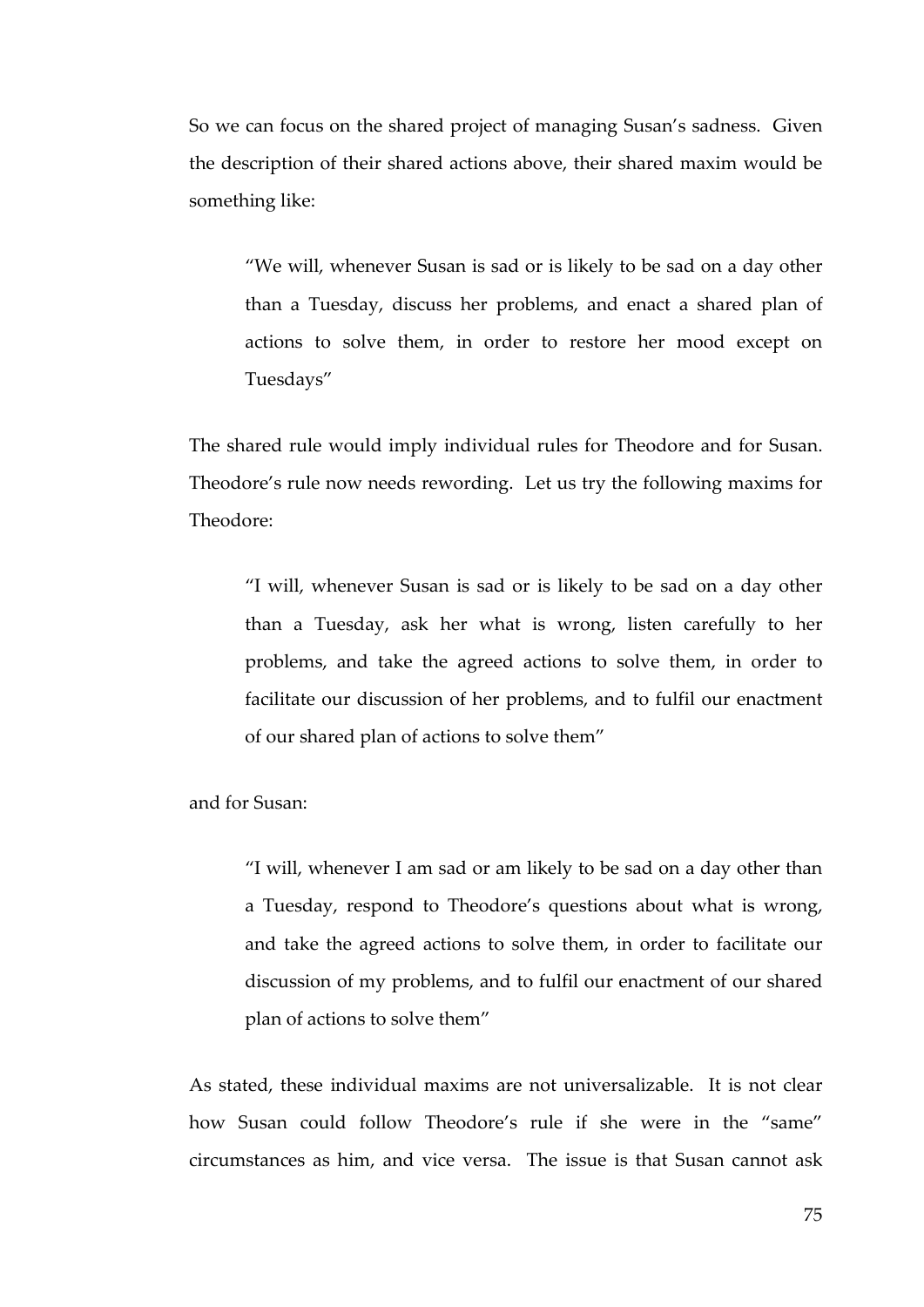So we can focus on the shared project of managing Susan's sadness. Given the description of their shared actions above, their shared maxim would be something like:

> "We will, whenever Susan is sad or is likely to be sad on a day other than a Tuesday, discuss her problems, and enact a shared plan of actions to solve them, in order to restore her mood except on Tuesdays"

The shared rule would imply individual rules for Theodore and for Susan. Theodore's rule now needs rewording. Let us try the following maxims for Theodore:

> "I will, whenever Susan is sad or is likely to be sad on a day other than a Tuesday, ask her what is wrong, listen carefully to her problems, and take the agreed actions to solve them, in order to facilitate our discussion of her problems, and to fulfil our enactment of our shared plan of actions to solve them"

and for Susan:

> "I will, whenever I am sad or am likely to be sad on a day other than a Tuesday, respond to Theodore's questions about what is wrong, and take the agreed actions to solve them, in order to facilitate our discussion of my problems, and to fulfil our enactment of our shared plan of actions to solve them"

As stated, these individual maxims are not universalizable. It is not clear how Susan could follow Theodore's rule if she were in the "same" circumstances as him, and vice versa. The issue is that Susan cannot ask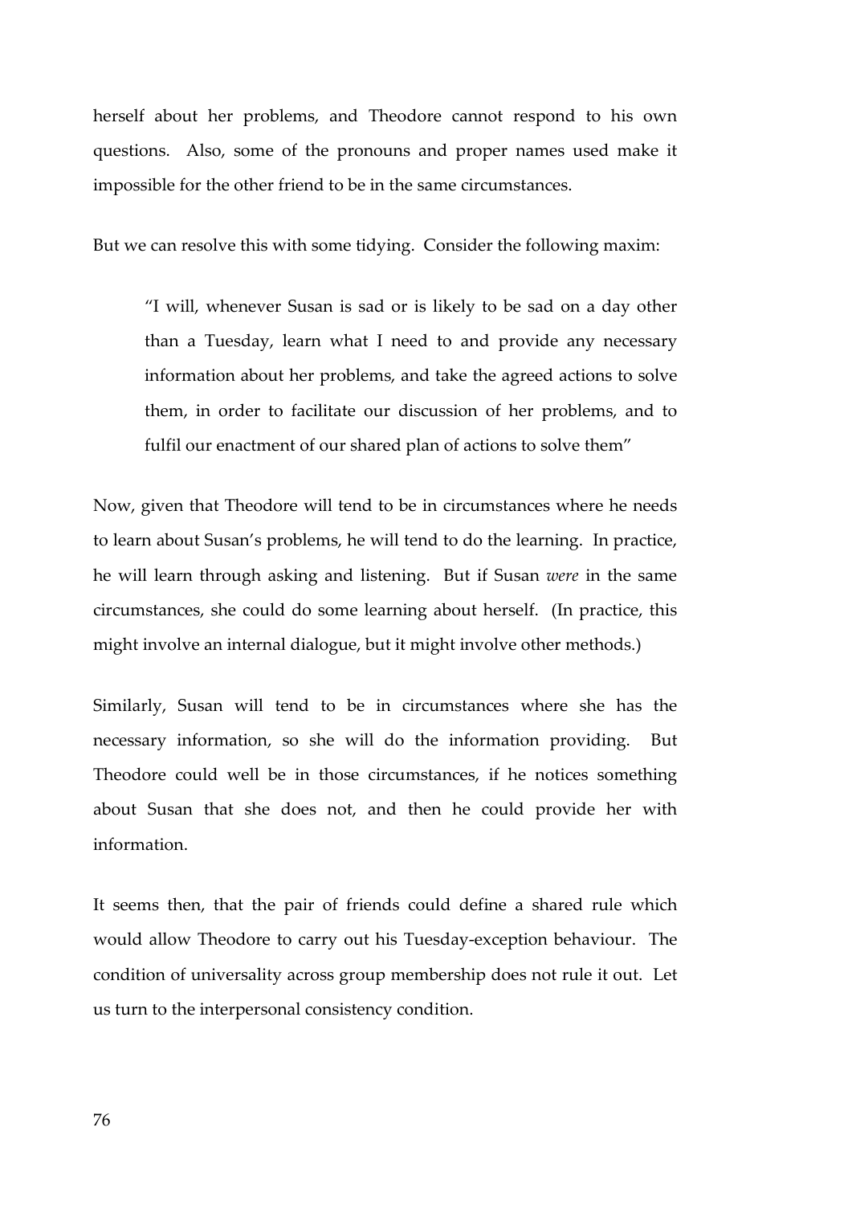herself about her problems, and Theodore cannot respond to his own questions. Also, some of the pronouns and proper names used make it impossible for the other friend to be in the same circumstances.

But we can resolve this with some tidying. Consider the following maxim:

> "I will, whenever Susan is sad or is likely to be sad on a day other than a Tuesday, learn what I need to and provide any necessary information about her problems, and take the agreed actions to solve them, in order to facilitate our discussion of her problems, and to fulfil our enactment of our shared plan of actions to solve them"

Now, given that Theodore will tend to be in circumstances where he needs to learn about Susan's problems, he will tend to do the learning. In practice, he will learn through asking and listening. But if Susan *were* in the same circumstances, she could do some learning about herself. (In practice, this might involve an internal dialogue, but it might involve other methods.)

Similarly, Susan will tend to be in circumstances where she has the necessary information, so she will do the information providing. But Theodore could well be in those circumstances, if he notices something about Susan that she does not, and then he could provide her with information.

It seems then, that the pair of friends could define a shared rule which would allow Theodore to carry out his Tuesday-exception behaviour. The condition of universality across group membership does not rule it out. Let us turn to the interpersonal consistency condition.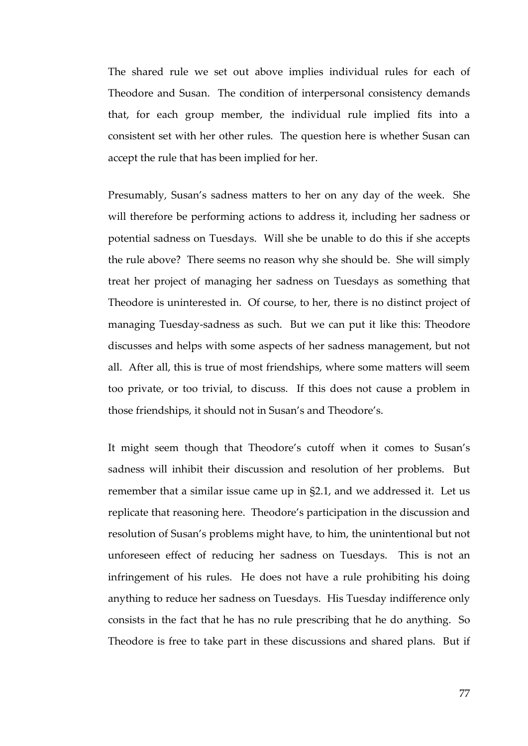The shared rule we set out above implies individual rules for each of Theodore and Susan. The condition of interpersonal consistency demands that, for each group member, the individual rule implied fits into a consistent set with her other rules. The question here is whether Susan can accept the rule that has been implied for her.

Presumably, Susan's sadness matters to her on any day of the week. She will therefore be performing actions to address it, including her sadness or potential sadness on Tuesdays. Will she be unable to do this if she accepts the rule above? There seems no reason why she should be. She will simply treat her project of managing her sadness on Tuesdays as something that Theodore is uninterested in. Of course, to her, there is no distinct project of managing Tuesday-sadness as such. But we can put it like this: Theodore discusses and helps with some aspects of her sadness management, but not all. After all, this is true of most friendships, where some matters will seem too private, or too trivial, to discuss. If this does not cause a problem in those friendships, it should not in Susan's and Theodore's.

It might seem though that Theodore's cutoff when it comes to Susan's sadness will inhibit their discussion and resolution of her problems. But remember that a similar issue came up in §2.1, and we addressed it. Let us replicate that reasoning here. Theodore's participation in the discussion and resolution of Susan's problems might have, to him, the unintentional but not unforeseen effect of reducing her sadness on Tuesdays. This is not an infringement of his rules. He does not have a rule prohibiting his doing anything to reduce her sadness on Tuesdays. His Tuesday indifference only consists in the fact that he has no rule prescribing that he do anything. So Theodore is free to take part in these discussions and shared plans. But if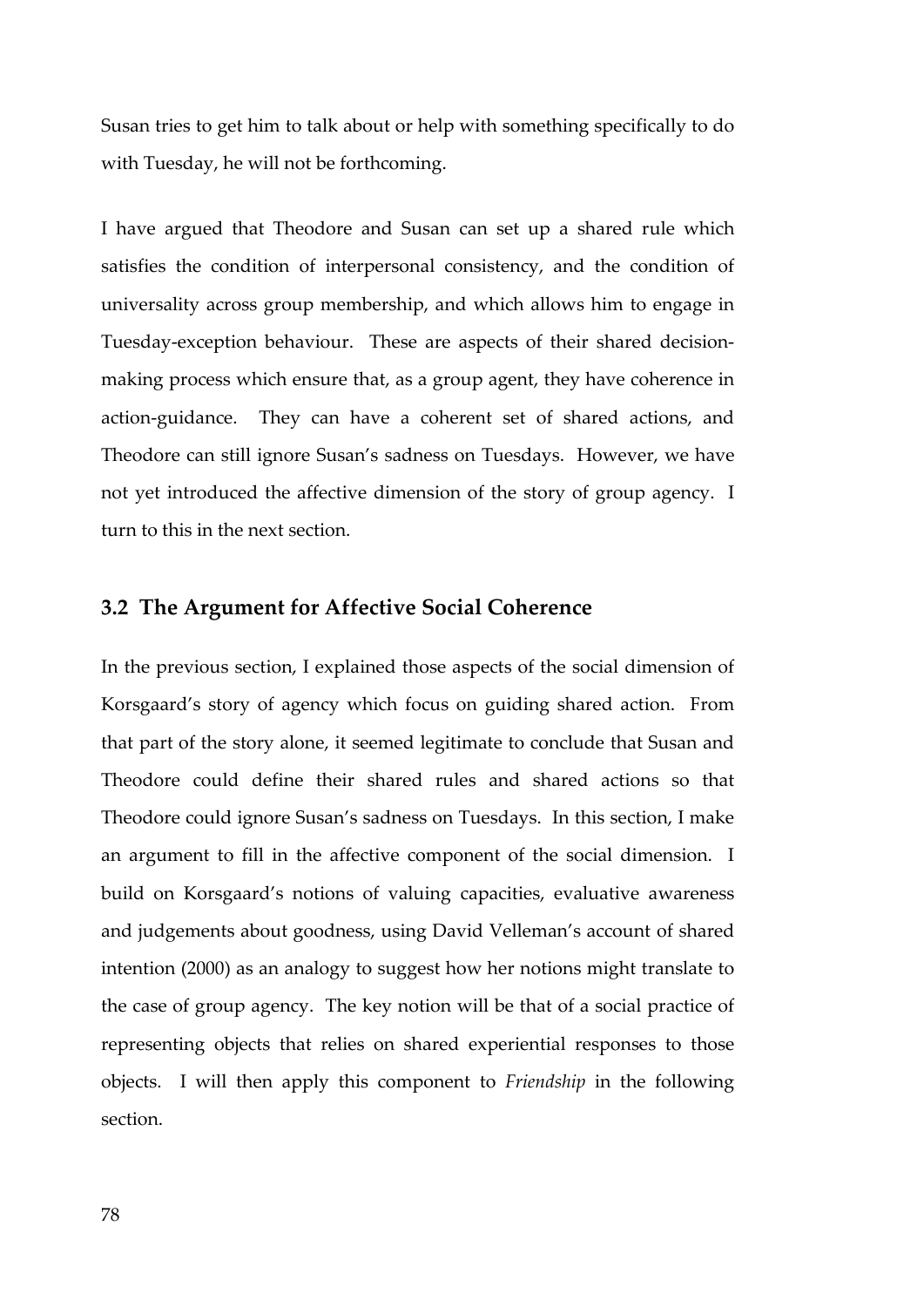Susan tries to get him to talk about or help with something specifically to do with Tuesday, he will not be forthcoming.

I have argued that Theodore and Susan can set up a shared rule which satisfies the condition of interpersonal consistency, and the condition of universality across group membership, and which allows him to engage in Tuesday-exception behaviour. These are aspects of their shared decision-making process which ensure that, as a group agent, they have coherence in action-guidance. They can have a coherent set of shared actions, and Theodore can still ignore Susan's sadness on Tuesdays. However, we have not yet introduced the affective dimension of the story of group agency. I turn to this in the next section.

## 3.2 The Argument for Affective Social Coherence

In the previous section, I explained those aspects of the social dimension of Korsgaard's story of agency which focus on guiding shared action. From that part of the story alone, it seemed legitimate to conclude that Susan and Theodore could define their shared rules and shared actions so that Theodore could ignore Susan's sadness on Tuesdays. In this section, I make an argument to fill in the affective component of the social dimension. I build on Korsgaard's notions of valuing capacities, evaluative awareness and judgements about goodness, using David Velleman's account of shared intention (2000) as an analogy to suggest how her notions might translate to the case of group agency. The key notion will be that of a social practice of representing objects that relies on shared experiential responses to those objects. I will then apply this component to *Friendship* in the following section.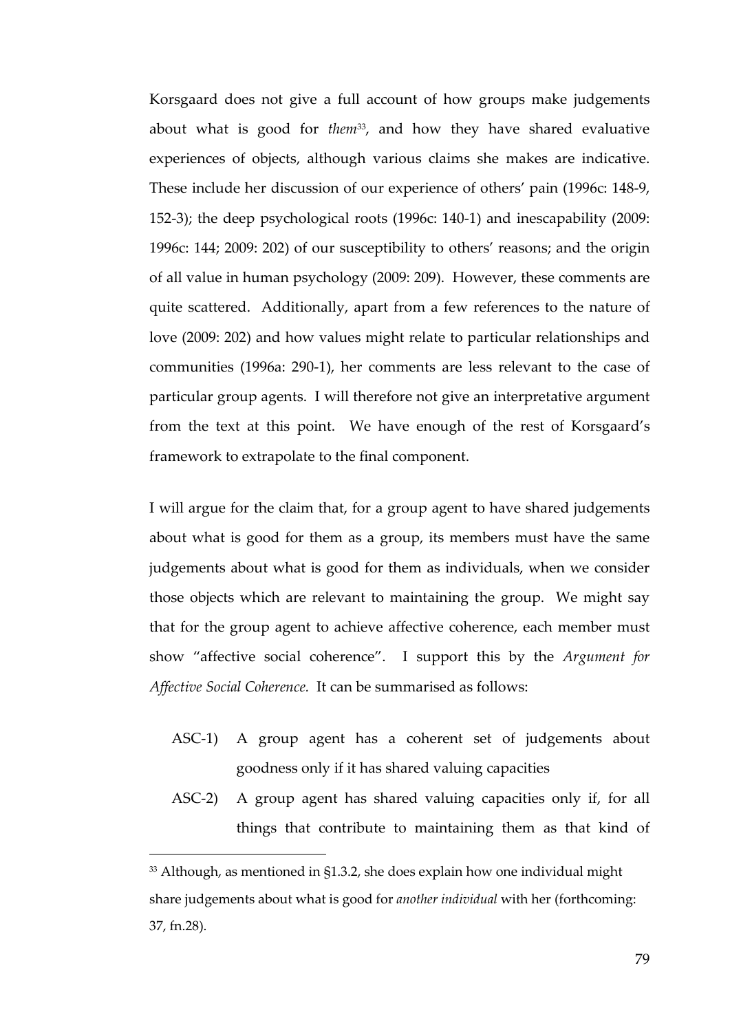Korsgaard does not give a full account of how groups make judgements about what is good for *them*[33], and how they have shared evaluative experiences of objects, although various claims she makes are indicative. These include her discussion of our experience of others' pain (1996c: 148-9, 152-3); the deep psychological roots (1996c: 140-1) and inescapability (2009: 1996c: 144; 2009: 202) of our susceptibility to others' reasons; and the origin of all value in human psychology (2009: 209). However, these comments are quite scattered. Additionally, apart from a few references to the nature of love (2009: 202) and how values might relate to particular relationships and communities (1996a: 290-1), her comments are less relevant to the case of particular group agents. I will therefore not give an interpretative argument from the text at this point. We have enough of the rest of Korsgaard's framework to extrapolate to the final component.

I will argue for the claim that, for a group agent to have shared judgements about what is good for them as a group, its members must have the same judgements about what is good for them as individuals, when we consider those objects which are relevant to maintaining the group. We might say that for the group agent to achieve affective coherence, each member must show "affective social coherence". I support this by the *Argument for Affective Social Coherence.* It can be summarised as follows:

- ASC-1) A group agent has a coherent set of judgements about goodness only if it has shared valuing capacities
- ASC-2) A group agent has shared valuing capacities only if, for all things that contribute to maintaining them as that kind of

[33] Although, as mentioned in §1.3.2, she does explain how one individual might share judgements about what is good for *another individual* with her (forthcoming: 37, fn.28).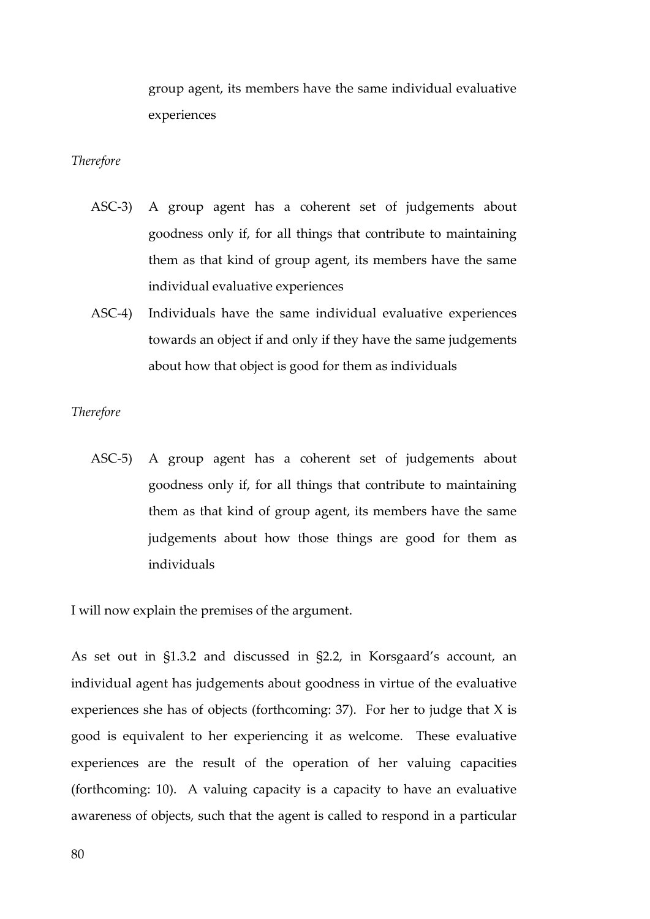group agent, its members have the same individual evaluative experiences

*Therefore*

ASC-3) A group agent has a coherent set of judgements about goodness only if, for all things that contribute to maintaining them as that kind of group agent, its members have the same individual evaluative experiences

ASC-4) Individuals have the same individual evaluative experiences towards an object if and only if they have the same judgements about how that object is good for them as individuals

*Therefore*

ASC-5) A group agent has a coherent set of judgements about goodness only if, for all things that contribute to maintaining them as that kind of group agent, its members have the same judgements about how those things are good for them as individuals

I will now explain the premises of the argument.

As set out in §1.3.2 and discussed in §2.2, in Korsgaard's account, an individual agent has judgements about goodness in virtue of the evaluative experiences she has of objects (forthcoming: 37). For her to judge that X is good is equivalent to her experiencing it as welcome. These evaluative experiences are the result of the operation of her valuing capacities (forthcoming: 10). A valuing capacity is a capacity to have an evaluative awareness of objects, such that the agent is called to respond in a particular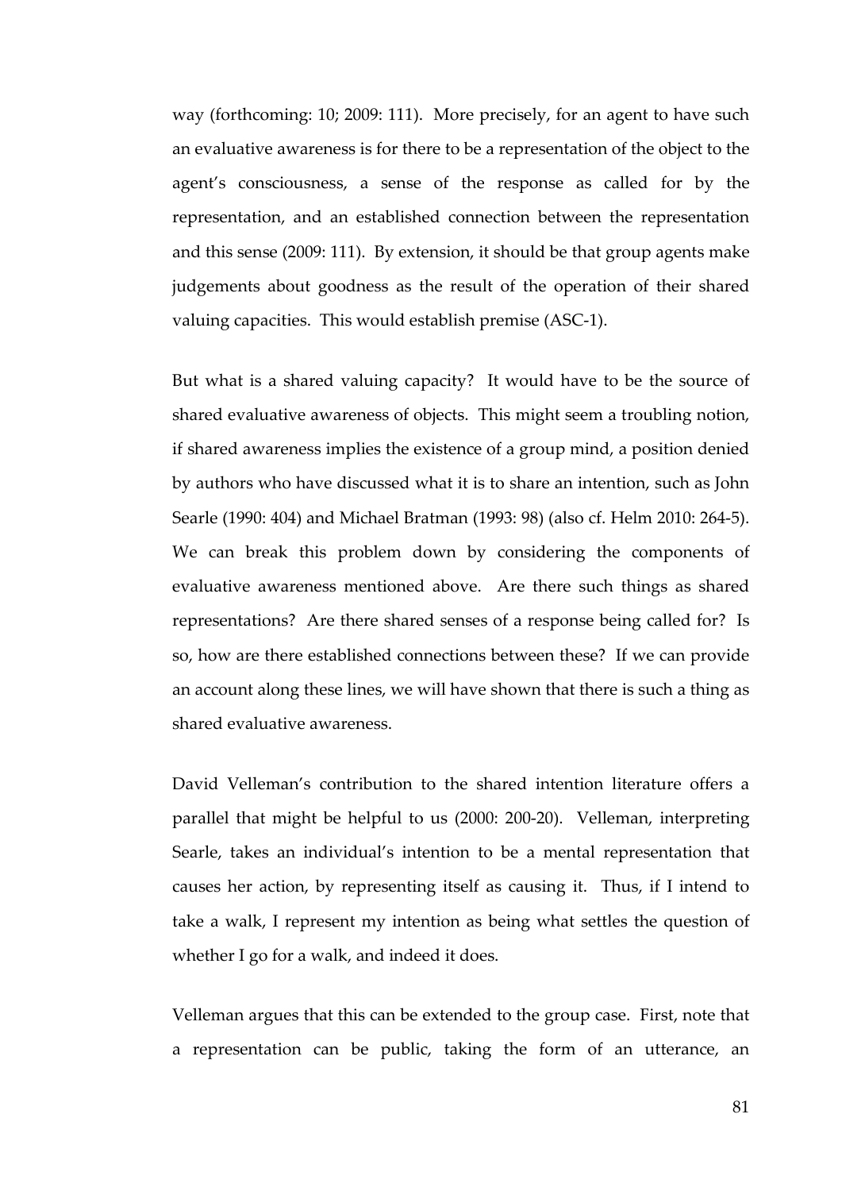way (forthcoming: 10; 2009: 111). More precisely, for an agent to have such an evaluative awareness is for there to be a representation of the object to the agent's consciousness, a sense of the response as called for by the representation, and an established connection between the representation and this sense (2009: 111). By extension, it should be that group agents make judgements about goodness as the result of the operation of their shared valuing capacities. This would establish premise (ASC-1).

But what is a shared valuing capacity? It would have to be the source of shared evaluative awareness of objects. This might seem a troubling notion, if shared awareness implies the existence of a group mind, a position denied by authors who have discussed what it is to share an intention, such as John Searle (1990: 404) and Michael Bratman (1993: 98) (also cf. Helm 2010: 264-5). We can break this problem down by considering the components of evaluative awareness mentioned above. Are there such things as shared representations? Are there shared senses of a response being called for? Is so, how are there established connections between these? If we can provide an account along these lines, we will have shown that there is such a thing as shared evaluative awareness.

David Velleman's contribution to the shared intention literature offers a parallel that might be helpful to us (2000: 200-20). Velleman, interpreting Searle, takes an individual's intention to be a mental representation that causes her action, by representing itself as causing it. Thus, if I intend to take a walk, I represent my intention as being what settles the question of whether I go for a walk, and indeed it does.

Velleman argues that this can be extended to the group case. First, note that a representation can be public, taking the form of an utterance, an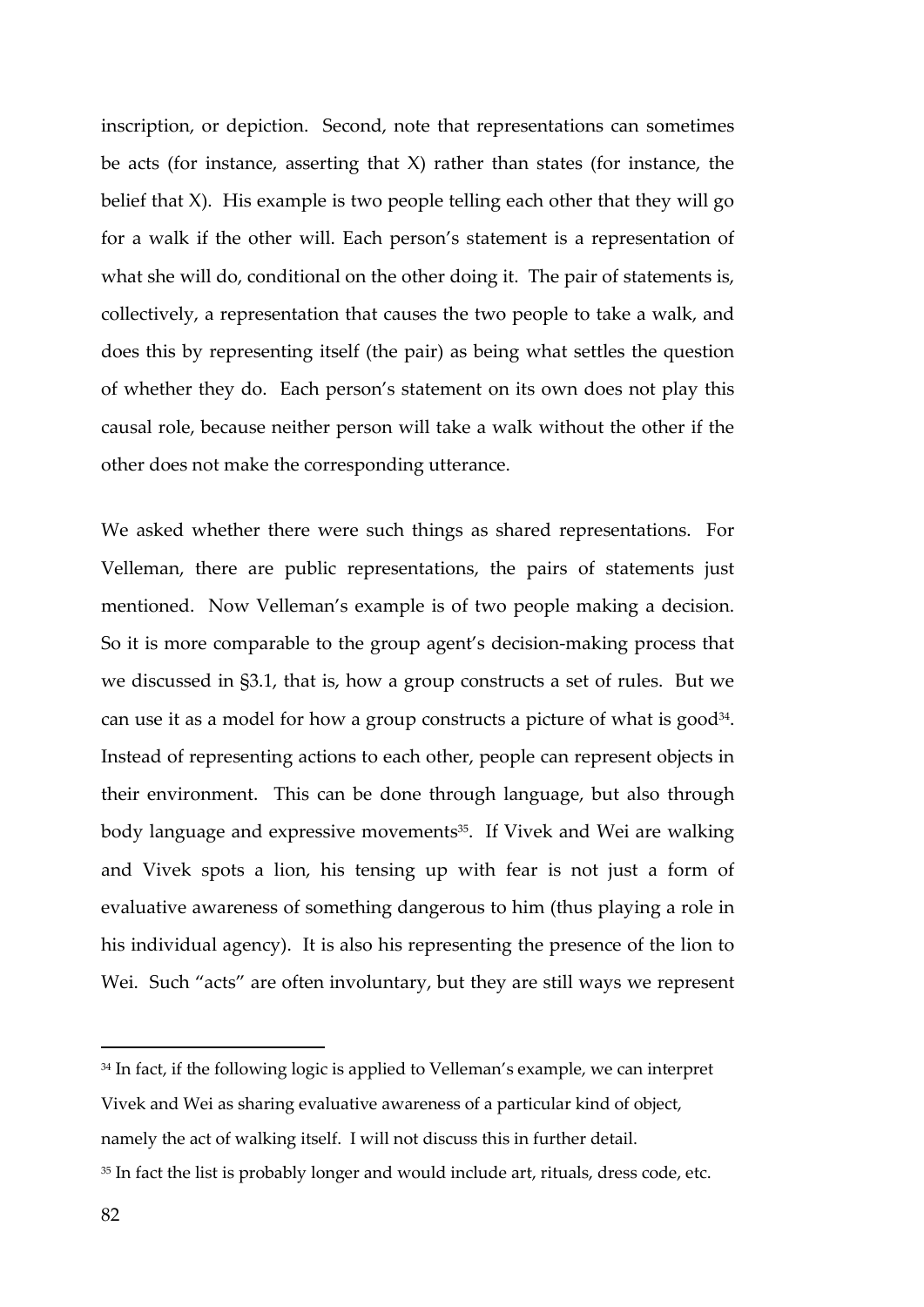inscription, or depiction. Second, note that representations can sometimes be acts (for instance, asserting that X) rather than states (for instance, the belief that X). His example is two people telling each other that they will go for a walk if the other will. Each person's statement is a representation of what she will do, conditional on the other doing it. The pair of statements is, collectively, a representation that causes the two people to take a walk, and does this by representing itself (the pair) as being what settles the question of whether they do. Each person's statement on its own does not play this causal role, because neither person will take a walk without the other if the other does not make the corresponding utterance.

We asked whether there were such things as shared representations. For Velleman, there are public representations, the pairs of statements just mentioned. Now Velleman's example is of two people making a decision. So it is more comparable to the group agent's decision-making process that we discussed in §3.1, that is, how a group constructs a set of rules. But we can use it as a model for how a group constructs a picture of what is good[34]. Instead of representing actions to each other, people can represent objects in their environment. This can be done through language, but also through body language and expressive movements[35]. If Vivek and Wei are walking and Vivek spots a lion, his tensing up with fear is not just a form of evaluative awareness of something dangerous to him (thus playing a role in his individual agency). It is also his representing the presence of the lion to Wei. Such "acts" are often involuntary, but they are still ways we represent

[34] In fact, if the following logic is applied to Velleman's example, we can interpret Vivek and Wei as sharing evaluative awareness of a particular kind of object, namely the act of walking itself. I will not discuss this in further detail.

[35] In fact the list is probably longer and would include art, rituals, dress code, etc.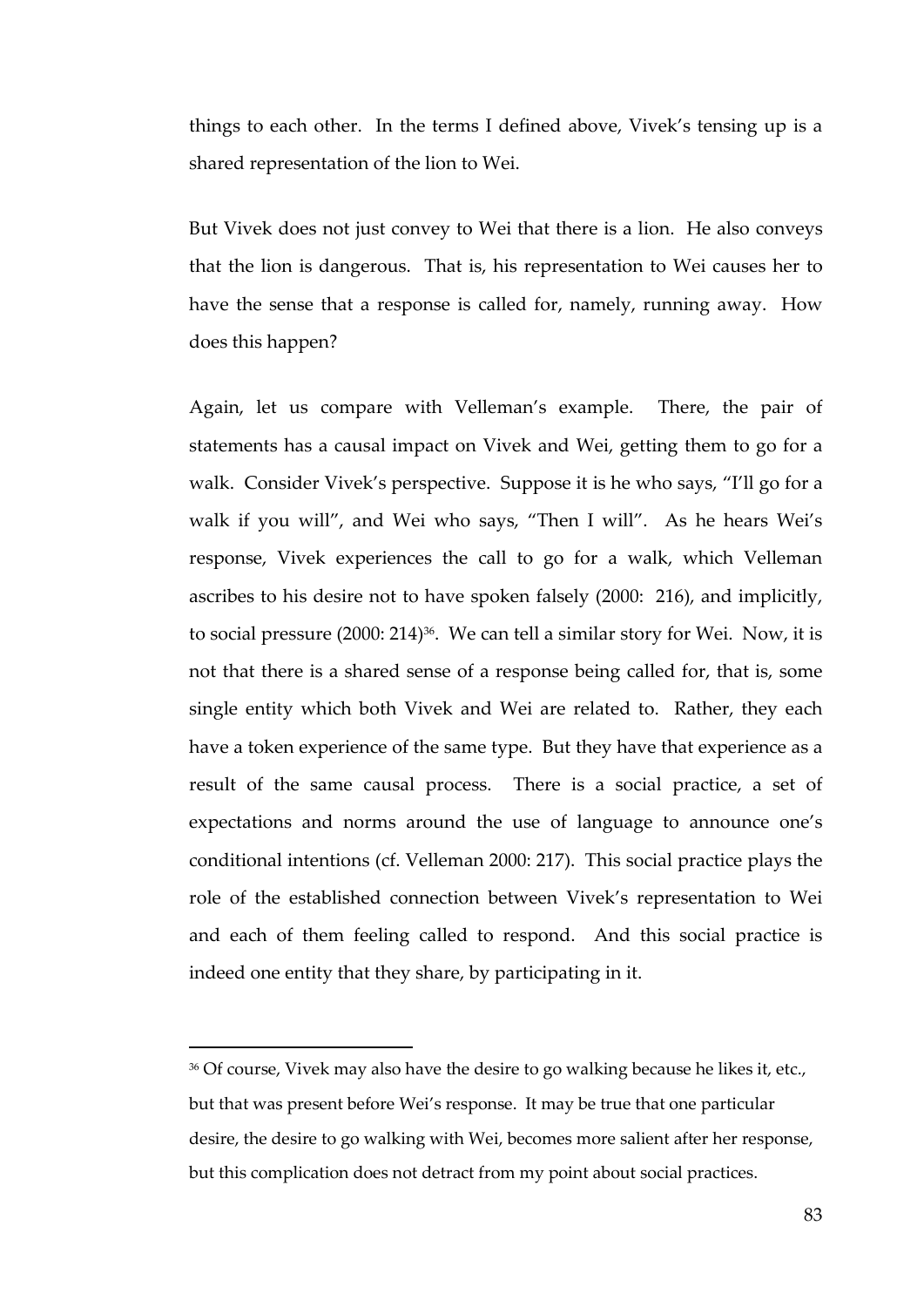things to each other. In the terms I defined above, Vivek's tensing up is a shared representation of the lion to Wei.

But Vivek does not just convey to Wei that there is a lion. He also conveys that the lion is dangerous. That is, his representation to Wei causes her to have the sense that a response is called for, namely, running away. How does this happen?

Again, let us compare with Velleman's example. There, the pair of statements has a causal impact on Vivek and Wei, getting them to go for a walk. Consider Vivek's perspective. Suppose it is he who says, "I'll go for a walk if you will", and Wei who says, "Then I will". As he hears Wei's response, Vivek experiences the call to go for a walk, which Velleman ascribes to his desire not to have spoken falsely (2000: 216), and implicitly, to social pressure (2000: 214)[36]. We can tell a similar story for Wei. Now, it is not that there is a shared sense of a response being called for, that is, some single entity which both Vivek and Wei are related to. Rather, they each have a token experience of the same type. But they have that experience as a result of the same causal process. There is a social practice, a set of expectations and norms around the use of language to announce one's conditional intentions (cf. Velleman 2000: 217). This social practice plays the role of the established connection between Vivek's representation to Wei and each of them feeling called to respond. And this social practice is indeed one entity that they share, by participating in it.

---

[36] Of course, Vivek may also have the desire to go walking because he likes it, etc., but that was present before Wei's response. It may be true that one particular desire, the desire to go walking with Wei, becomes more salient after her response, but this complication does not detract from my point about social practices.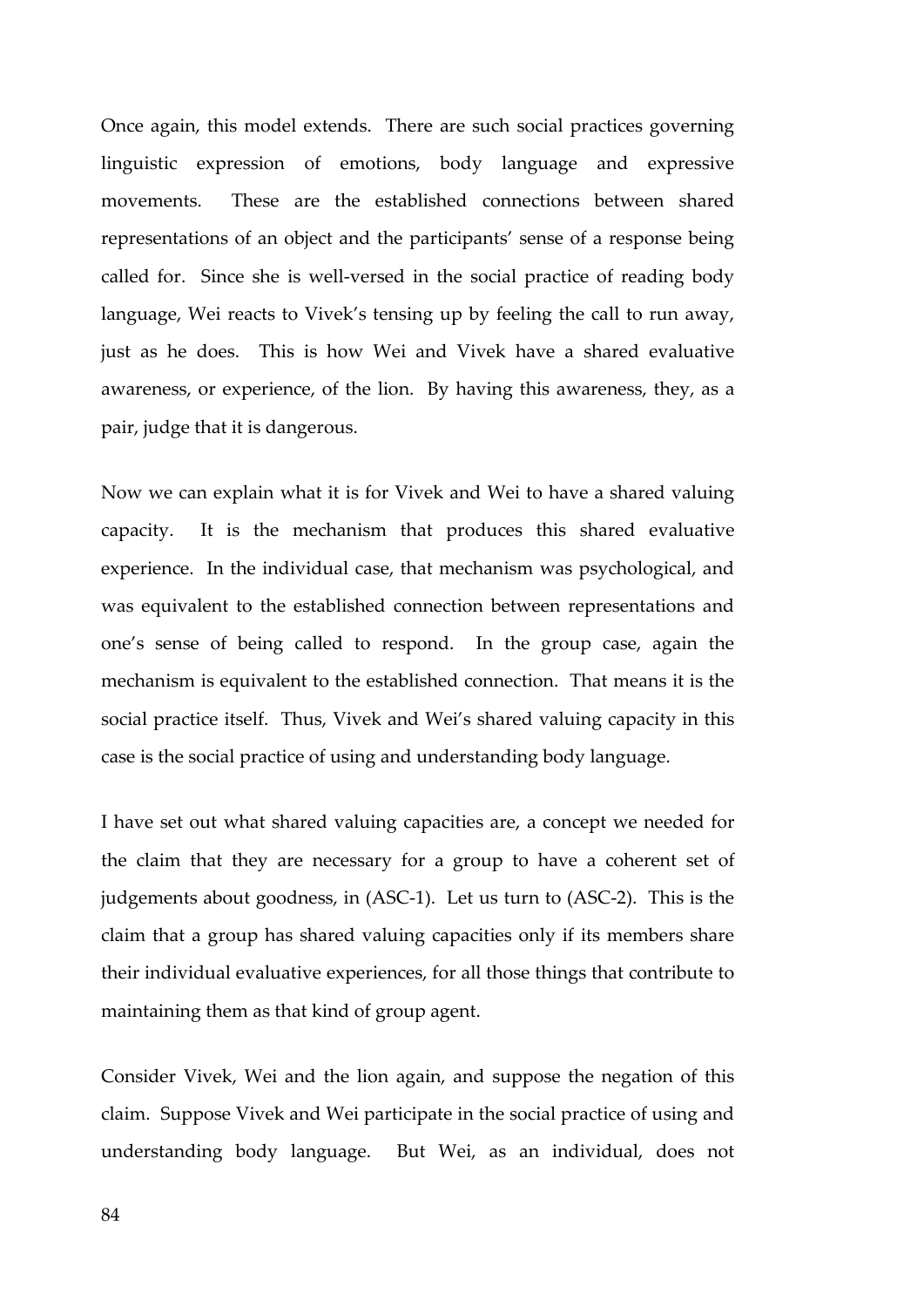Once again, this model extends. There are such social practices governing linguistic expression of emotions, body language and expressive movements. These are the established connections between shared representations of an object and the participants' sense of a response being called for. Since she is well-versed in the social practice of reading body language, Wei reacts to Vivek's tensing up by feeling the call to run away, just as he does. This is how Wei and Vivek have a shared evaluative awareness, or experience, of the lion. By having this awareness, they, as a pair, judge that it is dangerous.

Now we can explain what it is for Vivek and Wei to have a shared valuing capacity. It is the mechanism that produces this shared evaluative experience. In the individual case, that mechanism was psychological, and was equivalent to the established connection between representations and one's sense of being called to respond. In the group case, again the mechanism is equivalent to the established connection. That means it is the social practice itself. Thus, Vivek and Wei's shared valuing capacity in this case is the social practice of using and understanding body language.

I have set out what shared valuing capacities are, a concept we needed for the claim that they are necessary for a group to have a coherent set of judgements about goodness, in (ASC-1). Let us turn to (ASC-2). This is the claim that a group has shared valuing capacities only if its members share their individual evaluative experiences, for all those things that contribute to maintaining them as that kind of group agent.

Consider Vivek, Wei and the lion again, and suppose the negation of this claim. Suppose Vivek and Wei participate in the social practice of using and understanding body language. But Wei, as an individual, does not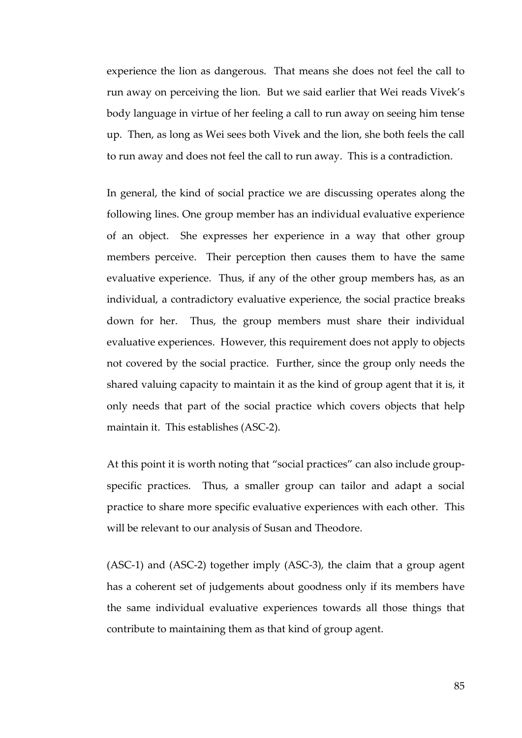experience the lion as dangerous. That means she does not feel the call to run away on perceiving the lion. But we said earlier that Wei reads Vivek's body language in virtue of her feeling a call to run away on seeing him tense up. Then, as long as Wei sees both Vivek and the lion, she both feels the call to run away and does not feel the call to run away. This is a contradiction.

In general, the kind of social practice we are discussing operates along the following lines. One group member has an individual evaluative experience of an object. She expresses her experience in a way that other group members perceive. Their perception then causes them to have the same evaluative experience. Thus, if any of the other group members has, as an individual, a contradictory evaluative experience, the social practice breaks down for her. Thus, the group members must share their individual evaluative experiences. However, this requirement does not apply to objects not covered by the social practice. Further, since the group only needs the shared valuing capacity to maintain it as the kind of group agent that it is, it only needs that part of the social practice which covers objects that help maintain it. This establishes (ASC-2).

At this point it is worth noting that "social practices" can also include group-specific practices. Thus, a smaller group can tailor and adapt a social practice to share more specific evaluative experiences with each other. This will be relevant to our analysis of Susan and Theodore.

(ASC-1) and (ASC-2) together imply (ASC-3), the claim that a group agent has a coherent set of judgements about goodness only if its members have the same individual evaluative experiences towards all those things that contribute to maintaining them as that kind of group agent.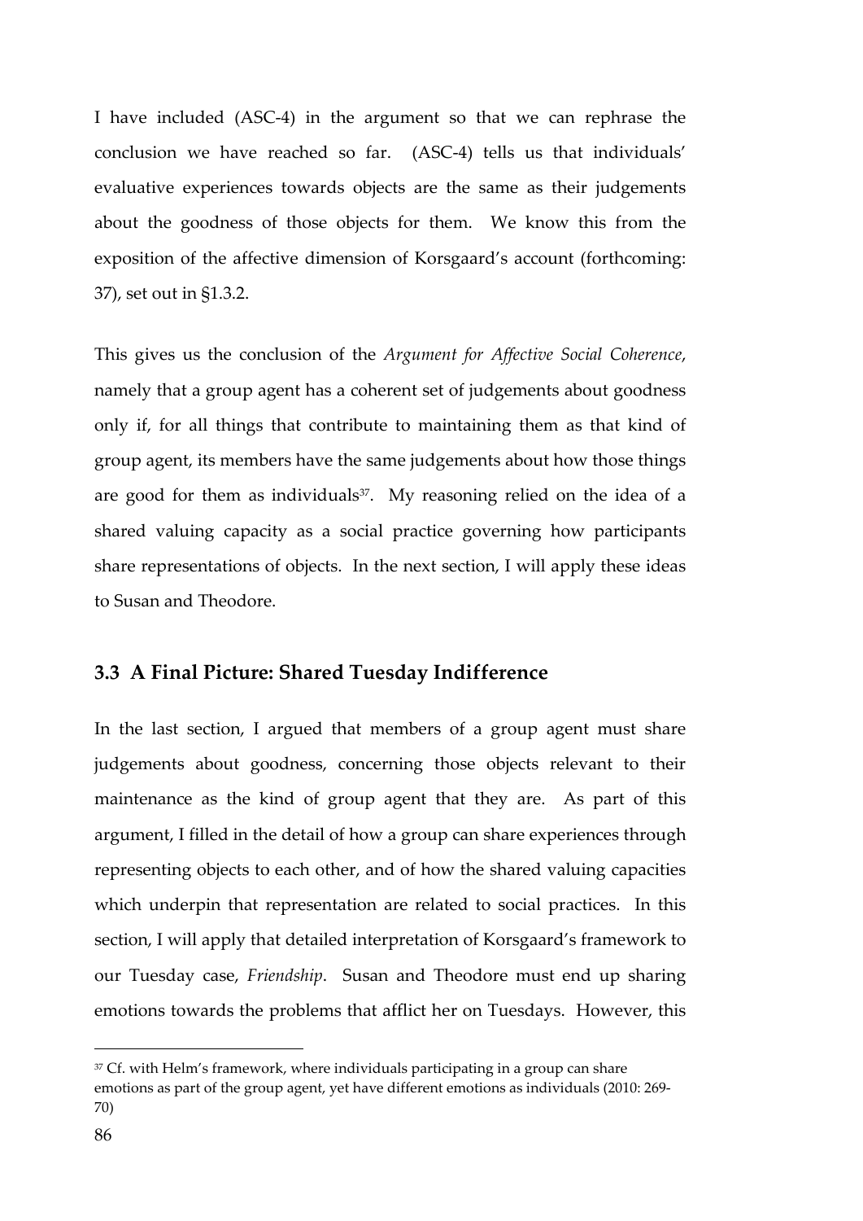I have included (ASC-4) in the argument so that we can rephrase the conclusion we have reached so far. (ASC-4) tells us that individuals' evaluative experiences towards objects are the same as their judgements about the goodness of those objects for them. We know this from the exposition of the affective dimension of Korsgaard's account (forthcoming: 37), set out in §1.3.2.

This gives us the conclusion of the *Argument for Affective Social Coherence*, namely that a group agent has a coherent set of judgements about goodness only if, for all things that contribute to maintaining them as that kind of group agent, its members have the same judgements about how those things are good for them as individuals[37]. My reasoning relied on the idea of a shared valuing capacity as a social practice governing how participants share representations of objects. In the next section, I will apply these ideas to Susan and Theodore.

## 3.3 A Final Picture: Shared Tuesday Indifference

In the last section, I argued that members of a group agent must share judgements about goodness, concerning those objects relevant to their maintenance as the kind of group agent that they are. As part of this argument, I filled in the detail of how a group can share experiences through representing objects to each other, and of how the shared valuing capacities which underpin that representation are related to social practices. In this section, I will apply that detailed interpretation of Korsgaard's framework to our Tuesday case, *Friendship*. Susan and Theodore must end up sharing emotions towards the problems that afflict her on Tuesdays. However, this

[37] Cf. with Helm's framework, where individuals participating in a group can share emotions as part of the group agent, yet have different emotions as individuals (2010: 269-70)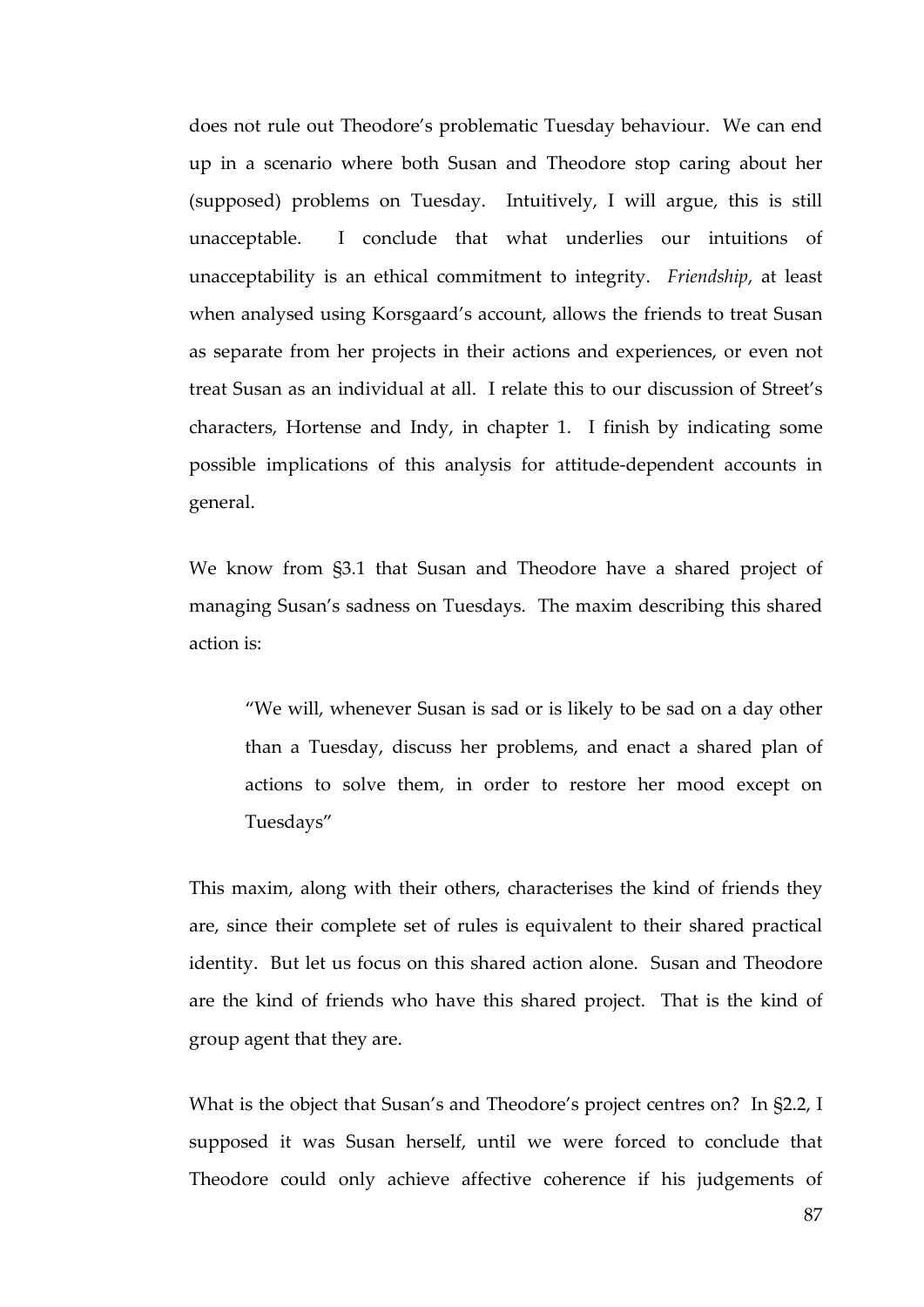does not rule out Theodore's problematic Tuesday behaviour. We can end up in a scenario where both Susan and Theodore stop caring about her (supposed) problems on Tuesday. Intuitively, I will argue, this is still unacceptable. I conclude that what underlies our intuitions of unacceptability is an ethical commitment to integrity. *Friendship*, at least when analysed using Korsgaard's account, allows the friends to treat Susan as separate from her projects in their actions and experiences, or even not treat Susan as an individual at all. I relate this to our discussion of Street's characters, Hortense and Indy, in chapter 1. I finish by indicating some possible implications of this analysis for attitude-dependent accounts in general.

We know from §3.1 that Susan and Theodore have a shared project of managing Susan's sadness on Tuesdays. The maxim describing this shared action is:

> "We will, whenever Susan is sad or is likely to be sad on a day other than a Tuesday, discuss her problems, and enact a shared plan of actions to solve them, in order to restore her mood except on Tuesdays"

This maxim, along with their others, characterises the kind of friends they are, since their complete set of rules is equivalent to their shared practical identity. But let us focus on this shared action alone. Susan and Theodore are the kind of friends who have this shared project. That is the kind of group agent that they are.

What is the object that Susan's and Theodore's project centres on? In §2.2, I supposed it was Susan herself, until we were forced to conclude that Theodore could only achieve affective coherence if his judgements of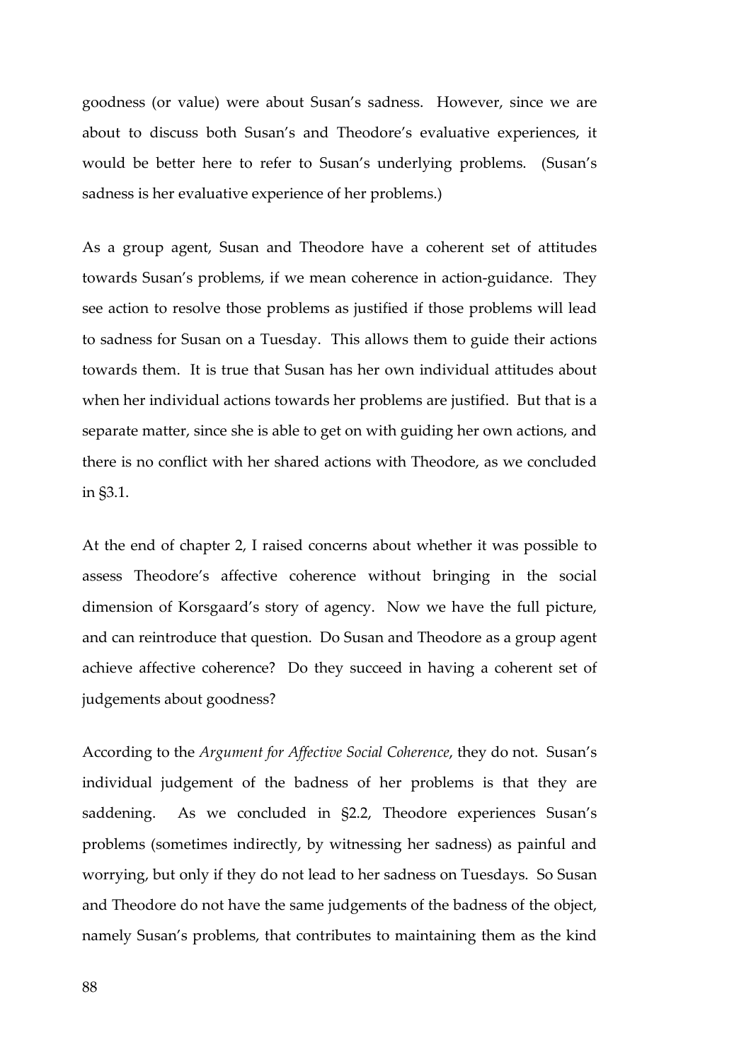goodness (or value) were about Susan's sadness. However, since we are about to discuss both Susan's and Theodore's evaluative experiences, it would be better here to refer to Susan's underlying problems. (Susan's sadness is her evaluative experience of her problems.)

As a group agent, Susan and Theodore have a coherent set of attitudes towards Susan's problems, if we mean coherence in action-guidance. They see action to resolve those problems as justified if those problems will lead to sadness for Susan on a Tuesday. This allows them to guide their actions towards them. It is true that Susan has her own individual attitudes about when her individual actions towards her problems are justified. But that is a separate matter, since she is able to get on with guiding her own actions, and there is no conflict with her shared actions with Theodore, as we concluded in §3.1.

At the end of chapter 2, I raised concerns about whether it was possible to assess Theodore's affective coherence without bringing in the social dimension of Korsgaard's story of agency. Now we have the full picture, and can reintroduce that question. Do Susan and Theodore as a group agent achieve affective coherence? Do they succeed in having a coherent set of judgements about goodness?

According to the *Argument for Affective Social Coherence*, they do not. Susan's individual judgement of the badness of her problems is that they are saddening. As we concluded in §2.2, Theodore experiences Susan's problems (sometimes indirectly, by witnessing her sadness) as painful and worrying, but only if they do not lead to her sadness on Tuesdays. So Susan and Theodore do not have the same judgements of the badness of the object, namely Susan's problems, that contributes to maintaining them as the kind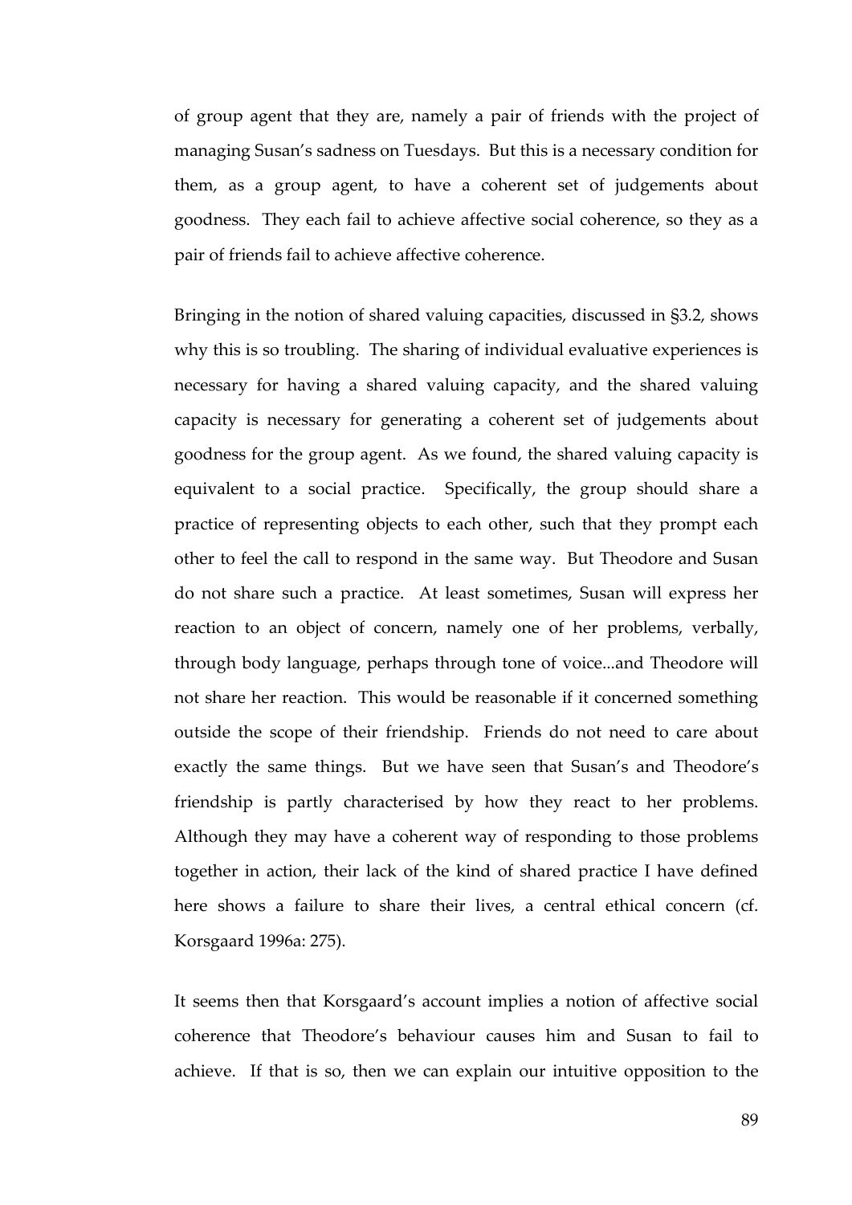of group agent that they are, namely a pair of friends with the project of managing Susan's sadness on Tuesdays. But this is a necessary condition for them, as a group agent, to have a coherent set of judgements about goodness. They each fail to achieve affective social coherence, so they as a pair of friends fail to achieve affective coherence.

Bringing in the notion of shared valuing capacities, discussed in §3.2, shows why this is so troubling. The sharing of individual evaluative experiences is necessary for having a shared valuing capacity, and the shared valuing capacity is necessary for generating a coherent set of judgements about goodness for the group agent. As we found, the shared valuing capacity is equivalent to a social practice. Specifically, the group should share a practice of representing objects to each other, such that they prompt each other to feel the call to respond in the same way. But Theodore and Susan do not share such a practice. At least sometimes, Susan will express her reaction to an object of concern, namely one of her problems, verbally, through body language, perhaps through tone of voice...and Theodore will not share her reaction. This would be reasonable if it concerned something outside the scope of their friendship. Friends do not need to care about exactly the same things. But we have seen that Susan's and Theodore's friendship is partly characterised by how they react to her problems. Although they may have a coherent way of responding to those problems together in action, their lack of the kind of shared practice I have defined here shows a failure to share their lives, a central ethical concern (cf. Korsgaard 1996a: 275).

It seems then that Korsgaard's account implies a notion of affective social coherence that Theodore's behaviour causes him and Susan to fail to achieve. If that is so, then we can explain our intuitive opposition to the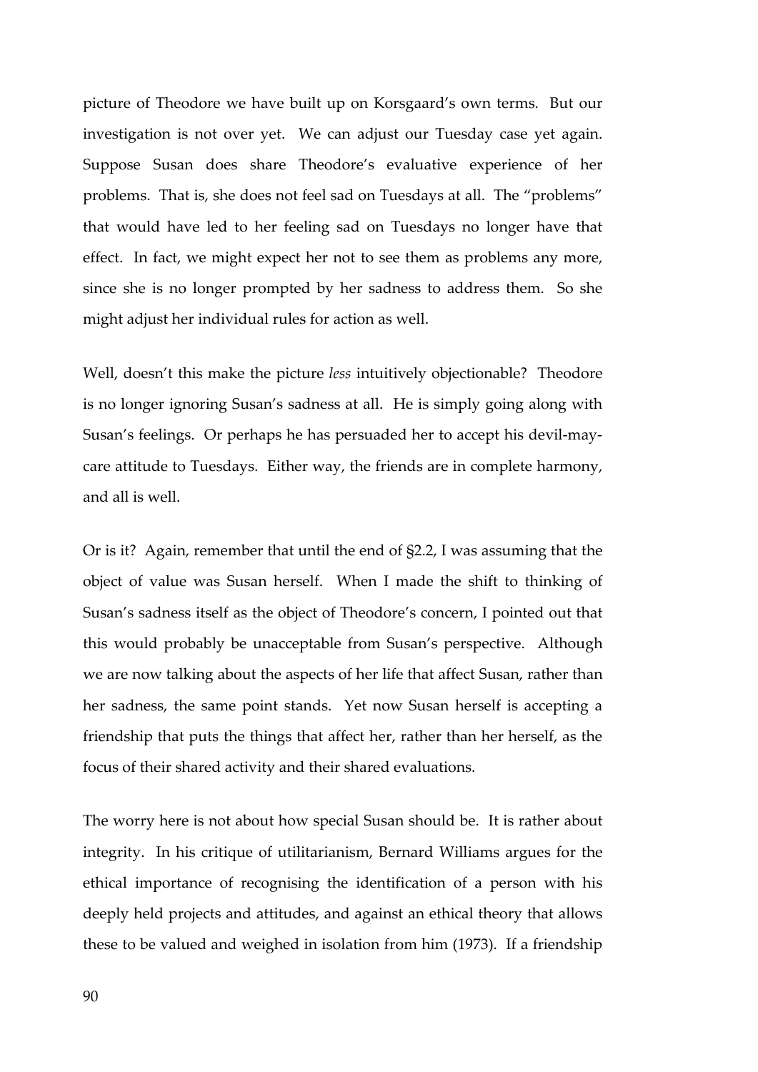picture of Theodore we have built up on Korsgaard's own terms. But our investigation is not over yet. We can adjust our Tuesday case yet again. Suppose Susan does share Theodore's evaluative experience of her problems. That is, she does not feel sad on Tuesdays at all. The "problems" that would have led to her feeling sad on Tuesdays no longer have that effect. In fact, we might expect her not to see them as problems any more, since she is no longer prompted by her sadness to address them. So she might adjust her individual rules for action as well.

Well, doesn't this make the picture *less* intuitively objectionable? Theodore is no longer ignoring Susan's sadness at all. He is simply going along with Susan's feelings. Or perhaps he has persuaded her to accept his devil-may-care attitude to Tuesdays. Either way, the friends are in complete harmony, and all is well.

Or is it? Again, remember that until the end of §2.2, I was assuming that the object of value was Susan herself. When I made the shift to thinking of Susan's sadness itself as the object of Theodore's concern, I pointed out that this would probably be unacceptable from Susan's perspective. Although we are now talking about the aspects of her life that affect Susan, rather than her sadness, the same point stands. Yet now Susan herself is accepting a friendship that puts the things that affect her, rather than her herself, as the focus of their shared activity and their shared evaluations.

The worry here is not about how special Susan should be. It is rather about integrity. In his critique of utilitarianism, Bernard Williams argues for the ethical importance of recognising the identification of a person with his deeply held projects and attitudes, and against an ethical theory that allows these to be valued and weighed in isolation from him (1973). If a friendship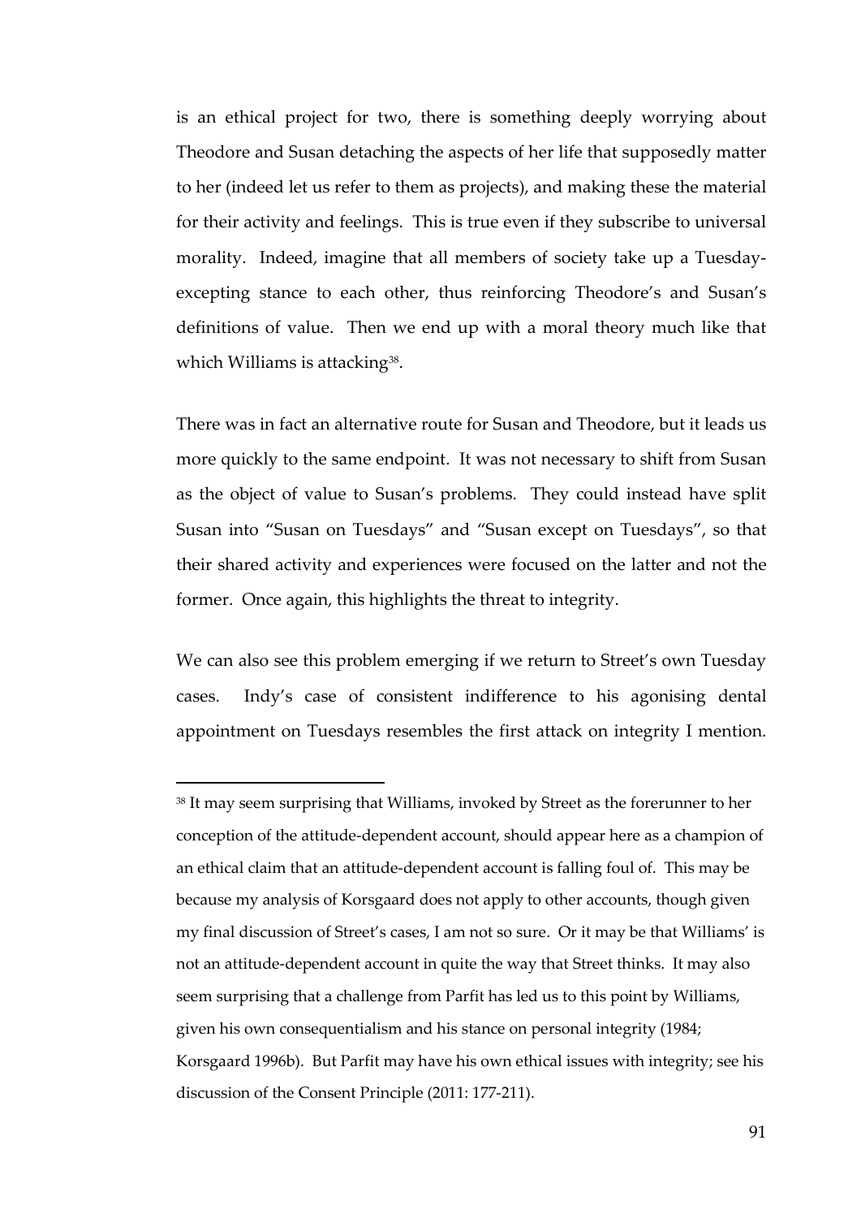is an ethical project for two, there is something deeply worrying about Theodore and Susan detaching the aspects of her life that supposedly matter to her (indeed let us refer to them as projects), and making these the material for their activity and feelings. This is true even if they subscribe to universal morality. Indeed, imagine that all members of society take up a Tuesday-excepting stance to each other, thus reinforcing Theodore's and Susan's definitions of value. Then we end up with a moral theory much like that which Williams is attacking[38].

There was in fact an alternative route for Susan and Theodore, but it leads us more quickly to the same endpoint. It was not necessary to shift from Susan as the object of value to Susan's problems. They could instead have split Susan into "Susan on Tuesdays" and "Susan except on Tuesdays", so that their shared activity and experiences were focused on the latter and not the former. Once again, this highlights the threat to integrity.

We can also see this problem emerging if we return to Street's own Tuesday cases. Indy's case of consistent indifference to his agonising dental appointment on Tuesdays resembles the first attack on integrity I mention.

---

[38] It may seem surprising that Williams, invoked by Street as the forerunner to her conception of the attitude-dependent account, should appear here as a champion of an ethical claim that an attitude-dependent account is falling foul of. This may be because my analysis of Korsgaard does not apply to other accounts, though given my final discussion of Street's cases, I am not so sure. Or it may be that Williams' is not an attitude-dependent account in quite the way that Street thinks. It may also seem surprising that a challenge from Parfit has led us to this point by Williams, given his own consequentialism and his stance on personal integrity (1984; Korsgaard 1996b). But Parfit may have his own ethical issues with integrity; see his discussion of the Consent Principle (2011: 177-211).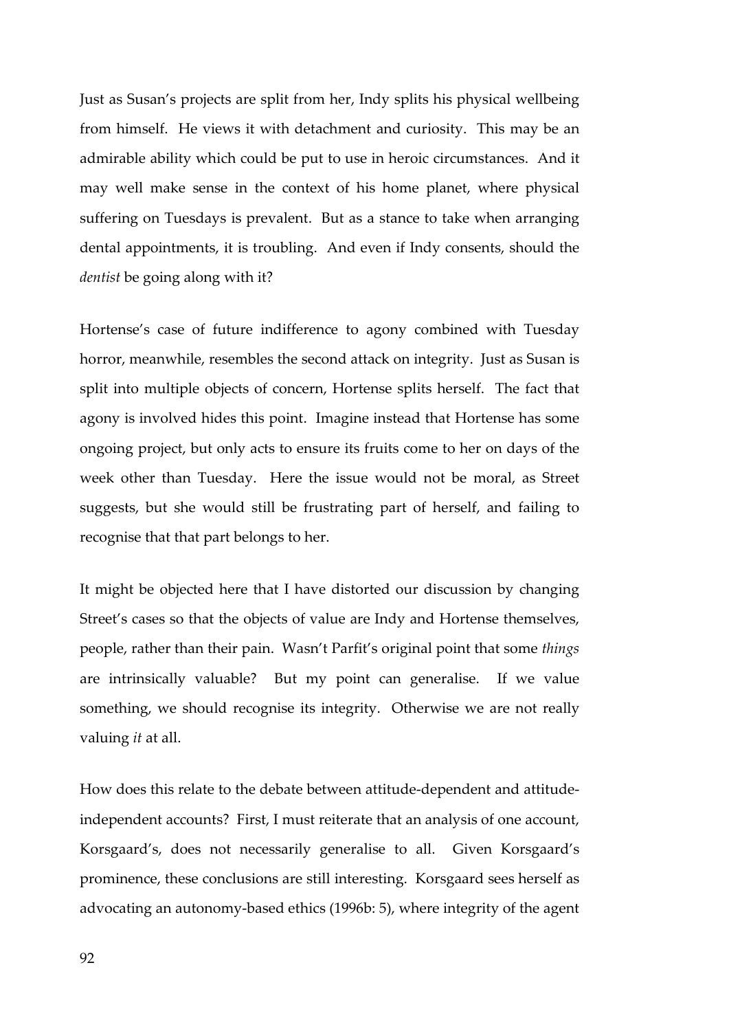Just as Susan's projects are split from her, Indy splits his physical wellbeing from himself. He views it with detachment and curiosity. This may be an admirable ability which could be put to use in heroic circumstances. And it may well make sense in the context of his home planet, where physical suffering on Tuesdays is prevalent. But as a stance to take when arranging dental appointments, it is troubling. And even if Indy consents, should the *dentist* be going along with it?

Hortense's case of future indifference to agony combined with Tuesday horror, meanwhile, resembles the second attack on integrity. Just as Susan is split into multiple objects of concern, Hortense splits herself. The fact that agony is involved hides this point. Imagine instead that Hortense has some ongoing project, but only acts to ensure its fruits come to her on days of the week other than Tuesday. Here the issue would not be moral, as Street suggests, but she would still be frustrating part of herself, and failing to recognise that that part belongs to her.

It might be objected here that I have distorted our discussion by changing Street's cases so that the objects of value are Indy and Hortense themselves, people, rather than their pain. Wasn't Parfit's original point that some *things* are intrinsically valuable? But my point can generalise. If we value something, we should recognise its integrity. Otherwise we are not really valuing *it* at all.

How does this relate to the debate between attitude-dependent and attitude-independent accounts? First, I must reiterate that an analysis of one account, Korsgaard's, does not necessarily generalise to all. Given Korsgaard's prominence, these conclusions are still interesting. Korsgaard sees herself as advocating an autonomy-based ethics (1996b: 5), where integrity of the agent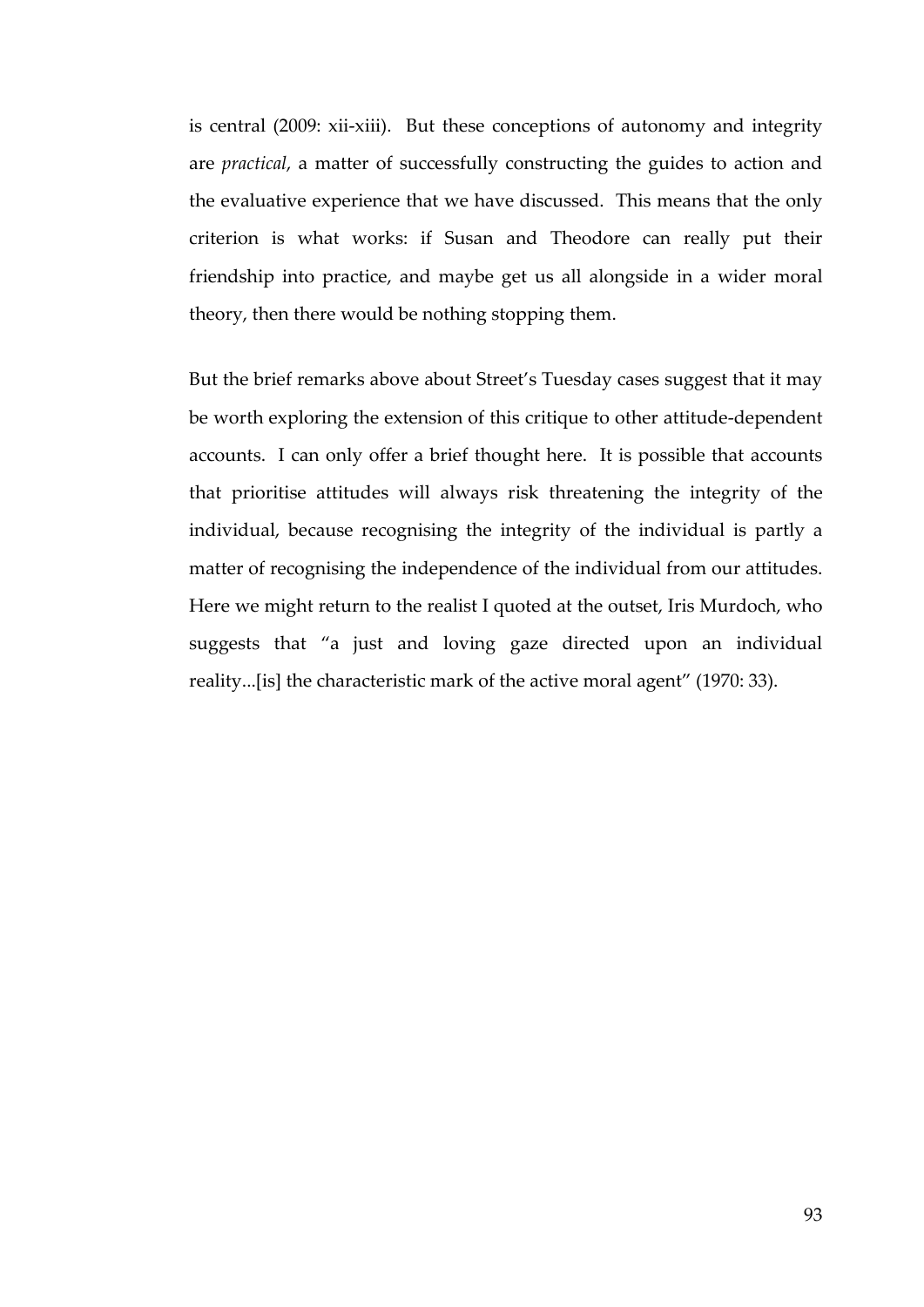is central (2009: xii-xiii). But these conceptions of autonomy and integrity are *practical*, a matter of successfully constructing the guides to action and the evaluative experience that we have discussed. This means that the only criterion is what works: if Susan and Theodore can really put their friendship into practice, and maybe get us all alongside in a wider moral theory, then there would be nothing stopping them.

But the brief remarks above about Street's Tuesday cases suggest that it may be worth exploring the extension of this critique to other attitude-dependent accounts. I can only offer a brief thought here. It is possible that accounts that prioritise attitudes will always risk threatening the integrity of the individual, because recognising the integrity of the individual is partly a matter of recognising the independence of the individual from our attitudes. Here we might return to the realist I quoted at the outset, Iris Murdoch, who suggests that "a just and loving gaze directed upon an individual reality...[is] the characteristic mark of the active moral agent" (1970: 33).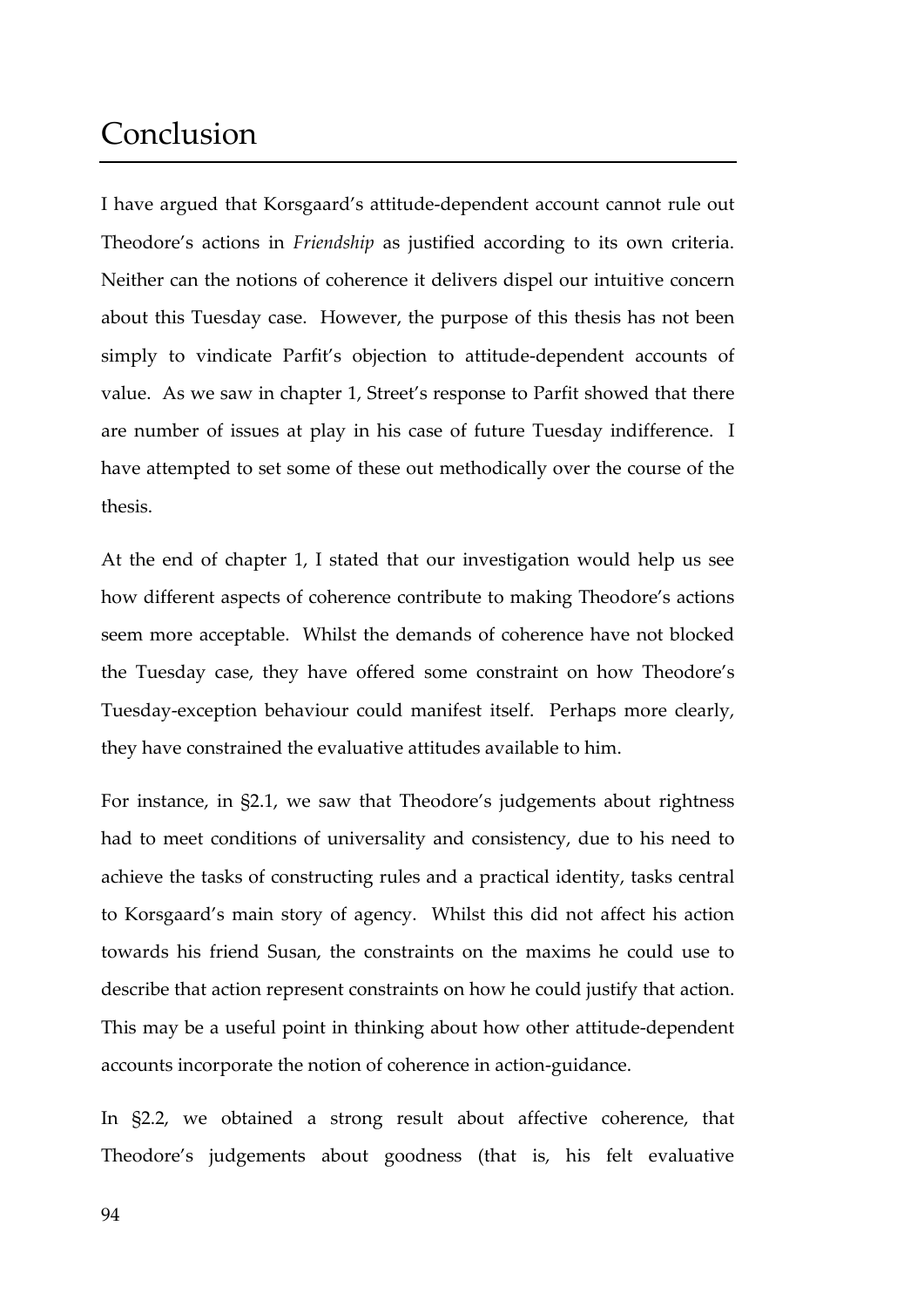# Conclusion

I have argued that Korsgaard's attitude-dependent account cannot rule out Theodore's actions in *Friendship* as justified according to its own criteria. Neither can the notions of coherence it delivers dispel our intuitive concern about this Tuesday case. However, the purpose of this thesis has not been simply to vindicate Parfit's objection to attitude-dependent accounts of value. As we saw in chapter 1, Street's response to Parfit showed that there are number of issues at play in his case of future Tuesday indifference. I have attempted to set some of these out methodically over the course of the thesis.

At the end of chapter 1, I stated that our investigation would help us see how different aspects of coherence contribute to making Theodore's actions seem more acceptable. Whilst the demands of coherence have not blocked the Tuesday case, they have offered some constraint on how Theodore's Tuesday-exception behaviour could manifest itself. Perhaps more clearly, they have constrained the evaluative attitudes available to him.

For instance, in §2.1, we saw that Theodore's judgements about rightness had to meet conditions of universality and consistency, due to his need to achieve the tasks of constructing rules and a practical identity, tasks central to Korsgaard's main story of agency. Whilst this did not affect his action towards his friend Susan, the constraints on the maxims he could use to describe that action represent constraints on how he could justify that action. This may be a useful point in thinking about how other attitude-dependent accounts incorporate the notion of coherence in action-guidance.

In §2.2, we obtained a strong result about affective coherence, that Theodore's judgements about goodness (that is, his felt evaluative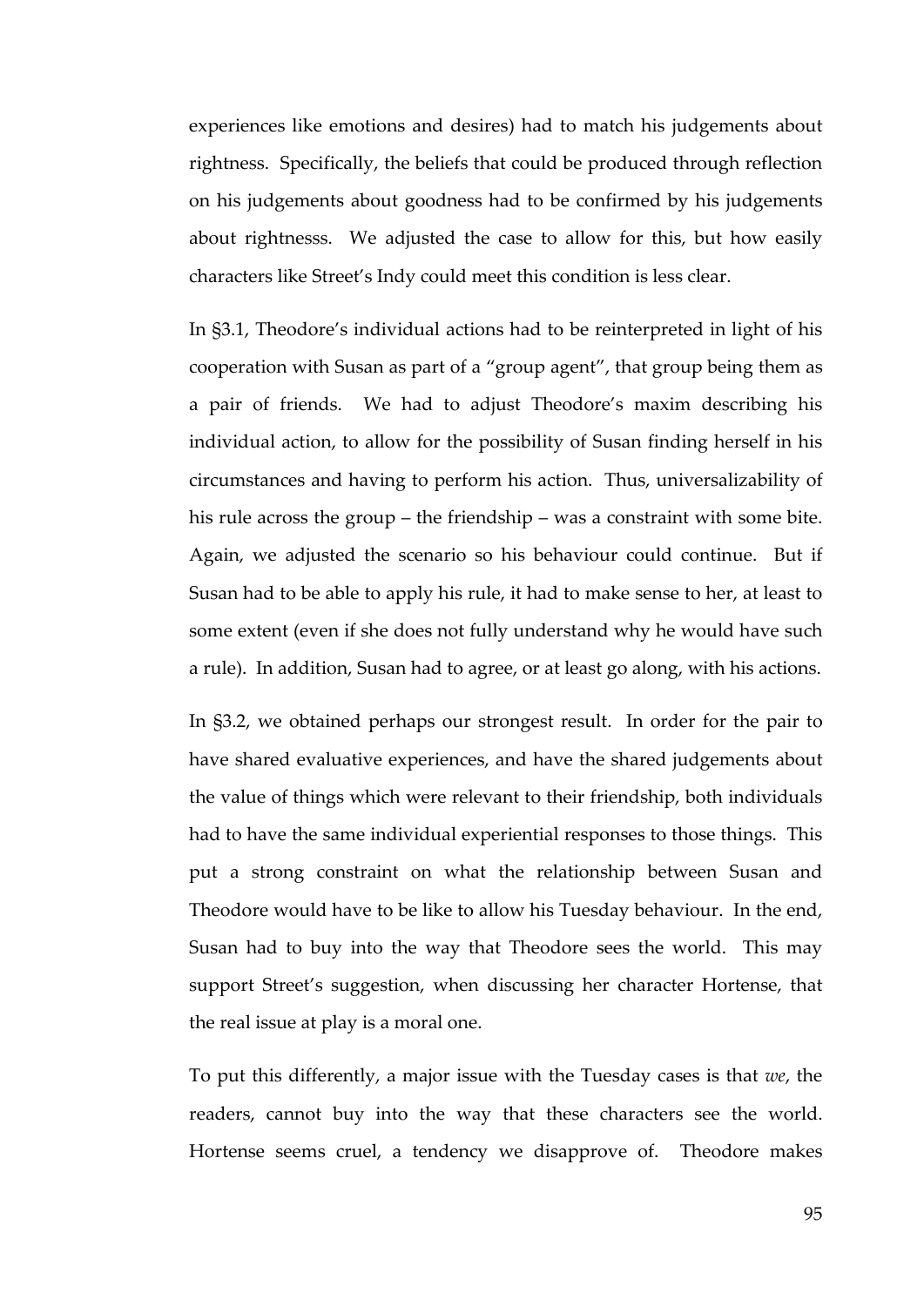experiences like emotions and desires) had to match his judgements about rightness. Specifically, the beliefs that could be produced through reflection on his judgements about goodness had to be confirmed by his judgements about rightnesss. We adjusted the case to allow for this, but how easily characters like Street's Indy could meet this condition is less clear.

In §3.1, Theodore's individual actions had to be reinterpreted in light of his cooperation with Susan as part of a "group agent", that group being them as a pair of friends. We had to adjust Theodore's maxim describing his individual action, to allow for the possibility of Susan finding herself in his circumstances and having to perform his action. Thus, universalizability of his rule across the group – the friendship – was a constraint with some bite. Again, we adjusted the scenario so his behaviour could continue. But if Susan had to be able to apply his rule, it had to make sense to her, at least to some extent (even if she does not fully understand why he would have such a rule). In addition, Susan had to agree, or at least go along, with his actions.

In §3.2, we obtained perhaps our strongest result. In order for the pair to have shared evaluative experiences, and have the shared judgements about the value of things which were relevant to their friendship, both individuals had to have the same individual experiential responses to those things. This put a strong constraint on what the relationship between Susan and Theodore would have to be like to allow his Tuesday behaviour. In the end, Susan had to buy into the way that Theodore sees the world. This may support Street's suggestion, when discussing her character Hortense, that the real issue at play is a moral one.

To put this differently, a major issue with the Tuesday cases is that *we*, the readers, cannot buy into the way that these characters see the world. Hortense seems cruel, a tendency we disapprove of. Theodore makes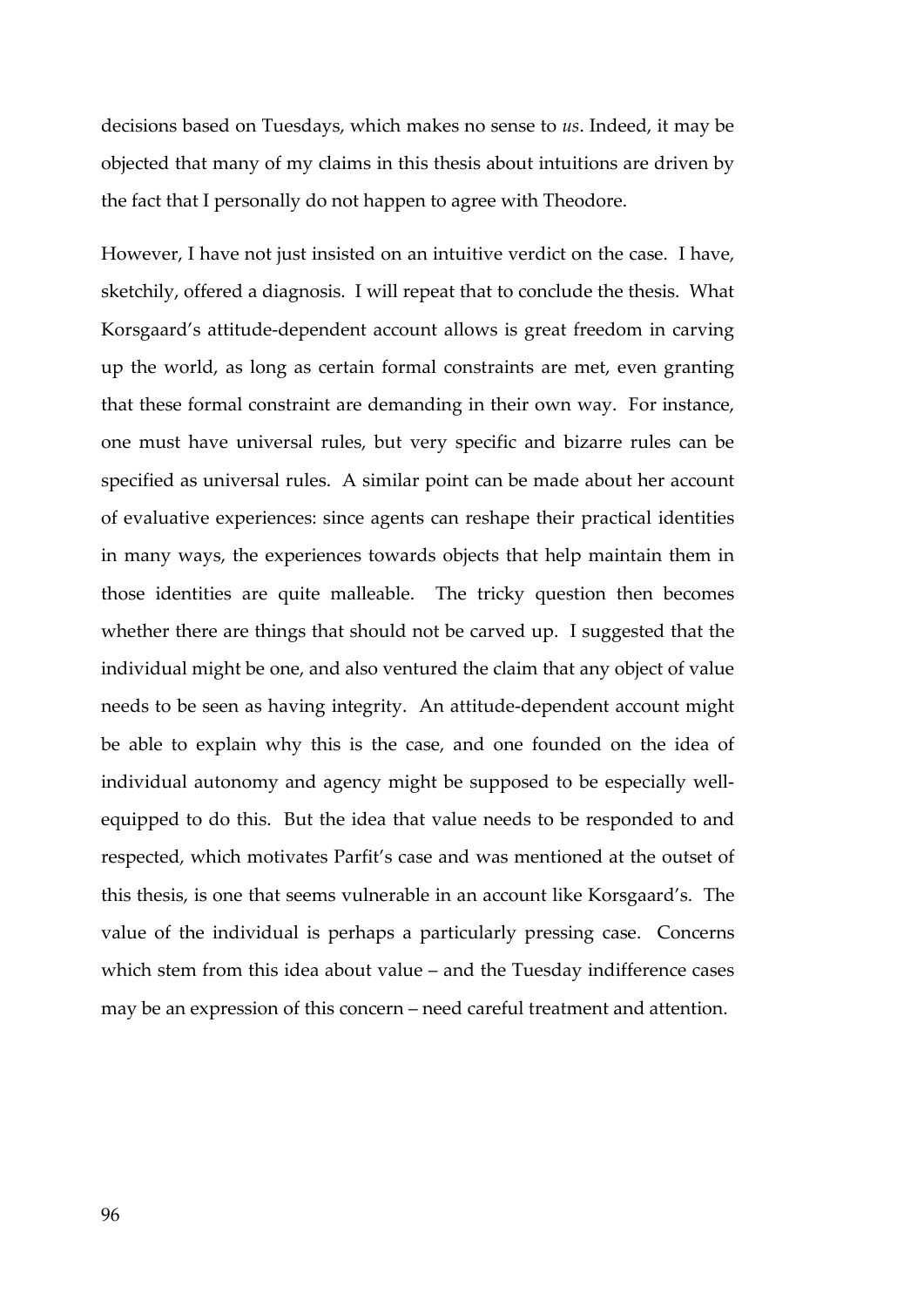decisions based on Tuesdays, which makes no sense to *us*. Indeed, it may be objected that many of my claims in this thesis about intuitions are driven by the fact that I personally do not happen to agree with Theodore.

However, I have not just insisted on an intuitive verdict on the case. I have, sketchily, offered a diagnosis. I will repeat that to conclude the thesis. What Korsgaard's attitude-dependent account allows is great freedom in carving up the world, as long as certain formal constraints are met, even granting that these formal constraint are demanding in their own way. For instance, one must have universal rules, but very specific and bizarre rules can be specified as universal rules. A similar point can be made about her account of evaluative experiences: since agents can reshape their practical identities in many ways, the experiences towards objects that help maintain them in those identities are quite malleable. The tricky question then becomes whether there are things that should not be carved up. I suggested that the individual might be one, and also ventured the claim that any object of value needs to be seen as having integrity. An attitude-dependent account might be able to explain why this is the case, and one founded on the idea of individual autonomy and agency might be supposed to be especially well-equipped to do this. But the idea that value needs to be responded to and respected, which motivates Parfit's case and was mentioned at the outset of this thesis, is one that seems vulnerable in an account like Korsgaard's. The value of the individual is perhaps a particularly pressing case. Concerns which stem from this idea about value – and the Tuesday indifference cases may be an expression of this concern – need careful treatment and attention.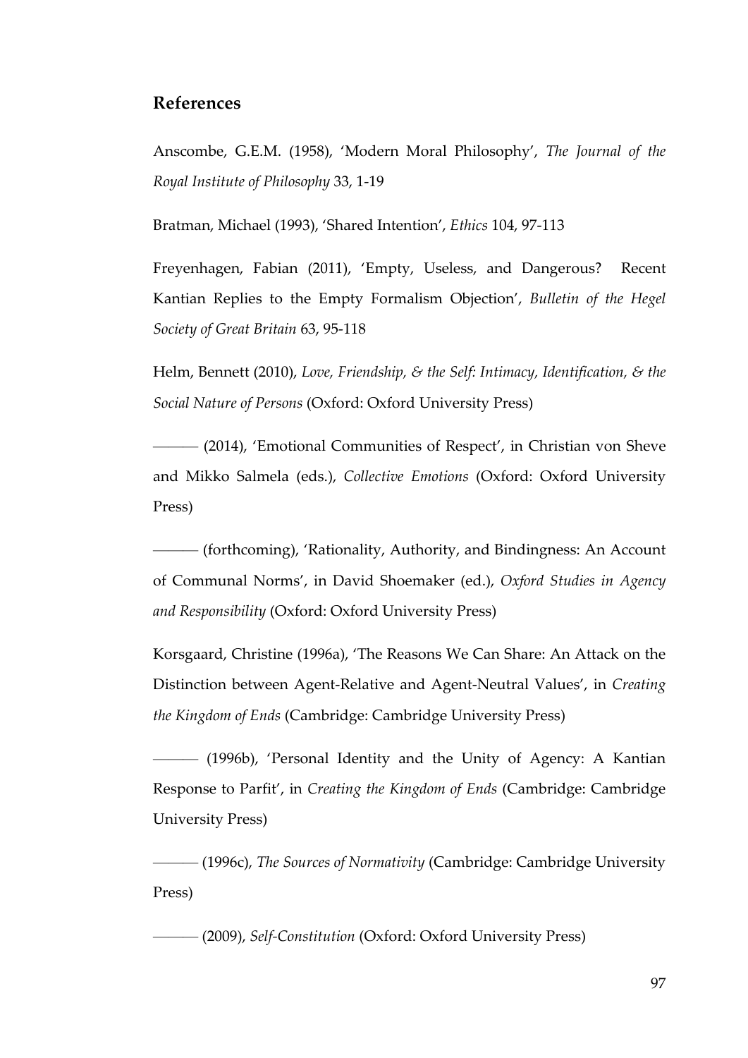## References

Anscombe, G.E.M. (1958), 'Modern Moral Philosophy', *The Journal of the Royal Institute of Philosophy* 33, 1-19

Bratman, Michael (1993), 'Shared Intention', *Ethics* 104, 97-113

Freyenhagen, Fabian (2011), 'Empty, Useless, and Dangerous? Recent Kantian Replies to the Empty Formalism Objection', *Bulletin of the Hegel Society of Great Britain* 63, 95-118

Helm, Bennett (2010), *Love, Friendship, & the Self: Intimacy, Identification, & the Social Nature of Persons* (Oxford: Oxford University Press)

——— (2014), 'Emotional Communities of Respect', in Christian von Sheve and Mikko Salmela (eds.), *Collective Emotions* (Oxford: Oxford University Press)

——— (forthcoming), 'Rationality, Authority, and Bindingness: An Account of Communal Norms', in David Shoemaker (ed.), *Oxford Studies in Agency and Responsibility* (Oxford: Oxford University Press)

Korsgaard, Christine (1996a), 'The Reasons We Can Share: An Attack on the Distinction between Agent-Relative and Agent-Neutral Values', in *Creating the Kingdom of Ends* (Cambridge: Cambridge University Press)

——— (1996b), 'Personal Identity and the Unity of Agency: A Kantian Response to Parfit', in *Creating the Kingdom of Ends* (Cambridge: Cambridge University Press)

——— (1996c), *The Sources of Normativity* (Cambridge: Cambridge University Press)

——— (2009), *Self-Constitution* (Oxford: Oxford University Press)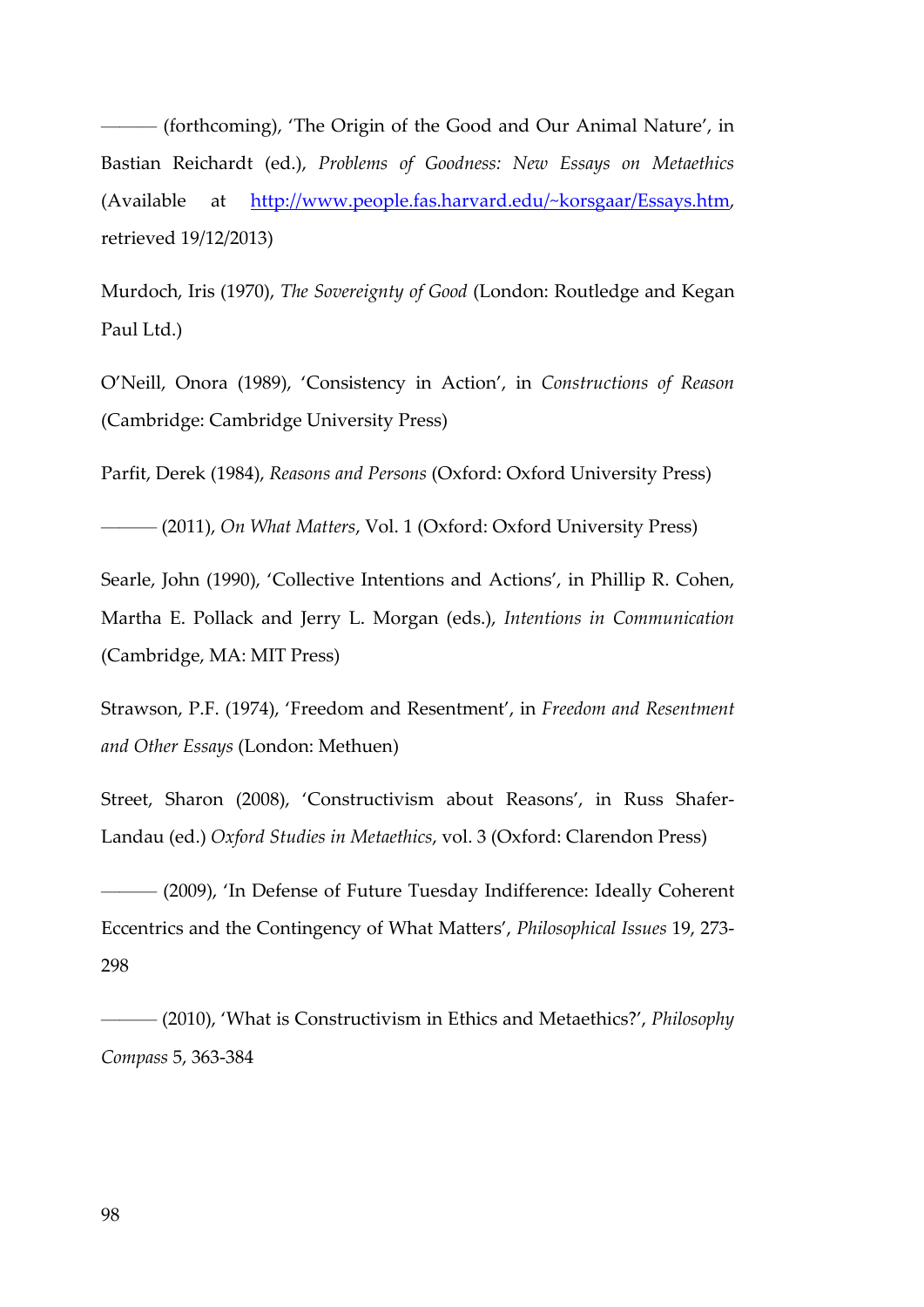——— (forthcoming), 'The Origin of the Good and Our Animal Nature', in Bastian Reichardt (ed.), *Problems of Goodness: New Essays on Metaethics* (Available at http://www.people.fas.harvard.edu/~korsgaar/Essays.htm, retrieved 19/12/2013)

Murdoch, Iris (1970), *The Sovereignty of Good* (London: Routledge and Kegan Paul Ltd.)

O'Neill, Onora (1989), 'Consistency in Action', in *Constructions of Reason* (Cambridge: Cambridge University Press)

Parfit, Derek (1984), *Reasons and Persons* (Oxford: Oxford University Press)

——— (2011), *On What Matters*, Vol. 1 (Oxford: Oxford University Press)

Searle, John (1990), 'Collective Intentions and Actions', in Phillip R. Cohen, Martha E. Pollack and Jerry L. Morgan (eds.), *Intentions in Communication* (Cambridge, MA: MIT Press)

Strawson, P.F. (1974), 'Freedom and Resentment', in *Freedom and Resentment and Other Essays* (London: Methuen)

Street, Sharon (2008), 'Constructivism about Reasons', in Russ Shafer-Landau (ed.) *Oxford Studies in Metaethics*, vol. 3 (Oxford: Clarendon Press)

——— (2009), 'In Defense of Future Tuesday Indifference: Ideally Coherent Eccentrics and the Contingency of What Matters', *Philosophical Issues* 19, 273-298

——— (2010), 'What is Constructivism in Ethics and Metaethics?', *Philosophy Compass* 5, 363-384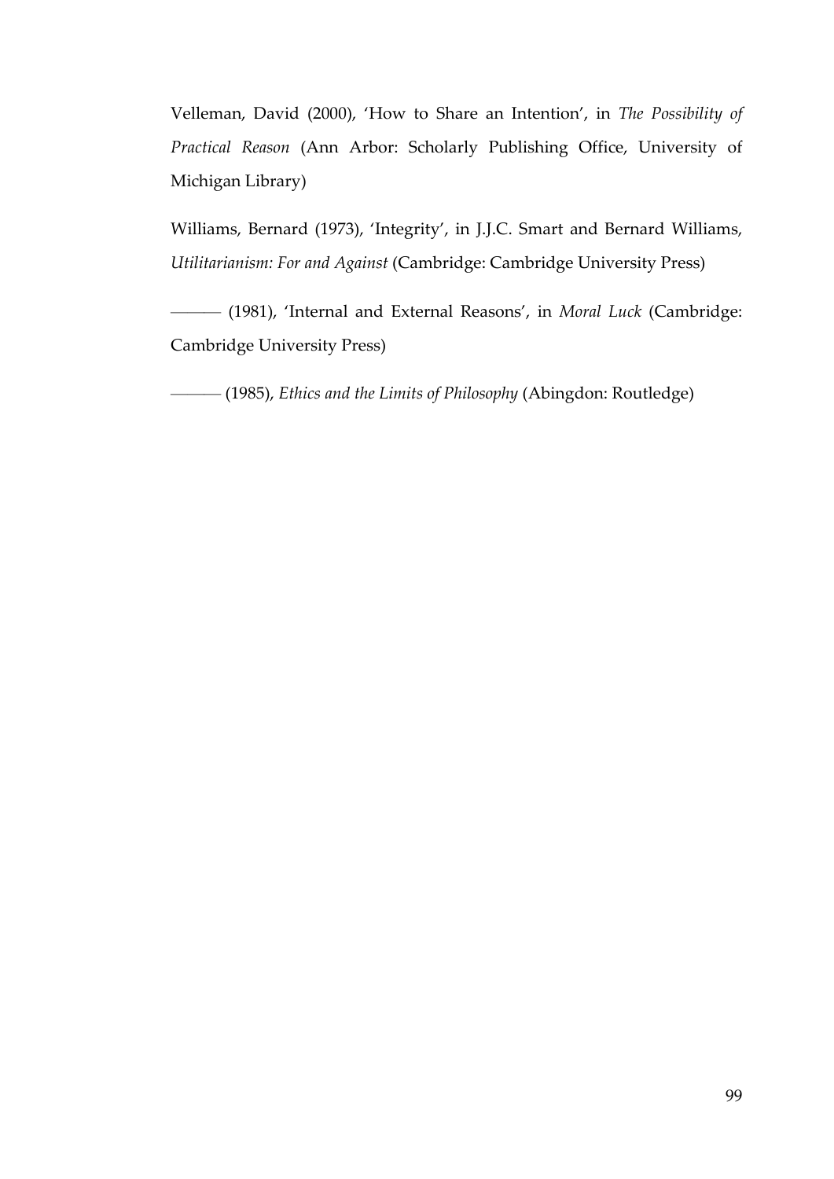Velleman, David (2000), 'How to Share an Intention', in *The Possibility of Practical Reason* (Ann Arbor: Scholarly Publishing Office, University of Michigan Library)

Williams, Bernard (1973), 'Integrity', in J.J.C. Smart and Bernard Williams, *Utilitarianism: For and Against* (Cambridge: Cambridge University Press)

——— (1981), 'Internal and External Reasons', in *Moral Luck* (Cambridge: Cambridge University Press)

——— (1985), *Ethics and the Limits of Philosophy* (Abingdon: Routledge)